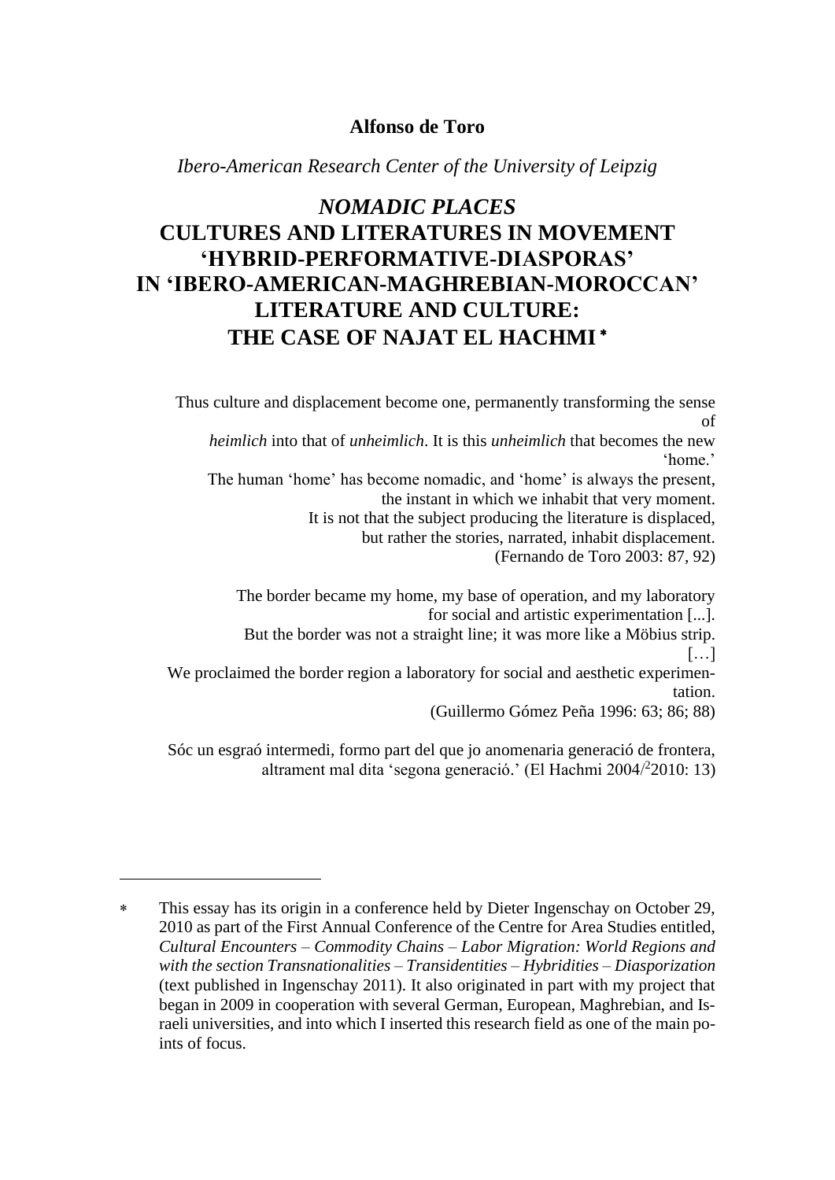**Alfonso de Toro**

*Ibero-American Research Center of the University of Leipzig*

# *NOMADIC PLACES* CULTURES AND LITERATURES IN MOVEMENT 'HYBRID-PERFORMATIVE-DIASPORAS' IN 'IBERO-AMERICAN-MAGHREBIAN-MOROCCAN' LITERATURE AND CULTURE: THE CASE OF NAJAT EL HACHMI *

> Thus culture and displacement become one, permanently transforming the sense of *heimlich* into that of *unheimlich*. It is this *unheimlich* that becomes the new 'home.'
> The human 'home' has become nomadic, and 'home' is always the present, the instant in which we inhabit that very moment.
> It is not that the subject producing the literature is displaced, but rather the stories, narrated, inhabit displacement.
> (Fernando de Toro 2003: 87, 92)

> The border became my home, my base of operation, and my laboratory for social and artistic experimentation [...].
> But the border was not a straight line; it was more like a Möbius strip. […]
> We proclaimed the border region a laboratory for social and aesthetic experimentation.
> (Guillermo Gómez Peña 1996: 63; 86; 88)

> Sóc un esgraó intermedi, formo part del que jo anomenaria generació de frontera, altrament mal dita 'segona generació.' (El Hachmi 2004/[2]2010: 13)

---

\* This essay has its origin in a conference held by Dieter Ingenschay on October 29, 2010 as part of the First Annual Conference of the Centre for Area Studies entitled, *Cultural Encounters – Commodity Chains – Labor Migration: World Regions and with the section Transnationalities – Transidentities – Hybridities – Diasporization* (text published in Ingenschay 2011). It also originated in part with my project that began in 2009 in cooperation with several German, European, Maghrebian, and Israeli universities, and into which I inserted this research field as one of the main points of focus.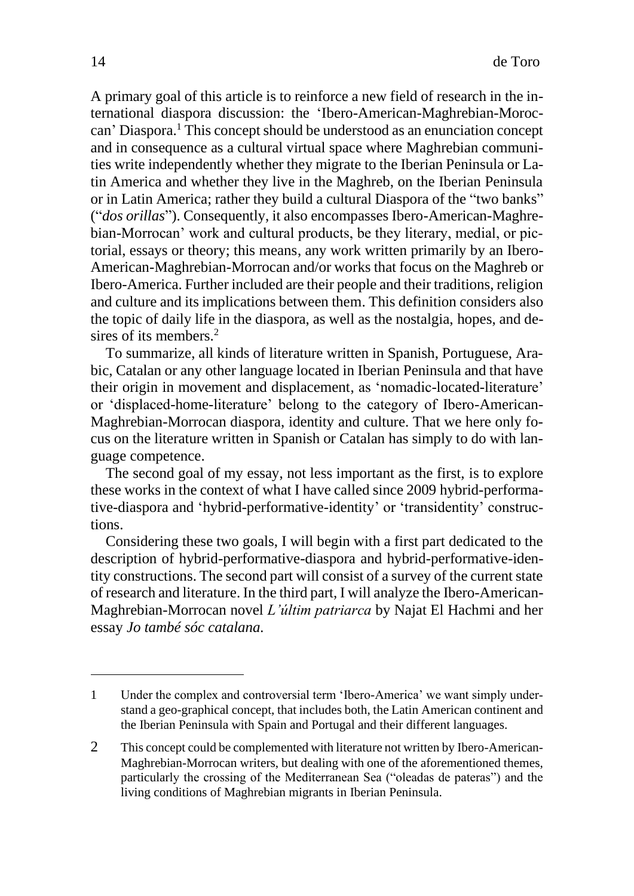A primary goal of this article is to reinforce a new field of research in the international diaspora discussion: the 'Ibero-American-Maghrebian-Moroccan' Diaspora.[1] This concept should be understood as an enunciation concept and in consequence as a cultural virtual space where Maghrebian communities write independently whether they migrate to the Iberian Peninsula or Latin America and whether they live in the Maghreb, on the Iberian Peninsula or in Latin America; rather they build a cultural Diaspora of the "two banks" ("*dos orillas*"). Consequently, it also encompasses Ibero-American-Maghrebian-Morrocan' work and cultural products, be they literary, medial, or pictorial, essays or theory; this means, any work written primarily by an Ibero-American-Maghrebian-Morrocan and/or works that focus on the Maghreb or Ibero-America. Further included are their people and their traditions, religion and culture and its implications between them. This definition considers also the topic of daily life in the diaspora, as well as the nostalgia, hopes, and desires of its members.[2]

To summarize, all kinds of literature written in Spanish, Portuguese, Arabic, Catalan or any other language located in Iberian Peninsula and that have their origin in movement and displacement, as 'nomadic-located-literature' or 'displaced-home-literature' belong to the category of Ibero-American-Maghrebian-Morrocan diaspora, identity and culture. That we here only focus on the literature written in Spanish or Catalan has simply to do with language competence.

The second goal of my essay, not less important as the first, is to explore these works in the context of what I have called since 2009 hybrid-performative-diaspora and 'hybrid-performative-identity' or 'transidentity' constructions.

Considering these two goals, I will begin with a first part dedicated to the description of hybrid-performative-diaspora and hybrid-performative-identity constructions. The second part will consist of a survey of the current state of research and literature. In the third part, I will analyze the Ibero-American-Maghrebian-Morrocan novel *L'últim patriarca* by Najat El Hachmi and her essay *Jo també sóc catalana.*

---

1 Under the complex and controversial term 'Ibero-America' we want simply understand a geo-graphical concept, that includes both, the Latin American continent and the Iberian Peninsula with Spain and Portugal and their different languages.

2 This concept could be complemented with literature not written by Ibero-American-Maghrebian-Morrocan writers, but dealing with one of the aforementioned themes, particularly the crossing of the Mediterranean Sea ("oleadas de pateras") and the living conditions of Maghrebian migrants in Iberian Peninsula.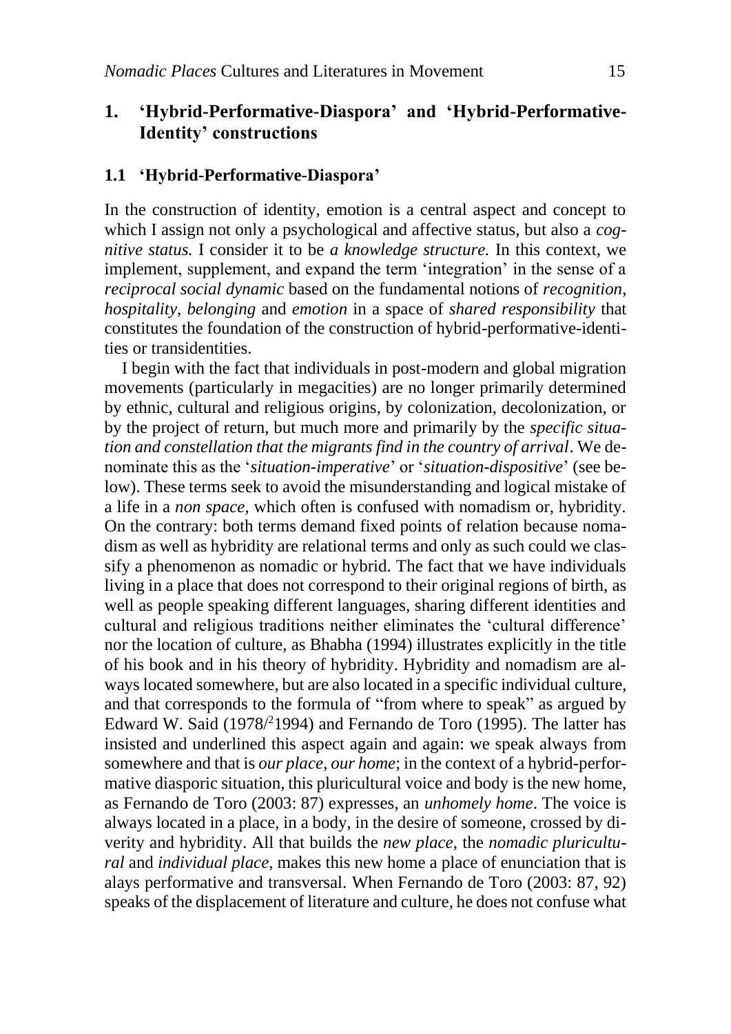# 1. 'Hybrid-Performative-Diaspora' and 'Hybrid-Performative-Identity' constructions

## 1.1 'Hybrid-Performative-Diaspora'

In the construction of identity, emotion is a central aspect and concept to which I assign not only a psychological and affective status, but also a *cognitive status.* I consider it to be *a knowledge structure.* In this context, we implement, supplement, and expand the term 'integration' in the sense of a *reciprocal social dynamic* based on the fundamental notions of *recognition*, *hospitality*, *belonging* and *emotion* in a space of *shared responsibility* that constitutes the foundation of the construction of hybrid-performative-identities or transidentities.

I begin with the fact that individuals in post-modern and global migration movements (particularly in megacities) are no longer primarily determined by ethnic, cultural and religious origins, by colonization, decolonization, or by the project of return, but much more and primarily by the *specific situation and constellation that the migrants find in the country of arrival*. We denominate this as the '*situation-imperative*' or '*situation-dispositive*' (see below). These terms seek to avoid the misunderstanding and logical mistake of a life in a *non space*, which often is confused with nomadism or, hybridity. On the contrary: both terms demand fixed points of relation because nomadism as well as hybridity are relational terms and only as such could we classify a phenomenon as nomadic or hybrid. The fact that we have individuals living in a place that does not correspond to their original regions of birth, as well as people speaking different languages, sharing different identities and cultural and religious traditions neither eliminates the 'cultural difference' nor the location of culture, as Bhabha (1994) illustrates explicitly in the title of his book and in his theory of hybridity. Hybridity and nomadism are always located somewhere, but are also located in a specific individual culture, and that corresponds to the formula of "from where to speak" as argued by Edward W. Said (1978/[2]1994) and Fernando de Toro (1995). The latter has insisted and underlined this aspect again and again: we speak always from somewhere and that is *our place*, *our home*; in the context of a hybrid-performative diasporic situation, this pluricultural voice and body is the new home, as Fernando de Toro (2003: 87) expresses, an *unhomely home*. The voice is always located in a place, in a body, in the desire of someone, crossed by diverity and hybridity. All that builds the *new place*, the *nomadic pluricultural* and *individual place*, makes this new home a place of enunciation that is alays performative and transversal. When Fernando de Toro (2003: 87, 92) speaks of the displacement of literature and culture, he does not confuse what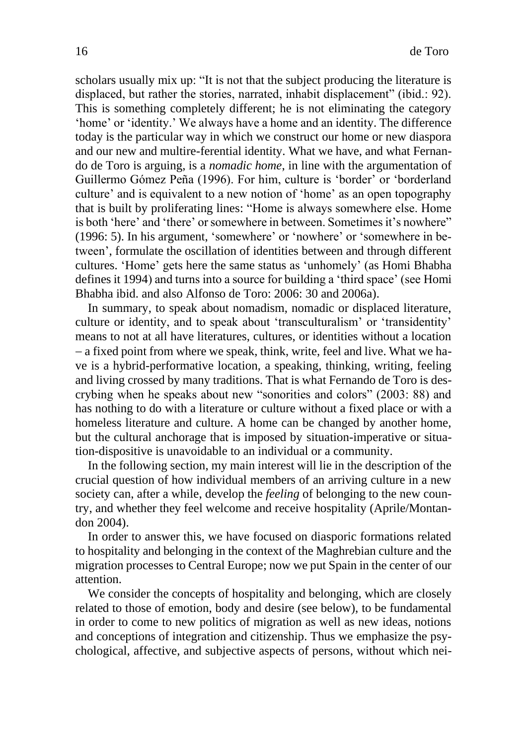scholars usually mix up: "It is not that the subject producing the literature is displaced, but rather the stories, narrated, inhabit displacement" (ibid.: 92). This is something completely different; he is not eliminating the category 'home' or 'identity.' We always have a home and an identity. The difference today is the particular way in which we construct our home or new diaspora and our new and multire-ferential identity. What we have, and what Fernando de Toro is arguing, is a *nomadic home*, in line with the argumentation of Guillermo Gómez Peña (1996). For him, culture is 'border' or 'borderland culture' and is equivalent to a new notion of 'home' as an open topography that is built by proliferating lines: "Home is always somewhere else. Home is both 'here' and 'there' or somewhere in between. Sometimes it's nowhere" (1996: 5). In his argument, 'somewhere' or 'nowhere' or 'somewhere in between', formulate the oscillation of identities between and through different cultures. 'Home' gets here the same status as 'unhomely' (as Homi Bhabha defines it 1994) and turns into a source for building a 'third space' (see Homi Bhabha ibid. and also Alfonso de Toro: 2006: 30 and 2006a).

In summary, to speak about nomadism, nomadic or displaced literature, culture or identity, and to speak about 'transculturalism' or 'transidentity' means to not at all have literatures, cultures, or identities without a location – a fixed point from where we speak, think, write, feel and live. What we have is a hybrid-performative location, a speaking, thinking, writing, feeling and living crossed by many traditions. That is what Fernando de Toro is descrybing when he speaks about new "sonorities and colors" (2003: 88) and has nothing to do with a literature or culture without a fixed place or with a homeless literature and culture. A home can be changed by another home, but the cultural anchorage that is imposed by situation-imperative or situation-dispositive is unavoidable to an individual or a community.

In the following section, my main interest will lie in the description of the crucial question of how individual members of an arriving culture in a new society can, after a while, develop the *feeling* of belonging to the new country, and whether they feel welcome and receive hospitality (Aprile/Montandon 2004).

In order to answer this, we have focused on diasporic formations related to hospitality and belonging in the context of the Maghrebian culture and the migration processes to Central Europe; now we put Spain in the center of our attention.

We consider the concepts of hospitality and belonging, which are closely related to those of emotion, body and desire (see below), to be fundamental in order to come to new politics of migration as well as new ideas, notions and conceptions of integration and citizenship. Thus we emphasize the psychological, affective, and subjective aspects of persons, without which nei-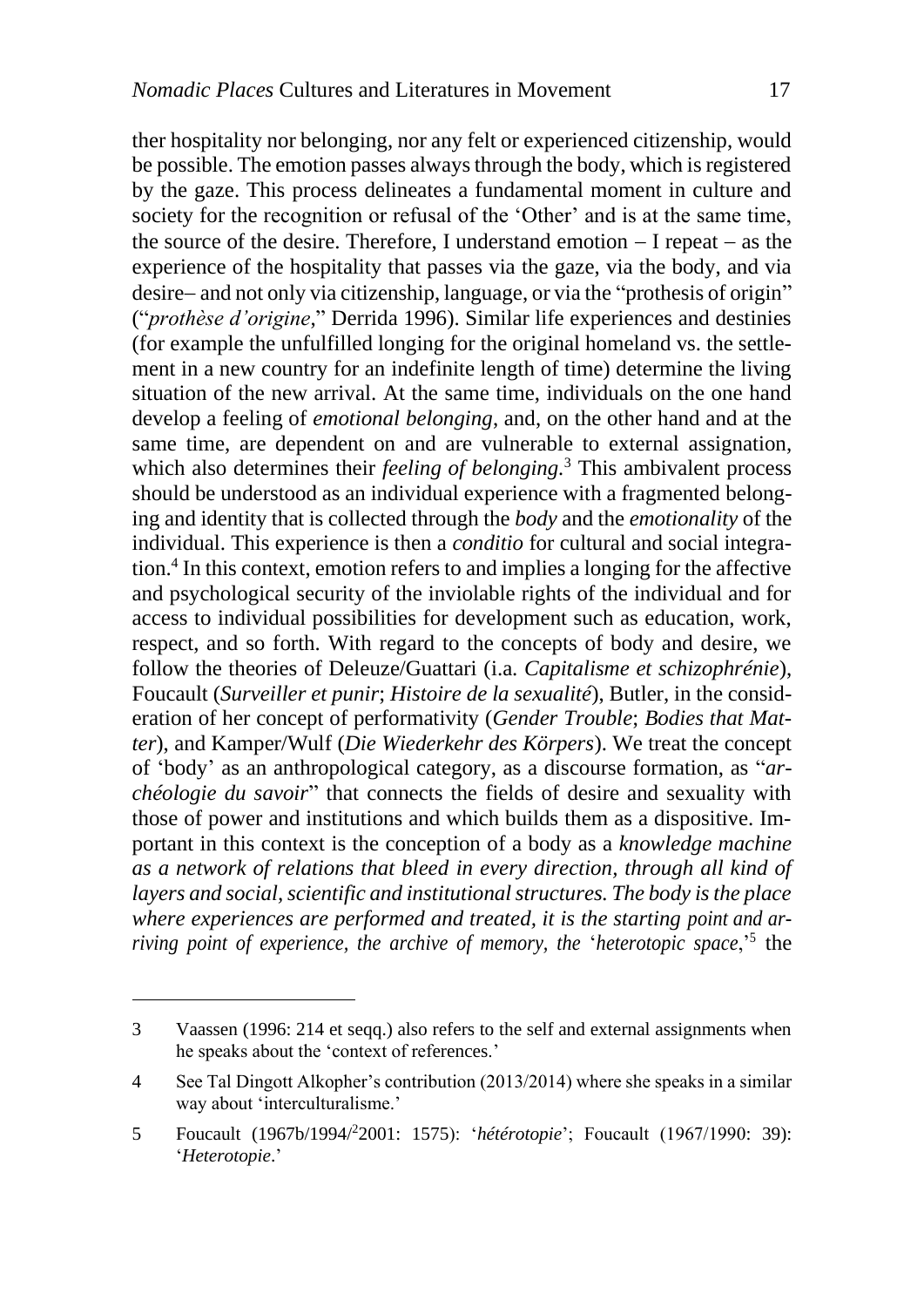ther hospitality nor belonging, nor any felt or experienced citizenship, would be possible. The emotion passes always through the body, which is registered by the gaze. This process delineates a fundamental moment in culture and society for the recognition or refusal of the 'Other' and is at the same time, the source of the desire. Therefore, I understand emotion – I repeat – as the experience of the hospitality that passes via the gaze, via the body, and via desire– and not only via citizenship, language, or via the "prothesis of origin" ("*prothèse d'origine*," Derrida 1996). Similar life experiences and destinies (for example the unfulfilled longing for the original homeland vs. the settlement in a new country for an indefinite length of time) determine the living situation of the new arrival. At the same time, individuals on the one hand develop a feeling of *emotional belonging*, and, on the other hand and at the same time, are dependent on and are vulnerable to external assignation, which also determines their *feeling of belonging*.[3] This ambivalent process should be understood as an individual experience with a fragmented belonging and identity that is collected through the *body* and the *emotionality* of the individual. This experience is then a *conditio* for cultural and social integration.[4] In this context, emotion refers to and implies a longing for the affective and psychological security of the inviolable rights of the individual and for access to individual possibilities for development such as education, work, respect, and so forth. With regard to the concepts of body and desire, we follow the theories of Deleuze/Guattari (i.a. *Capitalisme et schizophrénie*), Foucault (*Surveiller et punir*; *Histoire de la sexualité*), Butler, in the consideration of her concept of performativity (*Gender Trouble*; *Bodies that Matter*), and Kamper/Wulf (*Die Wiederkehr des Körpers*). We treat the concept of 'body' as an anthropological category, as a discourse formation, as "*archéologie du savoir*" that connects the fields of desire and sexuality with those of power and institutions and which builds them as a dispositive. Important in this context is the conception of a body as a *knowledge machine as a network of relations that bleed in every direction, through all kind of layers and social, scientific and institutional structures. The body is the place where experiences are performed and treated, it is the starting point and arriving point of experience, the archive of memory, the* '*heterotopic space*,'[5] the

---

3 Vaassen (1996: 214 et seqq.) also refers to the self and external assignments when he speaks about the 'context of references.'

4 See Tal Dingott Alkopher's contribution (2013/2014) where she speaks in a similar way about 'interculturalisme.'

5 Foucault (1967b/1994/[2]2001: 1575): '*hétérotopie*'; Foucault (1967/1990: 39): '*Heterotopie*.'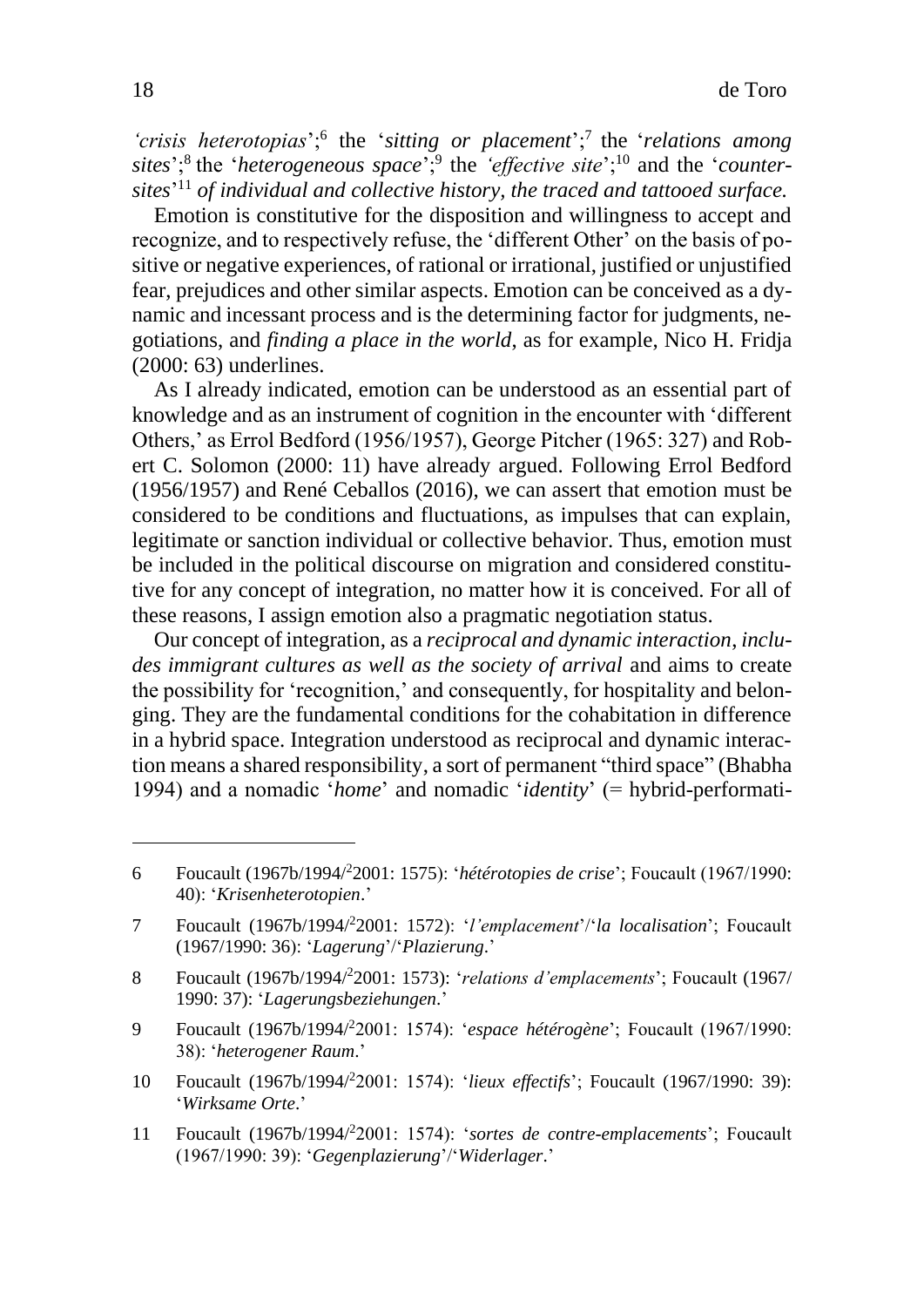*'crisis heterotopias'*;[6] the '*sitting or placement*';[7] the '*relations among sites*';[8] the '*heterogeneous space*';[9] the *'effective site'*;[10] and the '*counter-sites*'[11] *of individual and collective history, the traced and tattooed surface.*

Emotion is constitutive for the disposition and willingness to accept and recognize, and to respectively refuse, the 'different Other' on the basis of positive or negative experiences, of rational or irrational, justified or unjustified fear, prejudices and other similar aspects. Emotion can be conceived as a dynamic and incessant process and is the determining factor for judgments, negotiations, and *finding a place in the world*, as for example, Nico H. Fridja (2000: 63) underlines.

As I already indicated, emotion can be understood as an essential part of knowledge and as an instrument of cognition in the encounter with 'different Others,' as Errol Bedford (1956/1957), George Pitcher (1965: 327) and Robert C. Solomon (2000: 11) have already argued. Following Errol Bedford (1956/1957) and René Ceballos (2016), we can assert that emotion must be considered to be conditions and fluctuations, as impulses that can explain, legitimate or sanction individual or collective behavior. Thus, emotion must be included in the political discourse on migration and considered constitutive for any concept of integration, no matter how it is conceived. For all of these reasons, I assign emotion also a pragmatic negotiation status.

Our concept of integration, as a *reciprocal and dynamic interaction*, *includes immigrant cultures as well as the society of arrival* and aims to create the possibility for 'recognition,' and consequently, for hospitality and belonging. They are the fundamental conditions for the cohabitation in difference in a hybrid space. Integration understood as reciprocal and dynamic interaction means a shared responsibility, a sort of permanent "third space" (Bhabha 1994) and a nomadic '*home*' and nomadic '*identity*' (= hybrid-performati-

---

6 Foucault (1967b/1994/²2001: 1575): '*hétérotopies de crise*'; Foucault (1967/1990: 40): '*Krisenheterotopien*.'

7 Foucault (1967b/1994/²2001: 1572): '*l'emplacement*'/'*la localisation*'; Foucault (1967/1990: 36): '*Lagerung*'/'*Plazierung*.'

8 Foucault (1967b/1994/²2001: 1573): '*relations d'emplacements*'; Foucault (1967/1990: 37): '*Lagerungsbeziehungen*.'

9 Foucault (1967b/1994/²2001: 1574): '*espace hétérogène*'; Foucault (1967/1990: 38): '*heterogener Raum*.'

10 Foucault (1967b/1994/²2001: 1574): '*lieux effectifs*'; Foucault (1967/1990: 39): '*Wirksame Orte*.'

11 Foucault (1967b/1994/²2001: 1574): '*sortes de contre-emplacements*'; Foucault (1967/1990: 39): '*Gegenplazierung*'/'*Widerlager*.'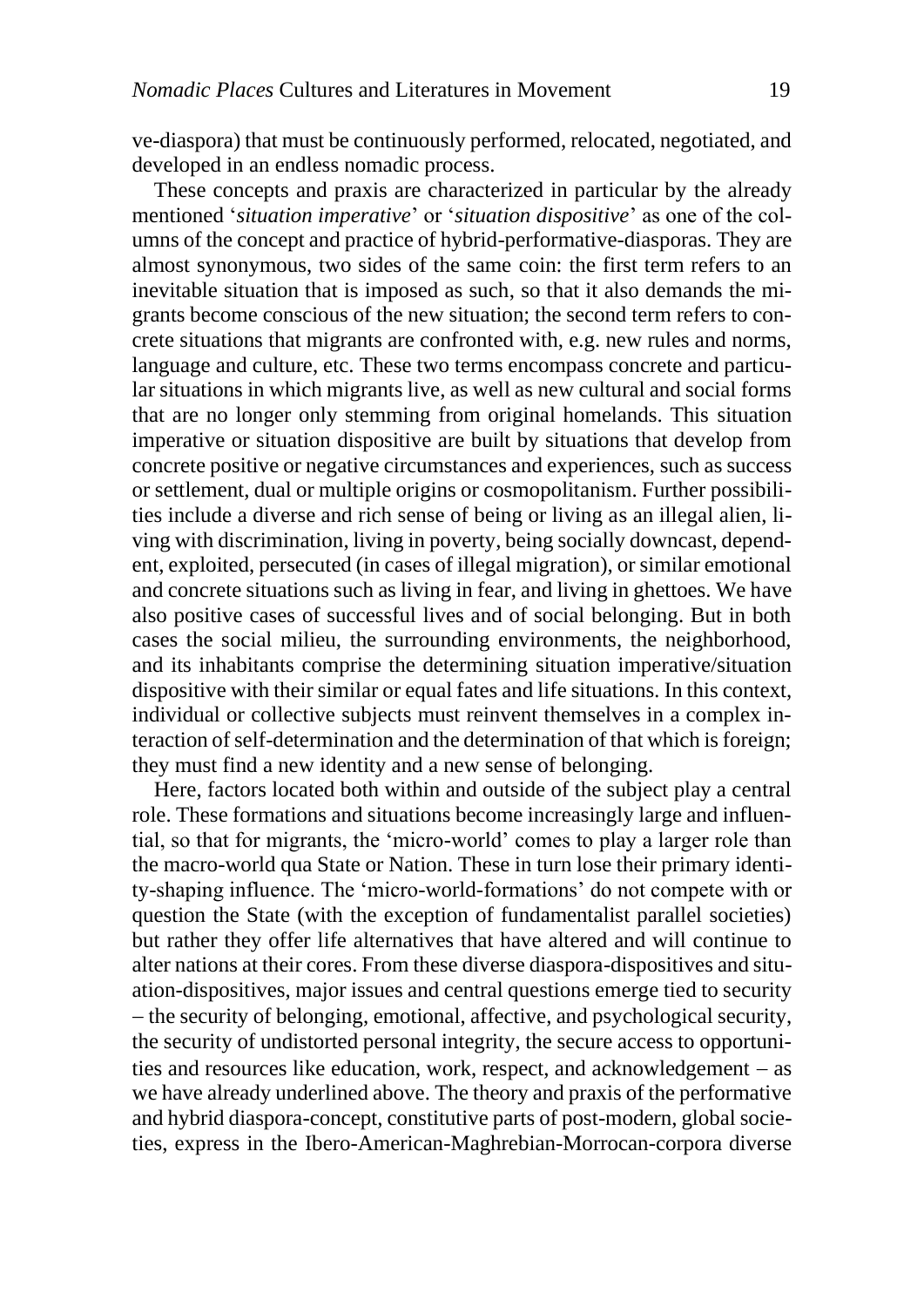ve-diaspora) that must be continuously performed, relocated, negotiated, and developed in an endless nomadic process.

These concepts and praxis are characterized in particular by the already mentioned '*situation imperative*' or '*situation dispositive*' as one of the columns of the concept and practice of hybrid-performative-diasporas. They are almost synonymous, two sides of the same coin: the first term refers to an inevitable situation that is imposed as such, so that it also demands the migrants become conscious of the new situation; the second term refers to concrete situations that migrants are confronted with, e.g. new rules and norms, language and culture, etc. These two terms encompass concrete and particular situations in which migrants live, as well as new cultural and social forms that are no longer only stemming from original homelands. This situation imperative or situation dispositive are built by situations that develop from concrete positive or negative circumstances and experiences, such as success or settlement, dual or multiple origins or cosmopolitanism. Further possibilities include a diverse and rich sense of being or living as an illegal alien, living with discrimination, living in poverty, being socially downcast, dependent, exploited, persecuted (in cases of illegal migration), or similar emotional and concrete situations such as living in fear, and living in ghettoes. We have also positive cases of successful lives and of social belonging. But in both cases the social milieu, the surrounding environments, the neighborhood, and its inhabitants comprise the determining situation imperative/situation dispositive with their similar or equal fates and life situations. In this context, individual or collective subjects must reinvent themselves in a complex interaction of self-determination and the determination of that which is foreign; they must find a new identity and a new sense of belonging.

Here, factors located both within and outside of the subject play a central role. These formations and situations become increasingly large and influential, so that for migrants, the 'micro-world' comes to play a larger role than the macro-world qua State or Nation. These in turn lose their primary identity-shaping influence. The 'micro-world-formations' do not compete with or question the State (with the exception of fundamentalist parallel societies) but rather they offer life alternatives that have altered and will continue to alter nations at their cores. From these diverse diaspora-dispositives and situation-dispositives, major issues and central questions emerge tied to security – the security of belonging, emotional, affective, and psychological security, the security of undistorted personal integrity, the secure access to opportunities and resources like education, work, respect, and acknowledgement – as we have already underlined above. The theory and praxis of the performative and hybrid diaspora-concept, constitutive parts of post-modern, global societies, express in the Ibero-American-Maghrebian-Morrocan-corpora diverse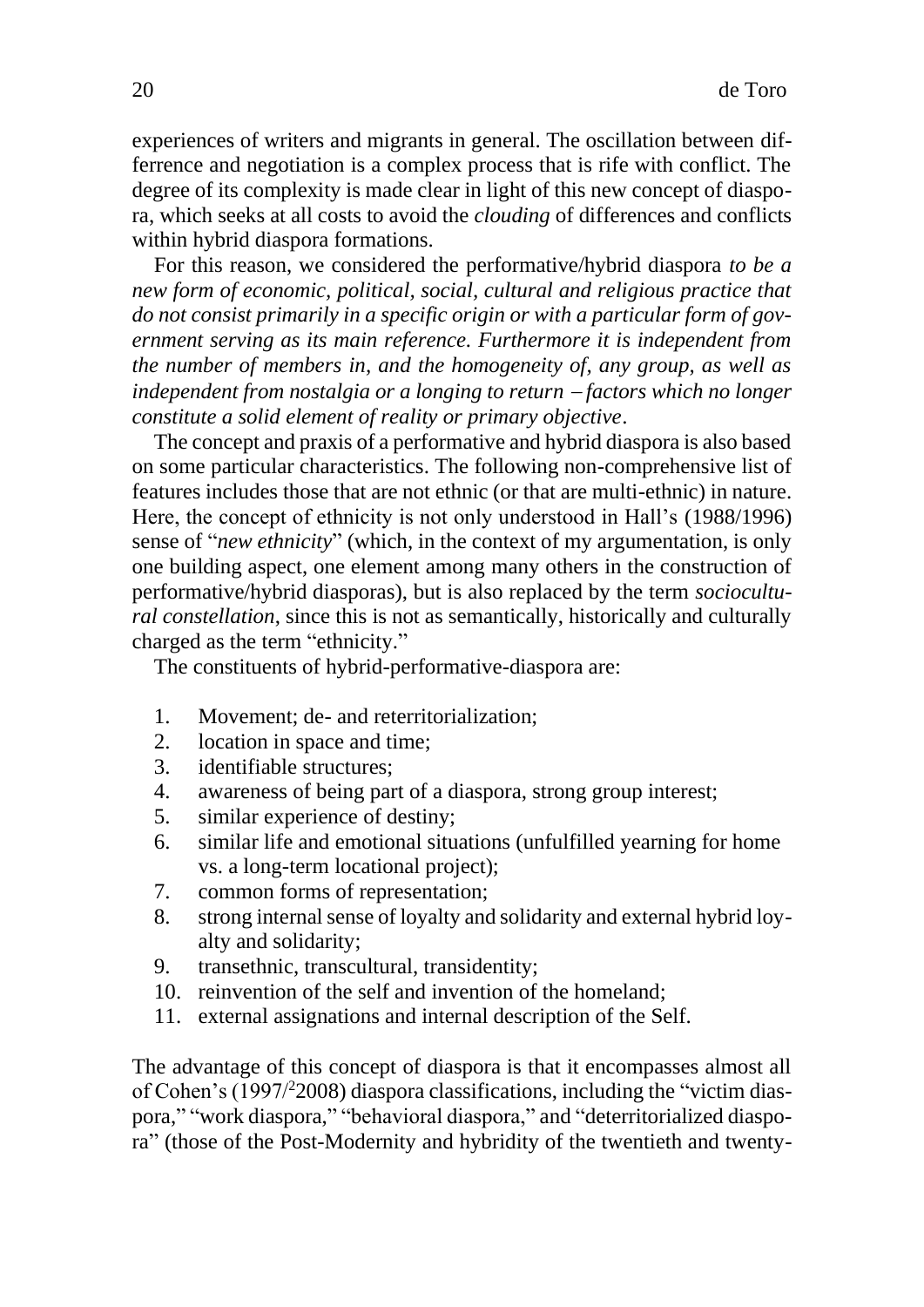experiences of writers and migrants in general. The oscillation between differrence and negotiation is a complex process that is rife with conflict. The degree of its complexity is made clear in light of this new concept of diaspora, which seeks at all costs to avoid the *clouding* of differences and conflicts within hybrid diaspora formations.

For this reason, we considered the performative/hybrid diaspora *to be a new form of economic, political, social, cultural and religious practice that do not consist primarily in a specific origin or with a particular form of government serving as its main reference. Furthermore it is independent from the number of members in, and the homogeneity of, any group, as well as independent from nostalgia or a longing to return – factors which no longer constitute a solid element of reality or primary objective*.

The concept and praxis of a performative and hybrid diaspora is also based on some particular characteristics. The following non-comprehensive list of features includes those that are not ethnic (or that are multi-ethnic) in nature. Here, the concept of ethnicity is not only understood in Hall's (1988/1996) sense of "*new ethnicity*" (which, in the context of my argumentation, is only one building aspect, one element among many others in the construction of performative/hybrid diasporas), but is also replaced by the term *sociocultural constellation*, since this is not as semantically, historically and culturally charged as the term "ethnicity."

The constituents of hybrid-performative-diaspora are:

1. Movement; de- and reterritorialization;
2. location in space and time;
3. identifiable structures;
4. awareness of being part of a diaspora, strong group interest;
5. similar experience of destiny;
6. similar life and emotional situations (unfulfilled yearning for home vs. a long-term locational project);
7. common forms of representation;
8. strong internal sense of loyalty and solidarity and external hybrid loyalty and solidarity;
9. transethnic, transcultural, transidentity;
10. reinvention of the self and invention of the homeland;
11. external assignations and internal description of the Self.

The advantage of this concept of diaspora is that it encompasses almost all of Cohen's (1997/²2008) diaspora classifications, including the "victim diaspora," "work diaspora," "behavioral diaspora," and "deterritorialized diaspora" (those of the Post-Modernity and hybridity of the twentieth and twenty-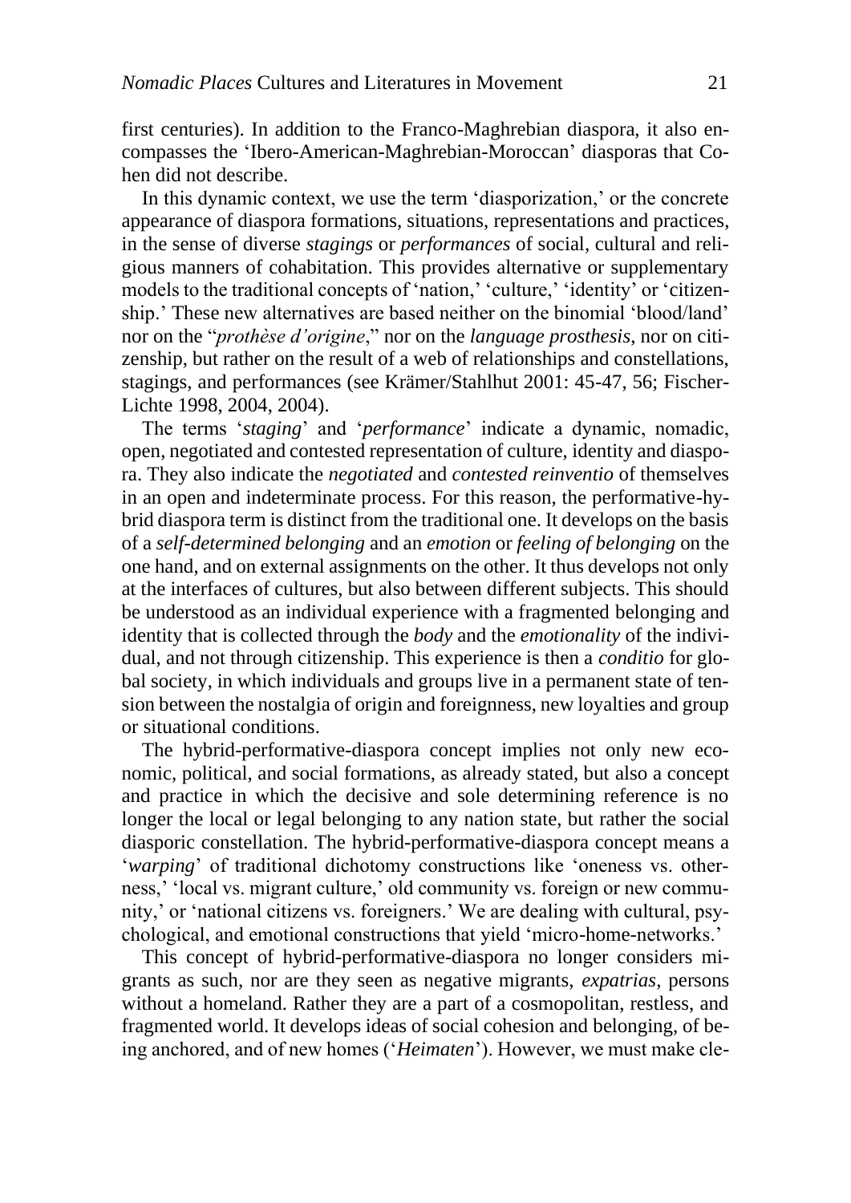first centuries). In addition to the Franco-Maghrebian diaspora, it also encompasses the 'Ibero-American-Maghrebian-Moroccan' diasporas that Cohen did not describe.

In this dynamic context, we use the term 'diasporization,' or the concrete appearance of diaspora formations, situations, representations and practices, in the sense of diverse *stagings* or *performances* of social, cultural and religious manners of cohabitation. This provides alternative or supplementary models to the traditional concepts of 'nation,' 'culture,' 'identity' or 'citizenship.' These new alternatives are based neither on the binomial 'blood/land' nor on the "*prothèse d'origine*," nor on the *language prosthesis*, nor on citizenship, but rather on the result of a web of relationships and constellations, stagings, and performances (see Krämer/Stahlhut 2001: 45-47, 56; Fischer-Lichte 1998, 2004, 2004).

The terms '*staging*' and '*performance*' indicate a dynamic, nomadic, open, negotiated and contested representation of culture, identity and diaspora. They also indicate the *negotiated* and *contested reinventio* of themselves in an open and indeterminate process. For this reason, the performative-hybrid diaspora term is distinct from the traditional one. It develops on the basis of a *self-determined belonging* and an *emotion* or *feeling of belonging* on the one hand, and on external assignments on the other. It thus develops not only at the interfaces of cultures, but also between different subjects. This should be understood as an individual experience with a fragmented belonging and identity that is collected through the *body* and the *emotionality* of the individual, and not through citizenship. This experience is then a *conditio* for global society, in which individuals and groups live in a permanent state of tension between the nostalgia of origin and foreignness, new loyalties and group or situational conditions.

The hybrid-performative-diaspora concept implies not only new economic, political, and social formations, as already stated, but also a concept and practice in which the decisive and sole determining reference is no longer the local or legal belonging to any nation state, but rather the social diasporic constellation. The hybrid-performative-diaspora concept means a '*warping*' of traditional dichotomy constructions like 'oneness vs. otherness,' 'local vs. migrant culture,' old community vs. foreign or new community,' or 'national citizens vs. foreigners.' We are dealing with cultural, psychological, and emotional constructions that yield 'micro-home-networks.'

This concept of hybrid-performative-diaspora no longer considers migrants as such, nor are they seen as negative migrants, *expatrias*, persons without a homeland. Rather they are a part of a cosmopolitan, restless, and fragmented world. It develops ideas of social cohesion and belonging, of being anchored, and of new homes ('*Heimaten*'). However, we must make cle-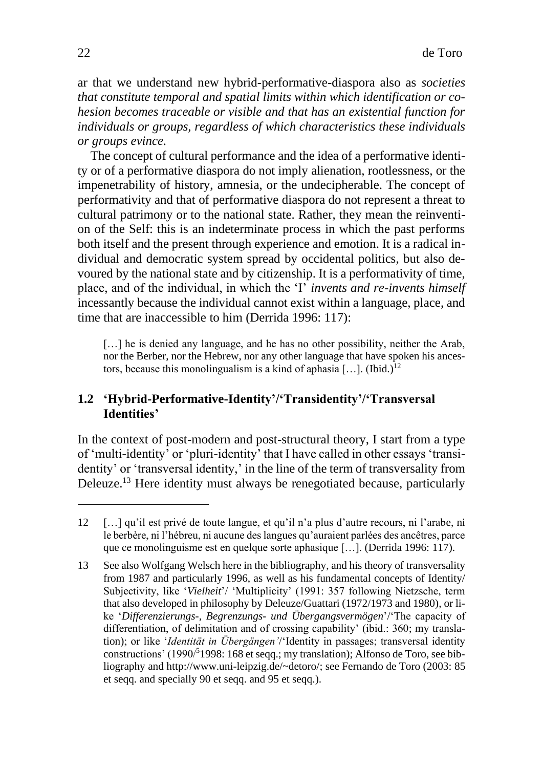ar that we understand new hybrid-performative-diaspora also as *societies that constitute temporal and spatial limits within which identification or cohesion becomes traceable or visible and that has an existential function for individuals or groups, regardless of which characteristics these individuals or groups evince.*

The concept of cultural performance and the idea of a performative identity or of a performative diaspora do not imply alienation, rootlessness, or the impenetrability of history, amnesia, or the undecipherable. The concept of performativity and that of performative diaspora do not represent a threat to cultural patrimony or to the national state. Rather, they mean the reinvention of the Self: this is an indeterminate process in which the past performs both itself and the present through experience and emotion. It is a radical individual and democratic system spread by occidental politics, but also devoured by the national state and by citizenship. It is a performativity of time, place, and of the individual, in which the 'I' *invents and re-invents himself* incessantly because the individual cannot exist within a language, place, and time that are inaccessible to him (Derrida 1996: 117):

> […] he is denied any language, and he has no other possibility, neither the Arab, nor the Berber, nor the Hebrew, nor any other language that have spoken his ancestors, because this monolingualism is a kind of aphasia […]. (Ibid.)[12]

## 1.2 'Hybrid-Performative-Identity'/'Transidentity'/'Transversal Identities'

In the context of post-modern and post-structural theory, I start from a type of 'multi-identity' or 'pluri-identity' that I have called in other essays 'transidentity' or 'transversal identity,' in the line of the term of transversality from Deleuze.[13] Here identity must always be renegotiated because, particularly

---

12 […] qu'il est privé de toute langue, et qu'il n'a plus d'autre recours, ni l'arabe, ni le berbère, ni l'hébreu, ni aucune des langues qu'auraient parlées des ancêtres, parce que ce monolinguisme est en quelque sorte aphasique […]. (Derrida 1996: 117).

13 See also Wolfgang Welsch here in the bibliography, and his theory of transversality from 1987 and particularly 1996, as well as his fundamental concepts of Identity/Subjectivity, like '*Vielheit*'/ 'Multiplicity' (1991: 357 following Nietzsche, term that also developed in philosophy by Deleuze/Guattari (1972/1973 and 1980), or like '*Differenzierungs-, Begrenzungs- und Übergangsvermögen*'/'The capacity of differentiation, of delimitation and of crossing capability' (ibid.: 360; my translation); or like '*Identität in Übergängen*'/'Identity in passages; transversal identity constructions' (1990/[5]1998: 168 et seqq.; my translation); Alfonso de Toro, see bibliography and http://www.uni-leipzig.de/~detoro/; see Fernando de Toro (2003: 85 et seqq. and specially 90 et seqq. and 95 et seqq.).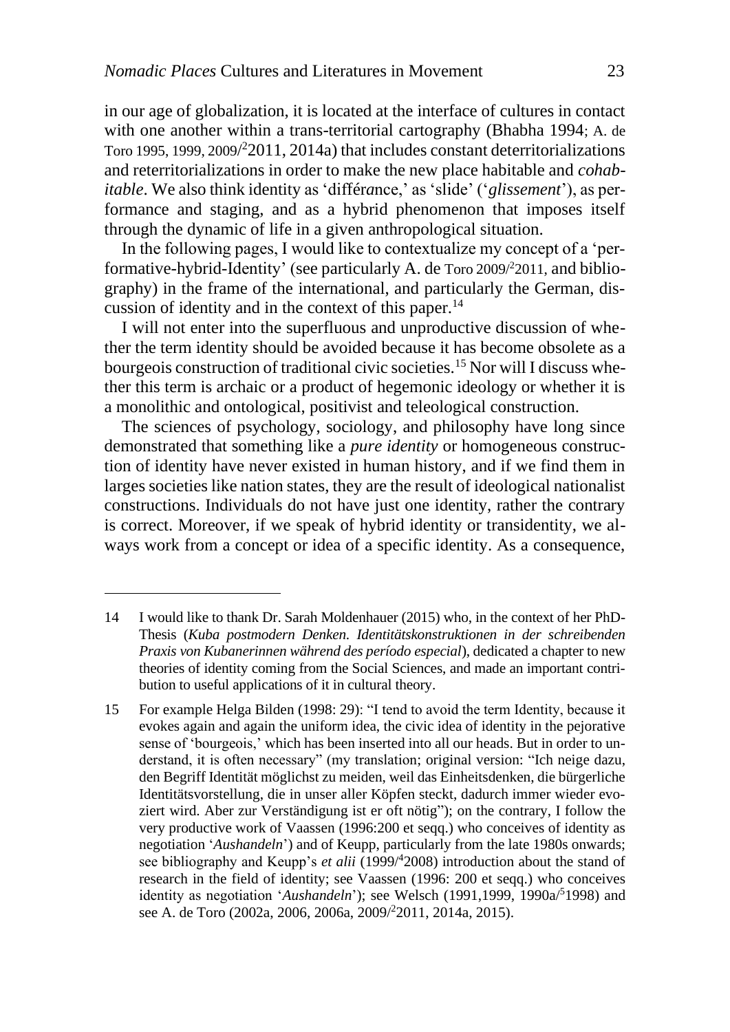in our age of globalization, it is located at the interface of cultures in contact with one another within a trans-territorial cartography (Bhabha 1994; A. de Toro 1995, 1999, 2009/²2011, 2014a) that includes constant deterritorializations and reterritorializations in order to make the new place habitable and *cohabitable*. We also think identity as 'différance,' as 'slide' ('*glissement*'), as performance and staging, and as a hybrid phenomenon that imposes itself through the dynamic of life in a given anthropological situation.

In the following pages, I would like to contextualize my concept of a 'performative-hybrid-Identity' (see particularly A. de Toro 2009/²2011, and bibliography) in the frame of the international, and particularly the German, discussion of identity and in the context of this paper.[14]

I will not enter into the superfluous and unproductive discussion of whether the term identity should be avoided because it has become obsolete as a bourgeois construction of traditional civic societies.[15] Nor will I discuss whether this term is archaic or a product of hegemonic ideology or whether it is a monolithic and ontological, positivist and teleological construction.

The sciences of psychology, sociology, and philosophy have long since demonstrated that something like a *pure identity* or homogeneous construction of identity have never existed in human history, and if we find them in larges societies like nation states, they are the result of ideological nationalist constructions. Individuals do not have just one identity, rather the contrary is correct. Moreover, if we speak of hybrid identity or transidentity, we always work from a concept or idea of a specific identity. As a consequence,

---

14 I would like to thank Dr. Sarah Moldenhauer (2015) who, in the context of her PhD-Thesis (*Kuba postmodern Denken. Identitätskonstruktionen in der schreibenden Praxis von Kubanerinnen während des período especial*), dedicated a chapter to new theories of identity coming from the Social Sciences, and made an important contribution to useful applications of it in cultural theory.

15 For example Helga Bilden (1998: 29): "I tend to avoid the term Identity, because it evokes again and again the uniform idea, the civic idea of identity in the pejorative sense of 'bourgeois,' which has been inserted into all our heads. But in order to understand, it is often necessary" (my translation; original version: "Ich neige dazu, den Begriff Identität möglichst zu meiden, weil das Einheitsdenken, die bürgerliche Identitätsvorstellung, die in unser aller Köpfen steckt, dadurch immer wieder evoziert wird. Aber zur Verständigung ist er oft nötig"); on the contrary, I follow the very productive work of Vaassen (1996:200 et seqq.) who conceives of identity as negotiation '*Aushandeln*') and of Keupp, particularly from the late 1980s onwards; see bibliography and Keupp's *et alii* (1999/⁴2008) introduction about the stand of research in the field of identity; see Vaassen (1996: 200 et seqq.) who conceives identity as negotiation '*Aushandeln*'); see Welsch (1991,1999, 1990a/⁵1998) and see A. de Toro (2002a, 2006, 2006a, 2009/²2011, 2014a, 2015).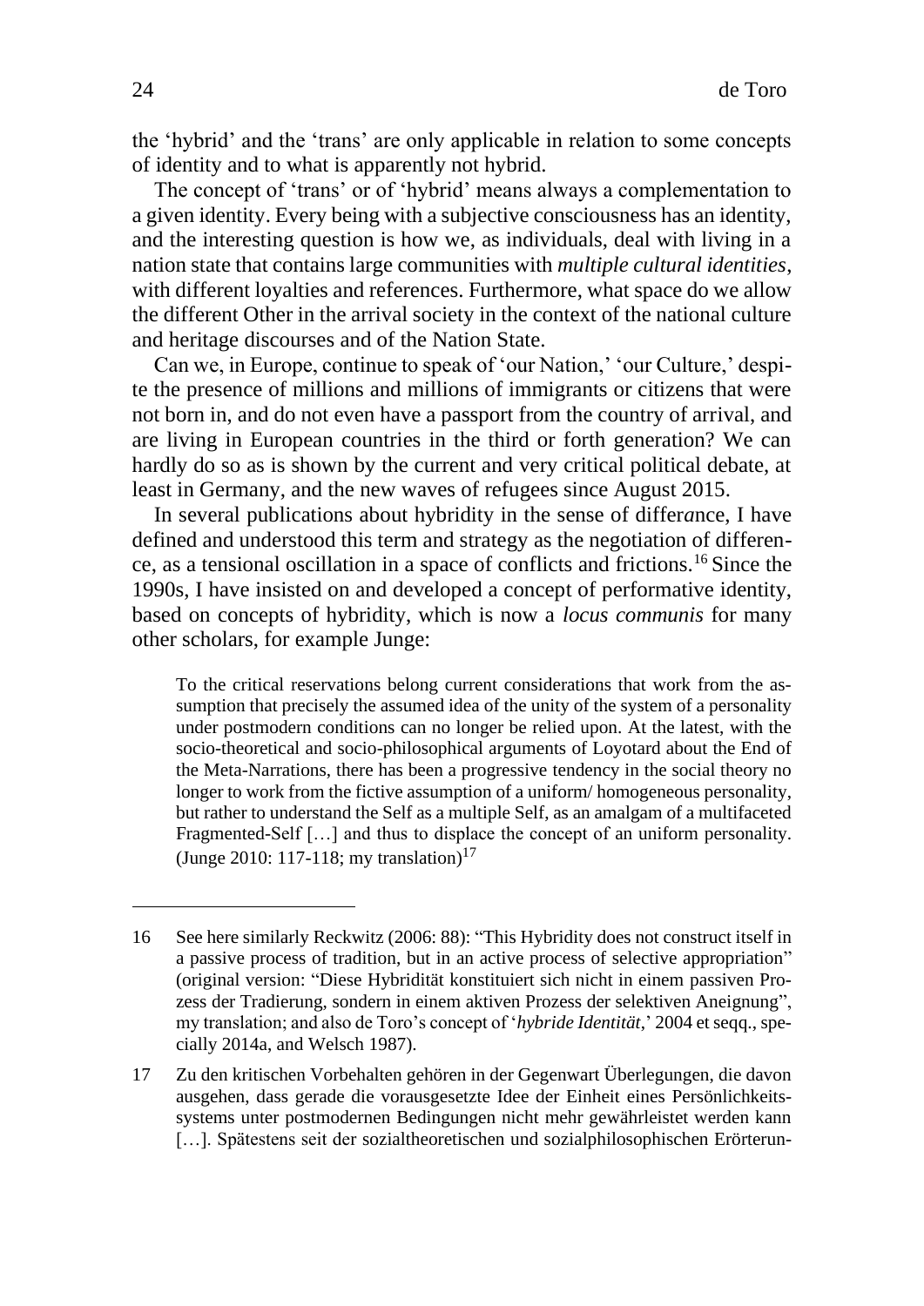the 'hybrid' and the 'trans' are only applicable in relation to some concepts of identity and to what is apparently not hybrid.

The concept of 'trans' or of 'hybrid' means always a complementation to a given identity. Every being with a subjective consciousness has an identity, and the interesting question is how we, as individuals, deal with living in a nation state that contains large communities with *multiple cultural identities*, with different loyalties and references. Furthermore, what space do we allow the different Other in the arrival society in the context of the national culture and heritage discourses and of the Nation State.

Can we, in Europe, continue to speak of 'our Nation,' 'our Culture,' despite the presence of millions and millions of immigrants or citizens that were not born in, and do not even have a passport from the country of arrival, and are living in European countries in the third or forth generation? We can hardly do so as is shown by the current and very critical political debate, at least in Germany, and the new waves of refugees since August 2015.

In several publications about hybridity in the sense of differ*a*nce, I have defined and understood this term and strategy as the negotiation of difference, as a tensional oscillation in a space of conflicts and frictions.[16] Since the 1990s, I have insisted on and developed a concept of performative identity, based on concepts of hybridity, which is now a *locus communis* for many other scholars, for example Junge:

> To the critical reservations belong current considerations that work from the assumption that precisely the assumed idea of the unity of the system of a personality under postmodern conditions can no longer be relied upon. At the latest, with the socio-theoretical and socio-philosophical arguments of Loyotard about the End of the Meta-Narrations, there has been a progressive tendency in the social theory no longer to work from the fictive assumption of a uniform/ homogeneous personality, but rather to understand the Self as a multiple Self, as an amalgam of a multifaceted Fragmented-Self […] and thus to displace the concept of an uniform personality. (Junge 2010: 117-118; my translation)[17]

---

16 See here similarly Reckwitz (2006: 88): "This Hybridity does not construct itself in a passive process of tradition, but in an active process of selective appropriation" (original version: "Diese Hybridität konstituiert sich nicht in einem passiven Prozess der Tradierung, sondern in einem aktiven Prozess der selektiven Aneignung", my translation; and also de Toro's concept of '*hybride Identität*,' 2004 et seqq., specially 2014a, and Welsch 1987).

17 Zu den kritischen Vorbehalten gehören in der Gegenwart Überlegungen, die davon ausgehen, dass gerade die vorausgesetzte Idee der Einheit eines Persönlichkeitssystems unter postmodernen Bedingungen nicht mehr gewährleistet werden kann […]. Spätestens seit der sozialtheoretischen und sozialphilosophischen Erörterun-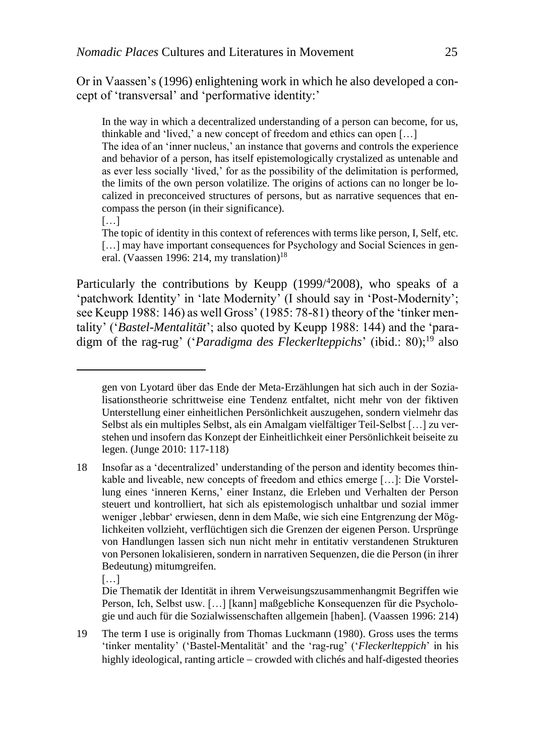Or in Vaassen's (1996) enlightening work in which he also developed a concept of 'transversal' and 'performative identity:'

> In the way in which a decentralized understanding of a person can become, for us, thinkable and 'lived,' a new concept of freedom and ethics can open […]
> The idea of an 'inner nucleus,' an instance that governs and controls the experience and behavior of a person, has itself epistemologically crystalized as untenable and as ever less socially 'lived,' for as the possibility of the delimitation is performed, the limits of the own person volatilize. The origins of actions can no longer be localized in preconceived structures of persons, but as narrative sequences that encompass the person (in their significance).
> […]
> The topic of identity in this context of references with terms like person, I, Self, etc. […] may have important consequences for Psychology and Social Sciences in general. (Vaassen 1996: 214, my translation)[18]

Particularly the contributions by Keupp (1999/[4]2008), who speaks of a 'patchwork Identity' in 'late Modernity' (I should say in 'Post-Modernity'; see Keupp 1988: 146) as well Gross' (1985: 78-81) theory of the 'tinker mentality' ('*Bastel-Mentalität*'; also quoted by Keupp 1988: 144) and the 'paradigm of the rag-rug' ('*Paradigma des Fleckerlteppichs*' (ibid.: 80);[19] also

---

gen von Lyotard über das Ende der Meta-Erzählungen hat sich auch in der Sozialisationstheorie schrittweise eine Tendenz entfaltet, nicht mehr von der fiktiven Unterstellung einer einheitlichen Persönlichkeit auszugehen, sondern vielmehr das Selbst als ein multiples Selbst, als ein Amalgam vielfältiger Teil-Selbst […] zu verstehen und insofern das Konzept der Einheitlichkeit einer Persönlichkeit beiseite zu legen. (Junge 2010: 117-118)

18 Insofar as a 'decentralized' understanding of the person and identity becomes thinkable and liveable, new concepts of freedom and ethics emerge […]: Die Vorstellung eines 'inneren Kerns,' einer Instanz, die Erleben und Verhalten der Person steuert und kontrolliert, hat sich als epistemologisch unhaltbar und sozial immer weniger ‚lebbar' erwiesen, denn in dem Maße, wie sich eine Entgrenzung der Möglichkeiten vollzieht, verflüchtigen sich die Grenzen der eigenen Person. Ursprünge von Handlungen lassen sich nun nicht mehr in entitativ verstandenen Strukturen von Personen lokalisieren, sondern in narrativen Sequenzen, die die Person (in ihrer Bedeutung) mitumgreifen.
[…]
Die Thematik der Identität in ihrem Verweisungszusammenhangmit Begriffen wie Person, Ich, Selbst usw. […] [kann] maßgebliche Konsequenzen für die Psychologie und auch für die Sozialwissenschaften allgemein [haben]. (Vaassen 1996: 214)

19 The term I use is originally from Thomas Luckmann (1980). Gross uses the terms 'tinker mentality' ('Bastel-Mentalität' and the 'rag-rug' ('*Fleckerlteppich*' in his highly ideological, ranting article – crowded with clichés and half-digested theories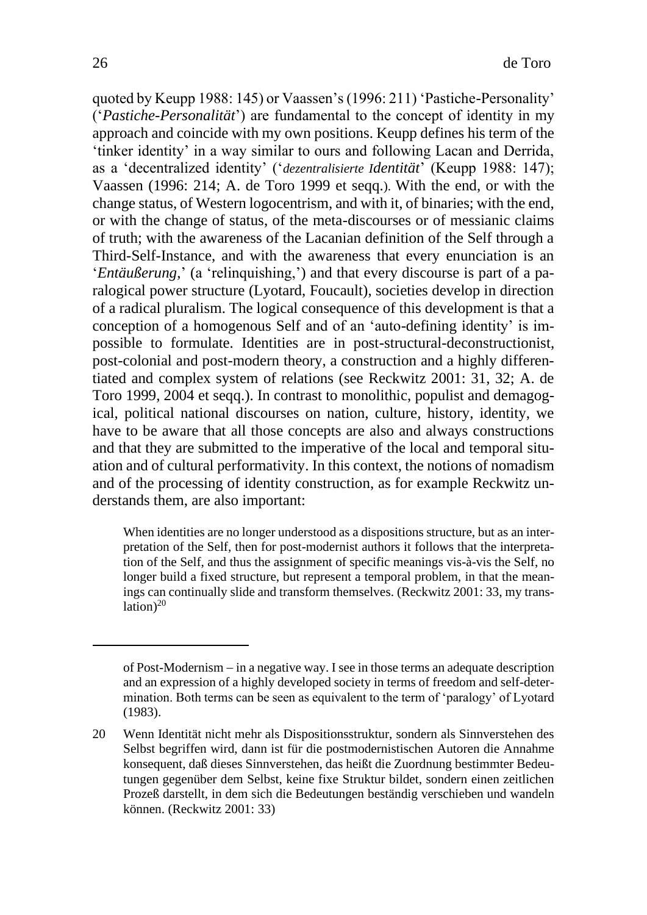quoted by Keupp 1988: 145) or Vaassen's (1996: 211) 'Pastiche-Personality' ('*Pastiche-Personalität*') are fundamental to the concept of identity in my approach and coincide with my own positions. Keupp defines his term of the 'tinker identity' in a way similar to ours and following Lacan and Derrida, as a 'decentralized identity' ('*dezentralisierte Identität*' (Keupp 1988: 147); Vaassen (1996: 214; A. de Toro 1999 et seqq.). With the end, or with the change status, of Western logocentrism, and with it, of binaries; with the end, or with the change of status, of the meta-discourses or of messianic claims of truth; with the awareness of the Lacanian definition of the Self through a Third-Self-Instance, and with the awareness that every enunciation is an '*Entäußerung*,' (a 'relinquishing,') and that every discourse is part of a paralogical power structure (Lyotard, Foucault), societies develop in direction of a radical pluralism. The logical consequence of this development is that a conception of a homogenous Self and of an 'auto-defining identity' is impossible to formulate. Identities are in post-structural-deconstructionist, post-colonial and post-modern theory, a construction and a highly differentiated and complex system of relations (see Reckwitz 2001: 31, 32; A. de Toro 1999, 2004 et seqq.). In contrast to monolithic, populist and demagogical, political national discourses on nation, culture, history, identity, we have to be aware that all those concepts are also and always constructions and that they are submitted to the imperative of the local and temporal situation and of cultural performativity. In this context, the notions of nomadism and of the processing of identity construction, as for example Reckwitz understands them, are also important:

> When identities are no longer understood as a dispositions structure, but as an interpretation of the Self, then for post-modernist authors it follows that the interpretation of the Self, and thus the assignment of specific meanings vis-à-vis the Self, no longer build a fixed structure, but represent a temporal problem, in that the meanings can continually slide and transform themselves. (Reckwitz 2001: 33, my translation)[20]

---

of Post-Modernism – in a negative way. I see in those terms an adequate description and an expression of a highly developed society in terms of freedom and self-determination. Both terms can be seen as equivalent to the term of 'paralogy' of Lyotard (1983).

20 Wenn Identität nicht mehr als Dispositionsstruktur, sondern als Sinnverstehen des Selbst begriffen wird, dann ist für die postmodernistischen Autoren die Annahme konsequent, daß dieses Sinnverstehen, das heißt die Zuordnung bestimmter Bedeutungen gegenüber dem Selbst, keine fixe Struktur bildet, sondern einen zeitlichen Prozeß darstellt, in dem sich die Bedeutungen beständig verschieben und wandeln können. (Reckwitz 2001: 33)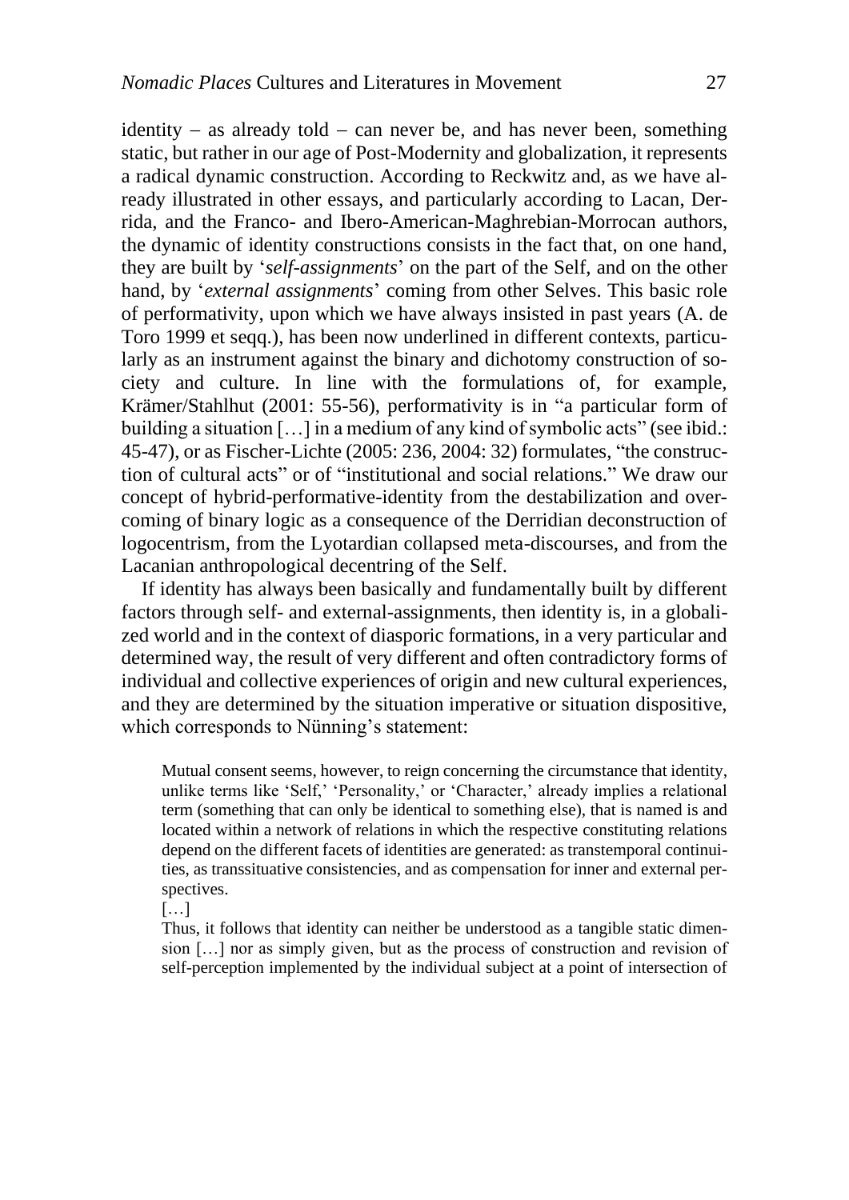identity – as already told – can never be, and has never been, something static, but rather in our age of Post-Modernity and globalization, it represents a radical dynamic construction. According to Reckwitz and, as we have already illustrated in other essays, and particularly according to Lacan, Derrida, and the Franco- and Ibero-American-Maghrebian-Morrocan authors, the dynamic of identity constructions consists in the fact that, on one hand, they are built by '*self-assignments*' on the part of the Self, and on the other hand, by '*external assignments*' coming from other Selves. This basic role of performativity, upon which we have always insisted in past years (A. de Toro 1999 et seqq.), has been now underlined in different contexts, particularly as an instrument against the binary and dichotomy construction of society and culture. In line with the formulations of, for example, Krämer/Stahlhut (2001: 55-56), performativity is in "a particular form of building a situation […] in a medium of any kind of symbolic acts" (see ibid.: 45-47), or as Fischer-Lichte (2005: 236, 2004: 32) formulates, "the construction of cultural acts" or of "institutional and social relations." We draw our concept of hybrid-performative-identity from the destabilization and overcoming of binary logic as a consequence of the Derridian deconstruction of logocentrism, from the Lyotardian collapsed meta-discourses, and from the Lacanian anthropological decentring of the Self.

If identity has always been basically and fundamentally built by different factors through self- and external-assignments, then identity is, in a globalized world and in the context of diasporic formations, in a very particular and determined way, the result of very different and often contradictory forms of individual and collective experiences of origin and new cultural experiences, and they are determined by the situation imperative or situation dispositive, which corresponds to Nünning's statement:

> Mutual consent seems, however, to reign concerning the circumstance that identity, unlike terms like 'Self,' 'Personality,' or 'Character,' already implies a relational term (something that can only be identical to something else), that is named is and located within a network of relations in which the respective constituting relations depend on the different facets of identities are generated: as transtemporal continuities, as transsituative consistencies, and as compensation for inner and external perspectives.
>
> […]
>
> Thus, it follows that identity can neither be understood as a tangible static dimension […] nor as simply given, but as the process of construction and revision of self-perception implemented by the individual subject at a point of intersection of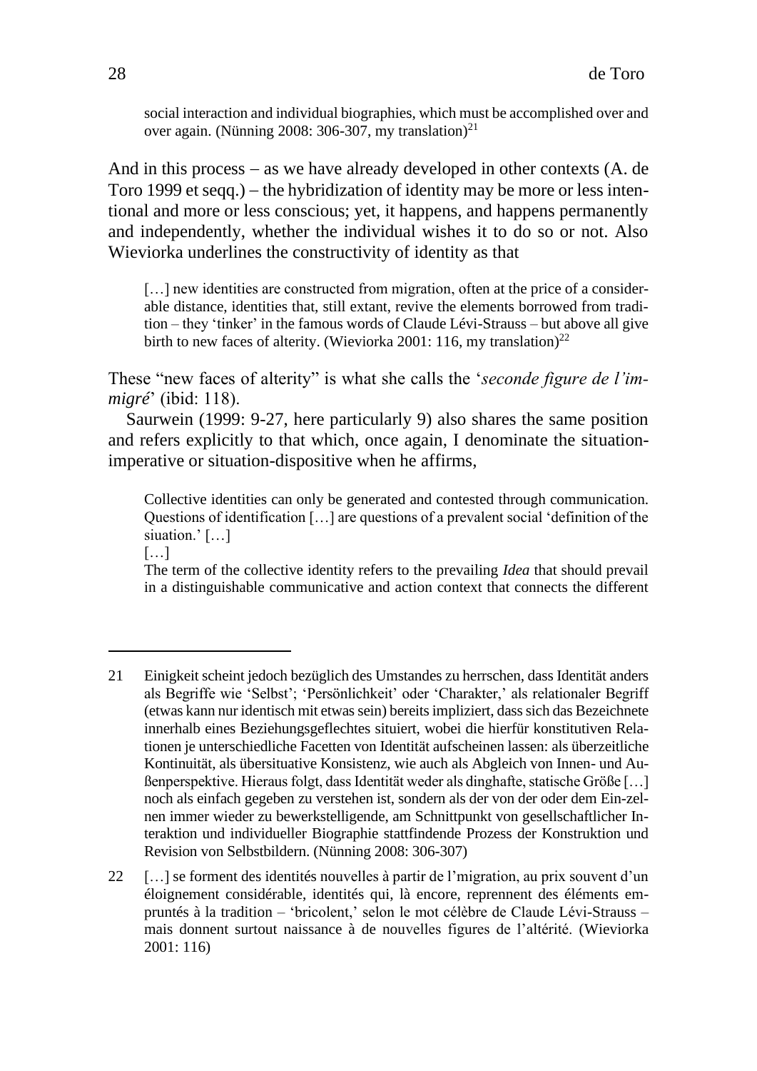> social interaction and individual biographies, which must be accomplished over and over again. (Nünning 2008: 306-307, my translation)[21]

And in this process – as we have already developed in other contexts (A. de Toro 1999 et seqq.) – the hybridization of identity may be more or less intentional and more or less conscious; yet, it happens, and happens permanently and independently, whether the individual wishes it to do so or not. Also Wieviorka underlines the constructivity of identity as that

> […] new identities are constructed from migration, often at the price of a considerable distance, identities that, still extant, revive the elements borrowed from tradition – they 'tinker' in the famous words of Claude Lévi-Strauss – but above all give birth to new faces of alterity. (Wieviorka 2001: 116, my translation)[22]

These "new faces of alterity" is what she calls the '*seconde figure de l'immigré*' (ibid: 118).

Saurwein (1999: 9-27, here particularly 9) also shares the same position and refers explicitly to that which, once again, I denominate the situation-imperative or situation-dispositive when he affirms,

> Collective identities can only be generated and contested through communication. Questions of identification […] are questions of a prevalent social 'definition of the siuation.' […]
>
> […]
>
> The term of the collective identity refers to the prevailing *Idea* that should prevail in a distinguishable communicative and action context that connects the different

---

21 Einigkeit scheint jedoch bezüglich des Umstandes zu herrschen, dass Identität anders als Begriffe wie 'Selbst'; 'Persönlichkeit' oder 'Charakter,' als relationaler Begriff (etwas kann nur identisch mit etwas sein) bereits impliziert, dass sich das Bezeichnete innerhalb eines Beziehungsgeflechtes situiert, wobei die hierfür konstitutiven Relationen je unterschiedliche Facetten von Identität aufscheinen lassen: als überzeitliche Kontinuität, als übersituative Konsistenz, wie auch als Abgleich von Innen- und Außenperspektive. Hieraus folgt, dass Identität weder als dinghafte, statische Größe […] noch als einfach gegeben zu verstehen ist, sondern als der von der oder dem Ein-zelnen immer wieder zu bewerkstelligende, am Schnittpunkt von gesellschaftlicher Interaktion und individueller Biographie stattfindende Prozess der Konstruktion und Revision von Selbstbildern. (Nünning 2008: 306-307)

22 […] se forment des identités nouvelles à partir de l'migration, au prix souvent d'un éloignement considérable, identités qui, là encore, reprennent des éléments empruntés à la tradition – 'bricolent,' selon le mot célèbre de Claude Lévi-Strauss – mais donnent surtout naissance à de nouvelles figures de l'altérité. (Wieviorka 2001: 116)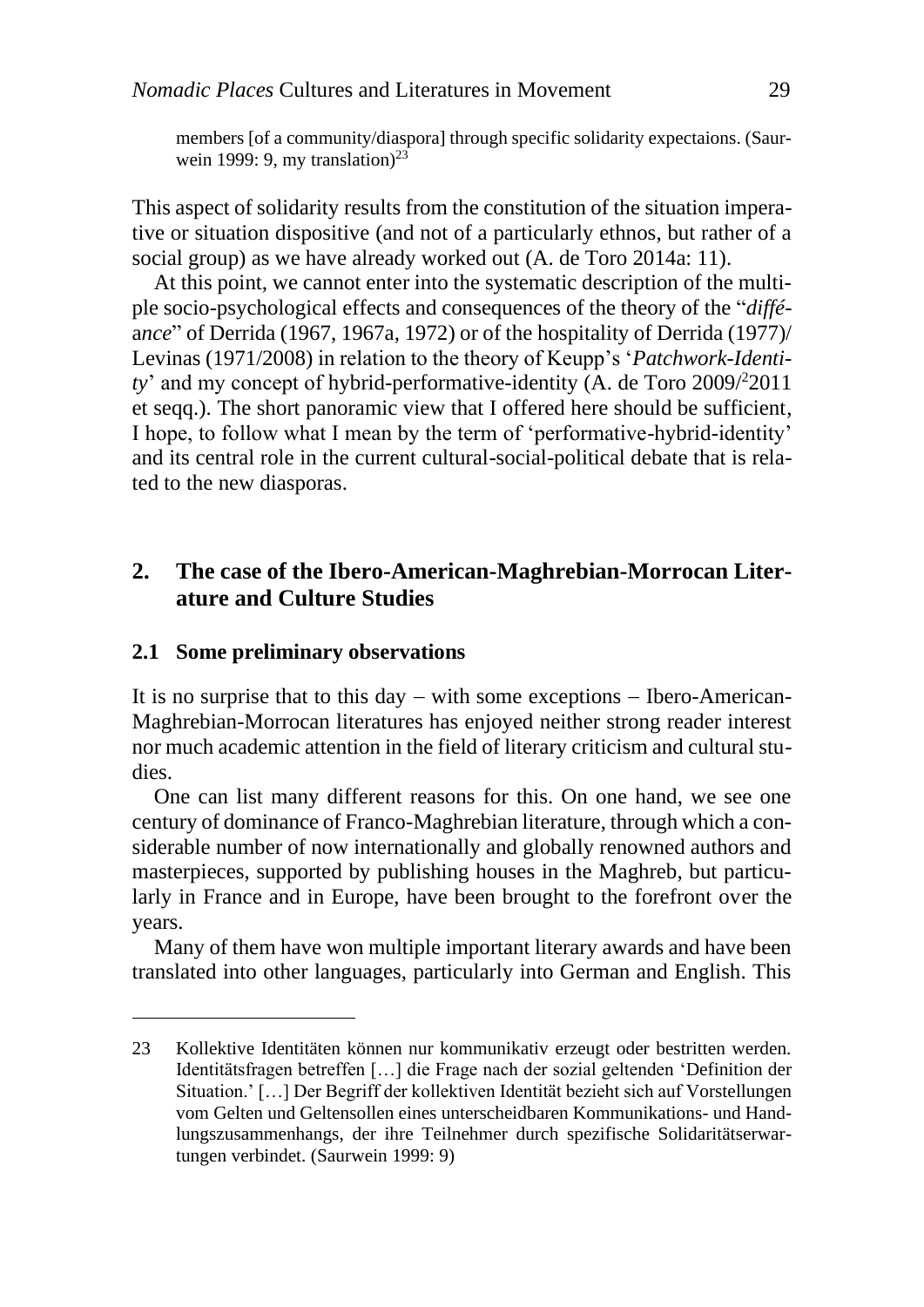members [of a community/diaspora] through specific solidarity expectaions. (Saurwein 1999: 9, my translation)[23]

This aspect of solidarity results from the constitution of the situation imperative or situation dispositive (and not of a particularly ethnos, but rather of a social group) as we have already worked out (A. de Toro 2014a: 11).

At this point, we cannot enter into the systematic description of the multiple socio-psychological effects and consequences of the theory of the "*différance*" of Derrida (1967, 1967a, 1972) or of the hospitality of Derrida (1977)/ Levinas (1971/2008) in relation to the theory of Keupp's '*Patchwork-Identity*' and my concept of hybrid-performative-identity (A. de Toro 2009/[2]2011 et seqq.). The short panoramic view that I offered here should be sufficient, I hope, to follow what I mean by the term of 'performative-hybrid-identity' and its central role in the current cultural-social-political debate that is related to the new diasporas.

## 2. The case of the Ibero-American-Maghrebian-Morrocan Literature and Culture Studies

### 2.1 Some preliminary observations

It is no surprise that to this day – with some exceptions – Ibero-American-Maghrebian-Morrocan literatures has enjoyed neither strong reader interest nor much academic attention in the field of literary criticism and cultural studies.

One can list many different reasons for this. On one hand, we see one century of dominance of Franco-Maghrebian literature, through which a considerable number of now internationally and globally renowned authors and masterpieces, supported by publishing houses in the Maghreb, but particularly in France and in Europe, have been brought to the forefront over the years.

Many of them have won multiple important literary awards and have been translated into other languages, particularly into German and English. This

---

23 Kollektive Identitäten können nur kommunikativ erzeugt oder bestritten werden. Identitätsfragen betreffen […] die Frage nach der sozial geltenden 'Definition der Situation.' […] Der Begriff der kollektiven Identität bezieht sich auf Vorstellungen vom Gelten und Geltensollen eines unterscheidbaren Kommunikations- und Handlungszusammenhangs, der ihre Teilnehmer durch spezifische Solidaritätserwartungen verbindet. (Saurwein 1999: 9)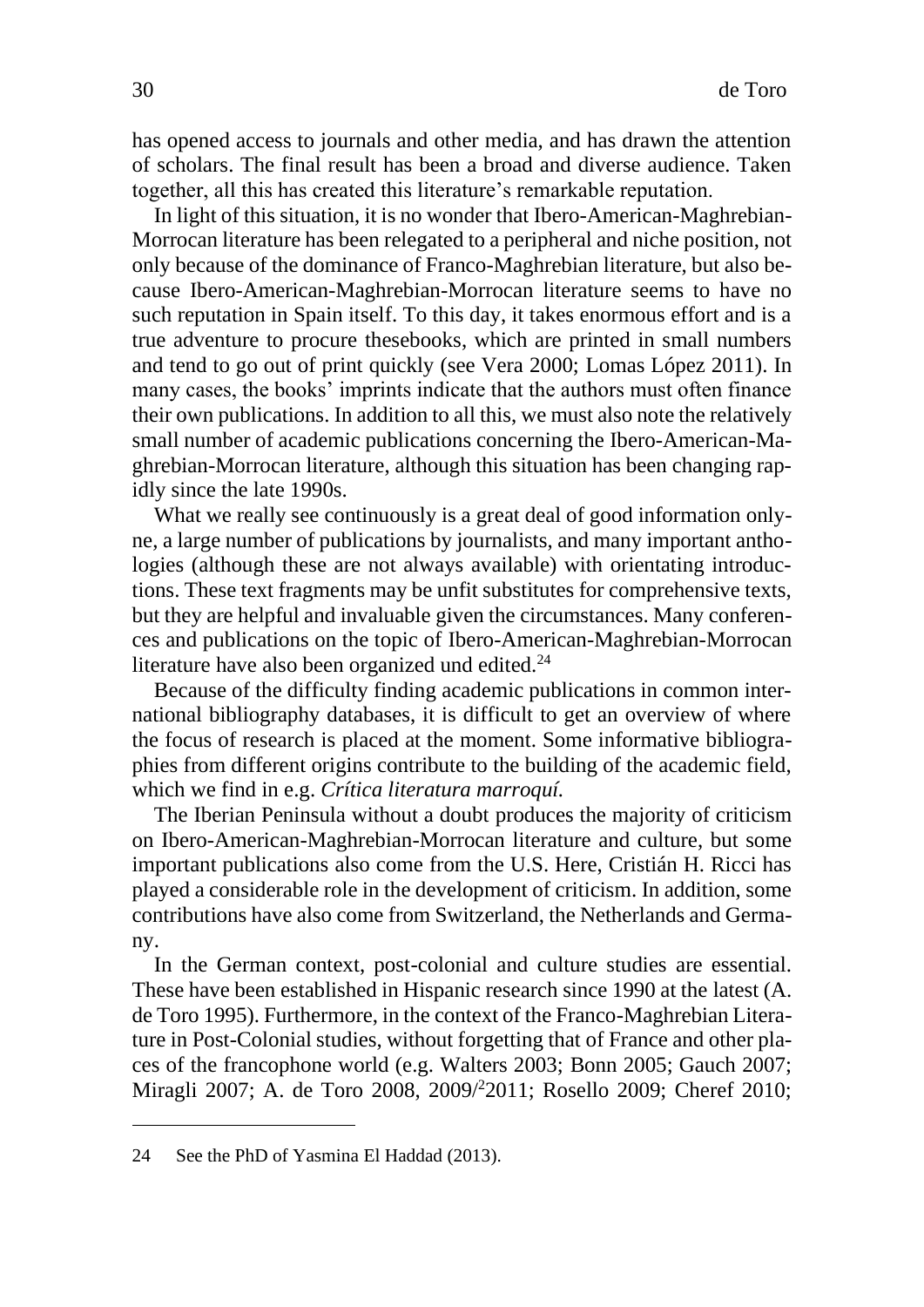has opened access to journals and other media, and has drawn the attention of scholars. The final result has been a broad and diverse audience. Taken together, all this has created this literature's remarkable reputation.

In light of this situation, it is no wonder that Ibero-American-Maghrebian-Morrocan literature has been relegated to a peripheral and niche position, not only because of the dominance of Franco-Maghrebian literature, but also because Ibero-American-Maghrebian-Morrocan literature seems to have no such reputation in Spain itself. To this day, it takes enormous effort and is a true adventure to procure thesebooks, which are printed in small numbers and tend to go out of print quickly (see Vera 2000; Lomas López 2011). In many cases, the books' imprints indicate that the authors must often finance their own publications. In addition to all this, we must also note the relatively small number of academic publications concerning the Ibero-American-Maghrebian-Morrocan literature, although this situation has been changing rapidly since the late 1990s.

What we really see continuously is a great deal of good information onlyne, a large number of publications by journalists, and many important anthologies (although these are not always available) with orientating introductions. These text fragments may be unfit substitutes for comprehensive texts, but they are helpful and invaluable given the circumstances. Many conferences and publications on the topic of Ibero-American-Maghrebian-Morrocan literature have also been organized und edited.[24]

Because of the difficulty finding academic publications in common international bibliography databases, it is difficult to get an overview of where the focus of research is placed at the moment. Some informative bibliographies from different origins contribute to the building of the academic field, which we find in e.g. *Crítica literatura marroquí.*

The Iberian Peninsula without a doubt produces the majority of criticism on Ibero-American-Maghrebian-Morrocan literature and culture, but some important publications also come from the U.S. Here, Cristián H. Ricci has played a considerable role in the development of criticism. In addition, some contributions have also come from Switzerland, the Netherlands and Germany.

In the German context, post-colonial and culture studies are essential. These have been established in Hispanic research since 1990 at the latest (A. de Toro 1995). Furthermore, in the context of the Franco-Maghrebian Literature in Post-Colonial studies, without forgetting that of France and other places of the francophone world (e.g. Walters 2003; Bonn 2005; Gauch 2007; Miragli 2007; A. de Toro 2008, 2009/[2]2011; Rosello 2009; Cheref 2010;

24 See the PhD of Yasmina El Haddad (2013).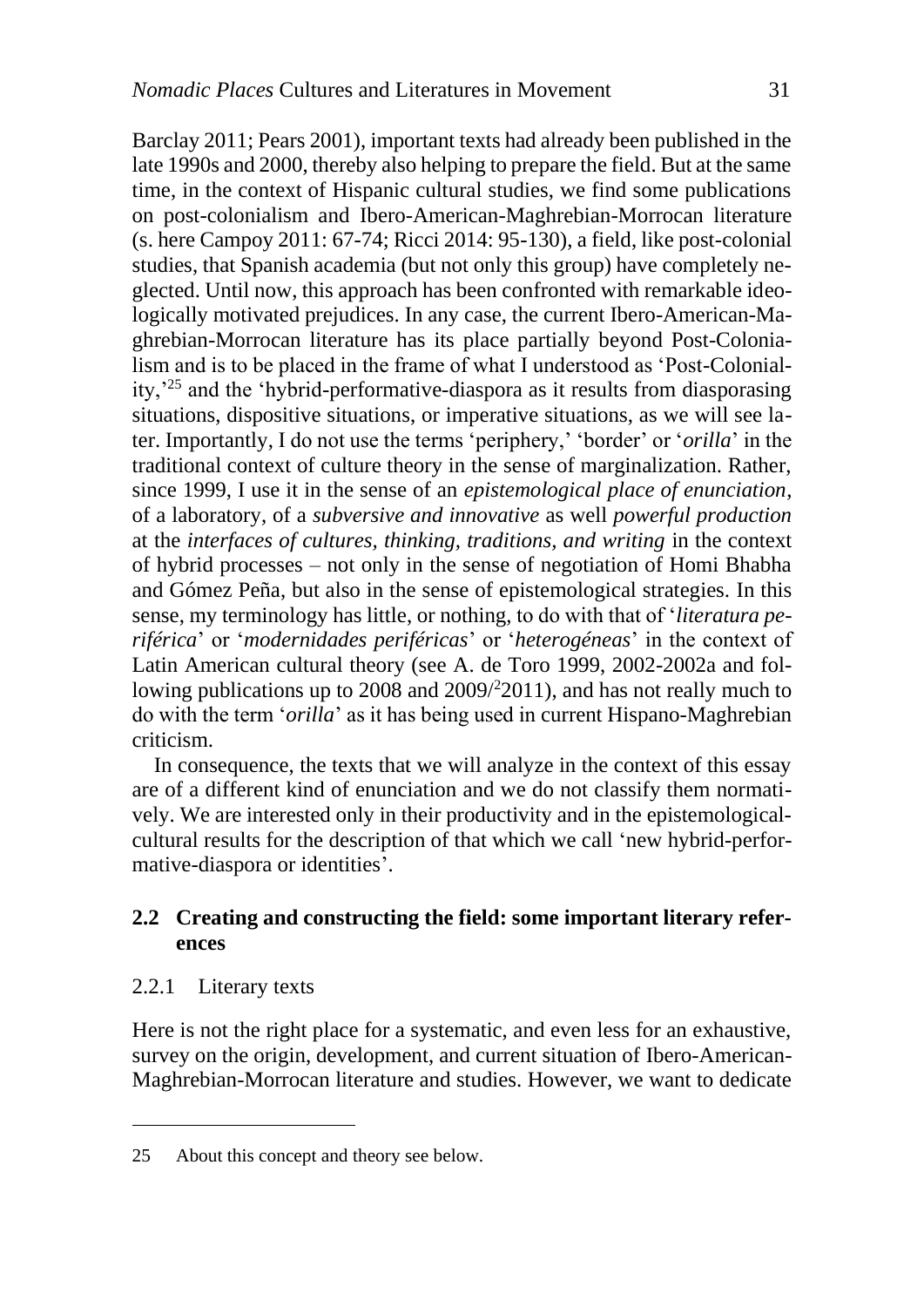Barclay 2011; Pears 2001), important texts had already been published in the late 1990s and 2000, thereby also helping to prepare the field. But at the same time, in the context of Hispanic cultural studies, we find some publications on post-colonialism and Ibero-American-Maghrebian-Morrocan literature (s. here Campoy 2011: 67-74; Ricci 2014: 95-130), a field, like post-colonial studies, that Spanish academia (but not only this group) have completely neglected. Until now, this approach has been confronted with remarkable ideologically motivated prejudices. In any case, the current Ibero-American-Maghrebian-Morrocan literature has its place partially beyond Post-Colonialism and is to be placed in the frame of what I understood as 'Post-Coloniality,'[25] and the 'hybrid-performative-diaspora as it results from diasporasing situations, dispositive situations, or imperative situations, as we will see later. Importantly, I do not use the terms 'periphery,' 'border' or '*orilla*' in the traditional context of culture theory in the sense of marginalization. Rather, since 1999, I use it in the sense of an *epistemological place of enunciation*, of a laboratory, of a *subversive and innovative* as well *powerful production* at the *interfaces of cultures, thinking, traditions, and writing* in the context of hybrid processes – not only in the sense of negotiation of Homi Bhabha and Gómez Peña, but also in the sense of epistemological strategies. In this sense, my terminology has little, or nothing, to do with that of '*literatura periférica*' or '*modernidades periféricas*' or '*heterogéneas*' in the context of Latin American cultural theory (see A. de Toro 1999, 2002-2002a and following publications up to 2008 and 2009/[2]2011), and has not really much to do with the term '*orilla*' as it has being used in current Hispano-Maghrebian criticism.

In consequence, the texts that we will analyze in the context of this essay are of a different kind of enunciation and we do not classify them normatively. We are interested only in their productivity and in the epistemological-cultural results for the description of that which we call 'new hybrid-performative-diaspora or identities'.

## 2.2 Creating and constructing the field: some important literary references

### 2.2.1 Literary texts

Here is not the right place for a systematic, and even less for an exhaustive, survey on the origin, development, and current situation of Ibero-American-Maghrebian-Morrocan literature and studies. However, we want to dedicate

---

25 About this concept and theory see below.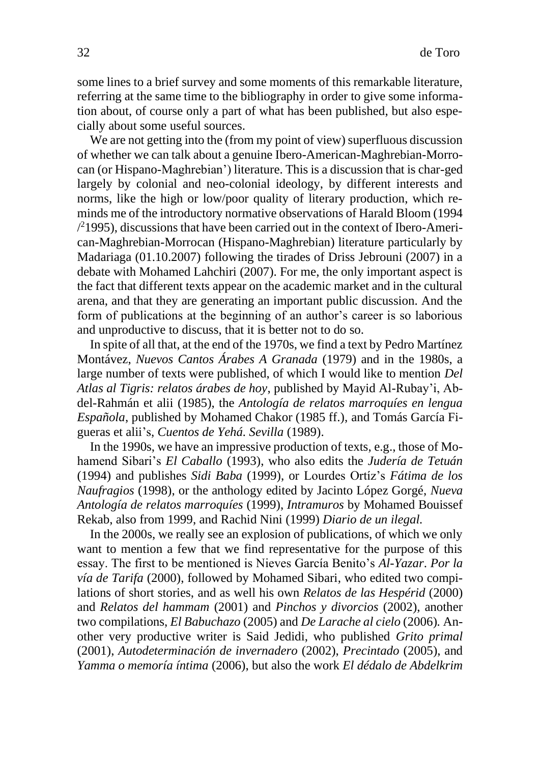some lines to a brief survey and some moments of this remarkable literature, referring at the same time to the bibliography in order to give some information about, of course only a part of what has been published, but also especially about some useful sources.

We are not getting into the (from my point of view) superfluous discussion of whether we can talk about a genuine Ibero-American-Maghrebian-Morrocan (or Hispano-Maghrebian') literature. This is a discussion that is char-ged largely by colonial and neo-colonial ideology, by different interests and norms, like the high or low/poor quality of literary production, which reminds me of the introductory normative observations of Harald Bloom (1994 /[2]1995), discussions that have been carried out in the context of Ibero-American-Maghrebian-Morrocan (Hispano-Maghrebian) literature particularly by Madariaga (01.10.2007) following the tirades of Driss Jebrouni (2007) in a debate with Mohamed Lahchiri (2007). For me, the only important aspect is the fact that different texts appear on the academic market and in the cultural arena, and that they are generating an important public discussion. And the form of publications at the beginning of an author's career is so laborious and unproductive to discuss, that it is better not to do so.

In spite of all that, at the end of the 1970s, we find a text by Pedro Martínez Montávez, *Nuevos Cantos Árabes A Granada* (1979) and in the 1980s, a large number of texts were published, of which I would like to mention *Del Atlas al Tigris: relatos árabes de hoy*, published by Mayid Al-Rubay'i, Abdel-Rahmán et alii (1985), the *Antología de relatos marroquíes en lengua Española*, published by Mohamed Chakor (1985 ff.), and Tomás García Figueras et alii's, *Cuentos de Yehá. Sevilla* (1989).

In the 1990s, we have an impressive production of texts, e.g., those of Mohamend Sibari's *El Caballo* (1993), who also edits the *Judería de Tetuán* (1994) and publishes *Sidi Baba* (1999), or Lourdes Ortíz's *Fátima de los Naufragios* (1998), or the anthology edited by Jacinto López Gorgé, *Nueva Antología de relatos marroquíes* (1999), *Intramuros* by Mohamed Bouissef Rekab, also from 1999, and Rachid Nini (1999) *Diario de un ilegal.*

In the 2000s, we really see an explosion of publications, of which we only want to mention a few that we find representative for the purpose of this essay. The first to be mentioned is Nieves García Benito's *Al-Yazar*. *Por la vía de Tarifa* (2000), followed by Mohamed Sibari, who edited two compilations of short stories, and as well his own *Relatos de las Hespérid* (2000) and *Relatos del hammam* (2001) and *Pinchos y divorcios* (2002), another two compilations, *El Babuchazo* (2005) and *De Larache al cielo* (2006). Another very productive writer is Said Jedidi, who published *Grito primal* (2001), *Autodeterminación de invernadero* (2002), *Precintado* (2005), and *Yamma o memoría íntima* (2006), but also the work *El dédalo de Abdelkrim*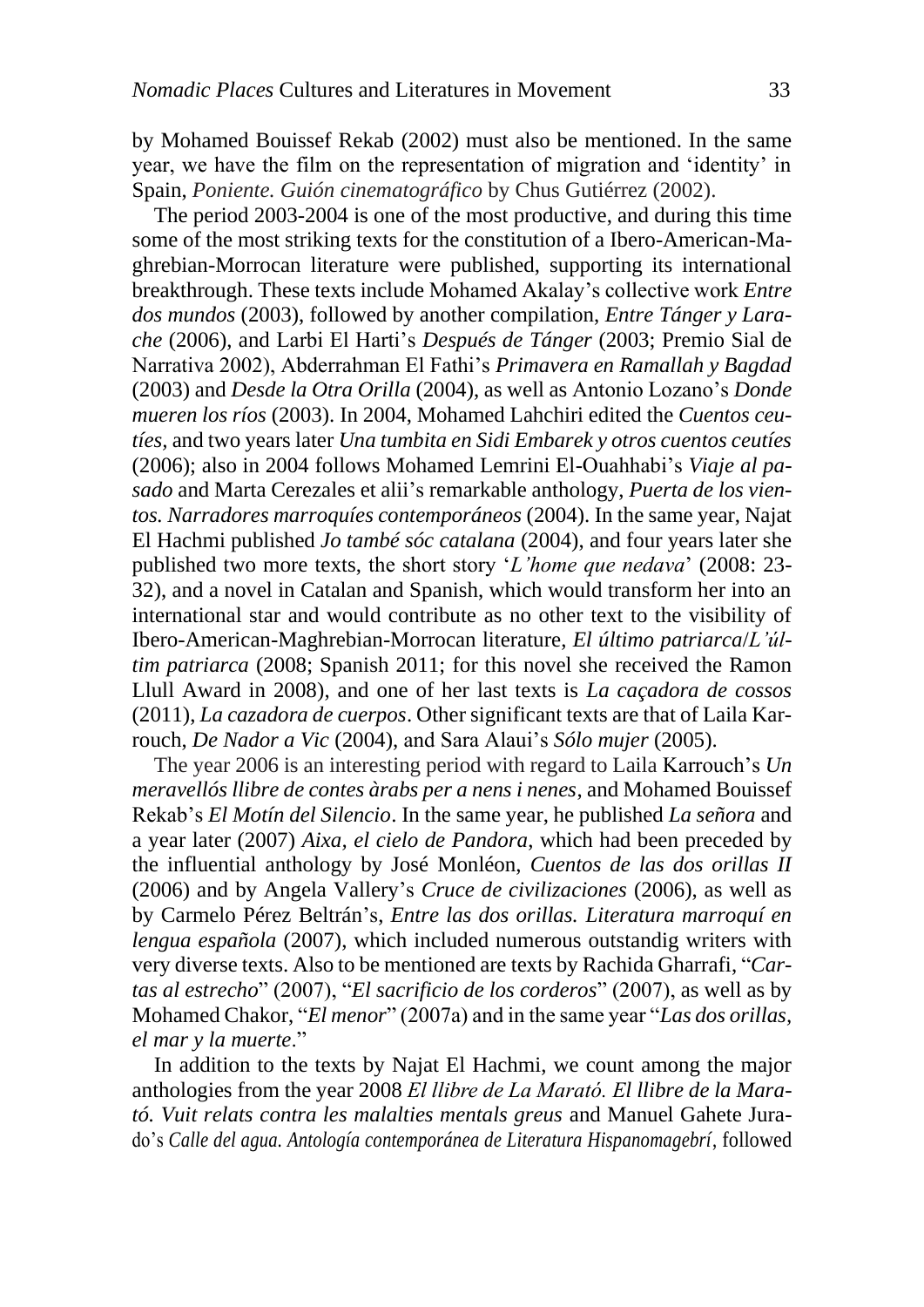by Mohamed Bouissef Rekab (2002) must also be mentioned. In the same year, we have the film on the representation of migration and 'identity' in Spain, *Poniente. Guión cinematográfico* by Chus Gutiérrez (2002).

The period 2003-2004 is one of the most productive, and during this time some of the most striking texts for the constitution of a Ibero-American-Maghrebian-Morrocan literature were published, supporting its international breakthrough. These texts include Mohamed Akalay's collective work *Entre dos mundos* (2003), followed by another compilation, *Entre Tánger y Larache* (2006), and Larbi El Harti's *Después de Tánger* (2003; Premio Sial de Narrativa 2002), Abderrahman El Fathi's *Primavera en Ramallah y Bagdad* (2003) and *Desde la Otra Orilla* (2004), as well as Antonio Lozano's *Donde mueren los ríos* (2003). In 2004, Mohamed Lahchiri edited the *Cuentos ceutíes,* and two years later *Una tumbita en Sidi Embarek y otros cuentos ceutíes* (2006); also in 2004 follows Mohamed Lemrini El-Ouahhabi's *Viaje al pasado* and Marta Cerezales et alii's remarkable anthology, *Puerta de los vientos. Narradores marroquíes contemporáneos* (2004). In the same year, Najat El Hachmi published *Jo també sóc catalana* (2004), and four years later she published two more texts, the short story '*L'home que nedava*' (2008: 23-32), and a novel in Catalan and Spanish, which would transform her into an international star and would contribute as no other text to the visibility of Ibero-American-Maghrebian-Morrocan literature, *El último patriarca*/*L'últim patriarca* (2008; Spanish 2011; for this novel she received the Ramon Llull Award in 2008), and one of her last texts is *La caçadora de cossos* (2011), *La cazadora de cuerpos*. Other significant texts are that of Laila Karrouch, *De Nador a Vic* (2004), and Sara Alaui's *Sólo mujer* (2005).

The year 2006 is an interesting period with regard to Laila Karrouch's *Un meravellós llibre de contes àrabs per a nens i nenes*, and Mohamed Bouissef Rekab's *El Motín del Silencio*. In the same year, he published *La señora* and a year later (2007) *Aixa, el cielo de Pandora*, which had been preceded by the influential anthology by José Monléon, *Cuentos de las dos orillas II* (2006) and by Angela Vallery's *Cruce de civilizaciones* (2006), as well as by Carmelo Pérez Beltrán's, *Entre las dos orillas. Literatura marroquí en lengua española* (2007), which included numerous outstandig writers with very diverse texts. Also to be mentioned are texts by Rachida Gharrafi, "*Cartas al estrecho*" (2007), "*El sacrificio de los corderos*" (2007), as well as by Mohamed Chakor, "*El menor*" (2007a) and in the same year "*Las dos orillas, el mar y la muerte*."

In addition to the texts by Najat El Hachmi, we count among the major anthologies from the year 2008 *El llibre de La Marató. El llibre de la Marató. Vuit relats contra les malalties mentals greus* and Manuel Gahete Jurado's *Calle del agua. Antología contemporánea de Literatura Hispanomagebrí*, followed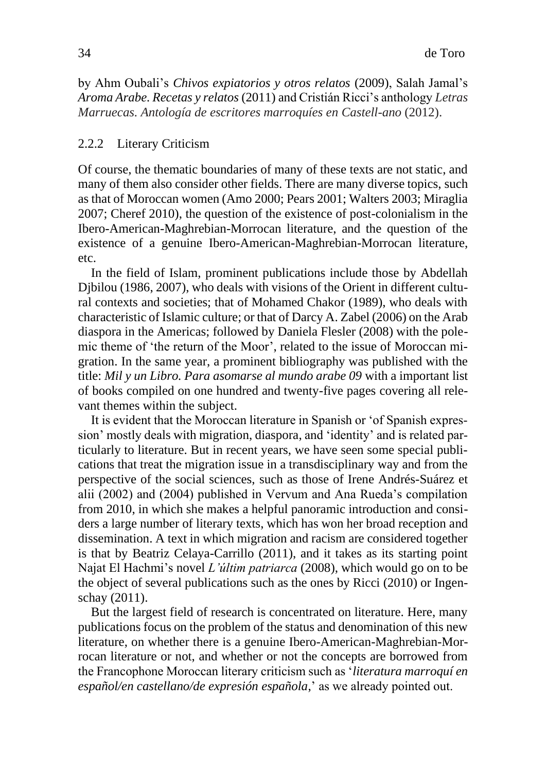by Ahm Oubali's *Chivos expiatorios y otros relatos* (2009), Salah Jamal's *Aroma Arabe. Recetas y relatos* (2011) and Cristián Ricci's anthology *Letras Marruecas. Antología de escritores marroquíes en Castell-ano* (2012).

### 2.2.2 Literary Criticism

Of course, the thematic boundaries of many of these texts are not static, and many of them also consider other fields. There are many diverse topics, such as that of Moroccan women (Amo 2000; Pears 2001; Walters 2003; Miraglia 2007; Cheref 2010), the question of the existence of post-colonialism in the Ibero-American-Maghrebian-Morrocan literature, and the question of the existence of a genuine Ibero-American-Maghrebian-Morrocan literature, etc.

In the field of Islam, prominent publications include those by Abdellah Djbilou (1986, 2007), who deals with visions of the Orient in different cultural contexts and societies; that of Mohamed Chakor (1989), who deals with characteristic of Islamic culture; or that of Darcy A. Zabel (2006) on the Arab diaspora in the Americas; followed by Daniela Flesler (2008) with the polemic theme of 'the return of the Moor', related to the issue of Moroccan migration. In the same year, a prominent bibliography was published with the title: *Mil y un Libro. Para asomarse al mundo arabe 09* with a important list of books compiled on one hundred and twenty-five pages covering all relevant themes within the subject.

It is evident that the Moroccan literature in Spanish or 'of Spanish expression' mostly deals with migration, diaspora, and 'identity' and is related particularly to literature. But in recent years, we have seen some special publications that treat the migration issue in a transdisciplinary way and from the perspective of the social sciences, such as those of Irene Andrés-Suárez et alii (2002) and (2004) published in Vervum and Ana Rueda's compilation from 2010, in which she makes a helpful panoramic introduction and considers a large number of literary texts, which has won her broad reception and dissemination. A text in which migration and racism are considered together is that by Beatriz Celaya-Carrillo (2011), and it takes as its starting point Najat El Hachmi's novel *L'últim patriarca* (2008), which would go on to be the object of several publications such as the ones by Ricci (2010) or Ingenschay (2011).

But the largest field of research is concentrated on literature. Here, many publications focus on the problem of the status and denomination of this new literature, on whether there is a genuine Ibero-American-Maghrebian-Morrocan literature or not, and whether or not the concepts are borrowed from the Francophone Moroccan literary criticism such as '*literatura marroquí en español/en castellano/de expresión española*,' as we already pointed out.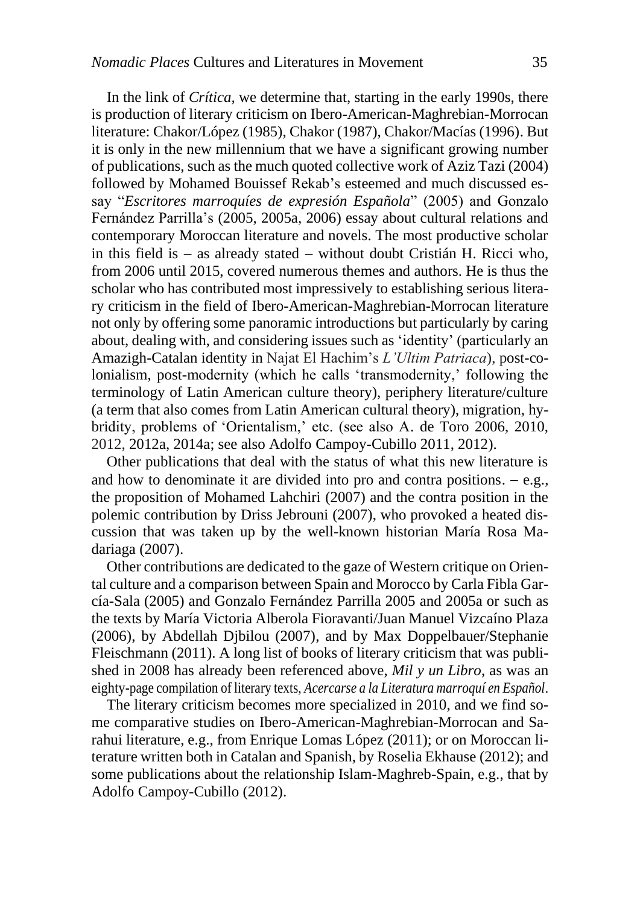In the link of *Crítica*, we determine that, starting in the early 1990s, there is production of literary criticism on Ibero-American-Maghrebian-Morrocan literature: Chakor/López (1985), Chakor (1987), Chakor/Macías (1996). But it is only in the new millennium that we have a significant growing number of publications, such as the much quoted collective work of Aziz Tazi (2004) followed by Mohamed Bouissef Rekab's esteemed and much discussed essay "*Escritores marroquíes de expresión Española*" (2005) and Gonzalo Fernández Parrilla's (2005, 2005a, 2006) essay about cultural relations and contemporary Moroccan literature and novels. The most productive scholar in this field is – as already stated – without doubt Cristián H. Ricci who, from 2006 until 2015, covered numerous themes and authors. He is thus the scholar who has contributed most impressively to establishing serious literary criticism in the field of Ibero-American-Maghrebian-Morrocan literature not only by offering some panoramic introductions but particularly by caring about, dealing with, and considering issues such as 'identity' (particularly an Amazigh-Catalan identity in Najat El Hachim's *L'Ultim Patriaca*), post-colonialism, post-modernity (which he calls 'transmodernity,' following the terminology of Latin American culture theory), periphery literature/culture (a term that also comes from Latin American cultural theory), migration, hybridity, problems of 'Orientalism,' etc. (see also A. de Toro 2006, 2010, 2012, 2012a, 2014a; see also Adolfo Campoy-Cubillo 2011, 2012).

Other publications that deal with the status of what this new literature is and how to denominate it are divided into pro and contra positions. – e.g., the proposition of Mohamed Lahchiri (2007) and the contra position in the polemic contribution by Driss Jebrouni (2007), who provoked a heated discussion that was taken up by the well-known historian María Rosa Madariaga (2007).

Other contributions are dedicated to the gaze of Western critique on Oriental culture and a comparison between Spain and Morocco by Carla Fibla García-Sala (2005) and Gonzalo Fernández Parrilla 2005 and 2005a or such as the texts by María Victoria Alberola Fioravanti/Juan Manuel Vizcaíno Plaza (2006), by Abdellah Djbilou (2007), and by Max Doppelbauer/Stephanie Fleischmann (2011). A long list of books of literary criticism that was published in 2008 has already been referenced above, *Mil y un Libro*, as was an eighty-page compilation of literary texts, *Acercarse a la Literatura marroquí en Español*.

The literary criticism becomes more specialized in 2010, and we find some comparative studies on Ibero-American-Maghrebian-Morrocan and Sarahui literature, e.g., from Enrique Lomas López (2011); or on Moroccan literature written both in Catalan and Spanish, by Roselia Ekhause (2012); and some publications about the relationship Islam-Maghreb-Spain, e.g., that by Adolfo Campoy-Cubillo (2012).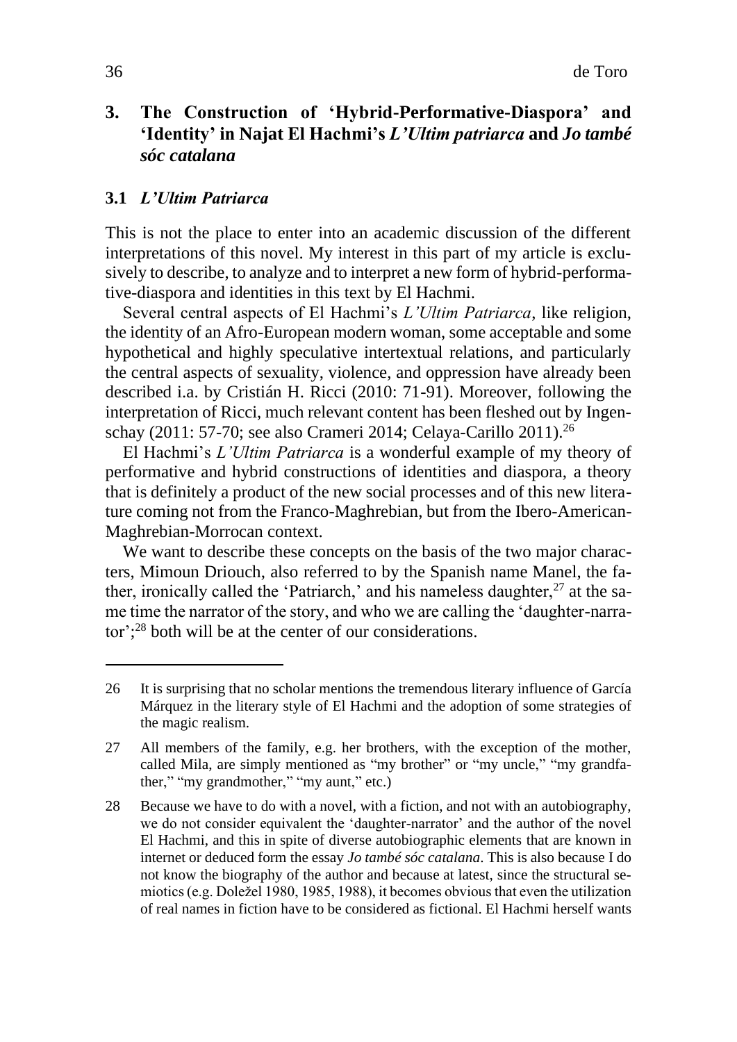## 3. The Construction of 'Hybrid-Performative-Diaspora' and 'Identity' in Najat El Hachmi's *L'Ultim patriarca* and *Jo també sóc catalana*

### 3.1 *L'Ultim Patriarca*

This is not the place to enter into an academic discussion of the different interpretations of this novel. My interest in this part of my article is exclusively to describe, to analyze and to interpret a new form of hybrid-performative-diaspora and identities in this text by El Hachmi.

Several central aspects of El Hachmi's *L'Ultim Patriarca*, like religion, the identity of an Afro-European modern woman, some acceptable and some hypothetical and highly speculative intertextual relations, and particularly the central aspects of sexuality, violence, and oppression have already been described i.a. by Cristián H. Ricci (2010: 71-91). Moreover, following the interpretation of Ricci, much relevant content has been fleshed out by Ingenschay (2011: 57-70; see also Crameri 2014; Celaya-Carillo 2011).[26]

El Hachmi's *L'Ultim Patriarca* is a wonderful example of my theory of performative and hybrid constructions of identities and diaspora, a theory that is definitely a product of the new social processes and of this new literature coming not from the Franco-Maghrebian, but from the Ibero-American-Maghrebian-Morrocan context.

We want to describe these concepts on the basis of the two major characters, Mimoun Driouch, also referred to by the Spanish name Manel, the father, ironically called the 'Patriarch,' and his nameless daughter,[27] at the same time the narrator of the story, and who we are calling the 'daughter-narrator';[28] both will be at the center of our considerations.

---

26 It is surprising that no scholar mentions the tremendous literary influence of García Márquez in the literary style of El Hachmi and the adoption of some strategies of the magic realism.

27 All members of the family, e.g. her brothers, with the exception of the mother, called Mila, are simply mentioned as "my brother" or "my uncle," "my grandfather," "my grandmother," "my aunt," etc.)

28 Because we have to do with a novel, with a fiction, and not with an autobiography, we do not consider equivalent the 'daughter-narrator' and the author of the novel El Hachmi, and this in spite of diverse autobiographic elements that are known in internet or deduced form the essay *Jo també sóc catalana*. This is also because I do not know the biography of the author and because at latest, since the structural semiotics (e.g. Doležel 1980, 1985, 1988), it becomes obvious that even the utilization of real names in fiction have to be considered as fictional. El Hachmi herself wants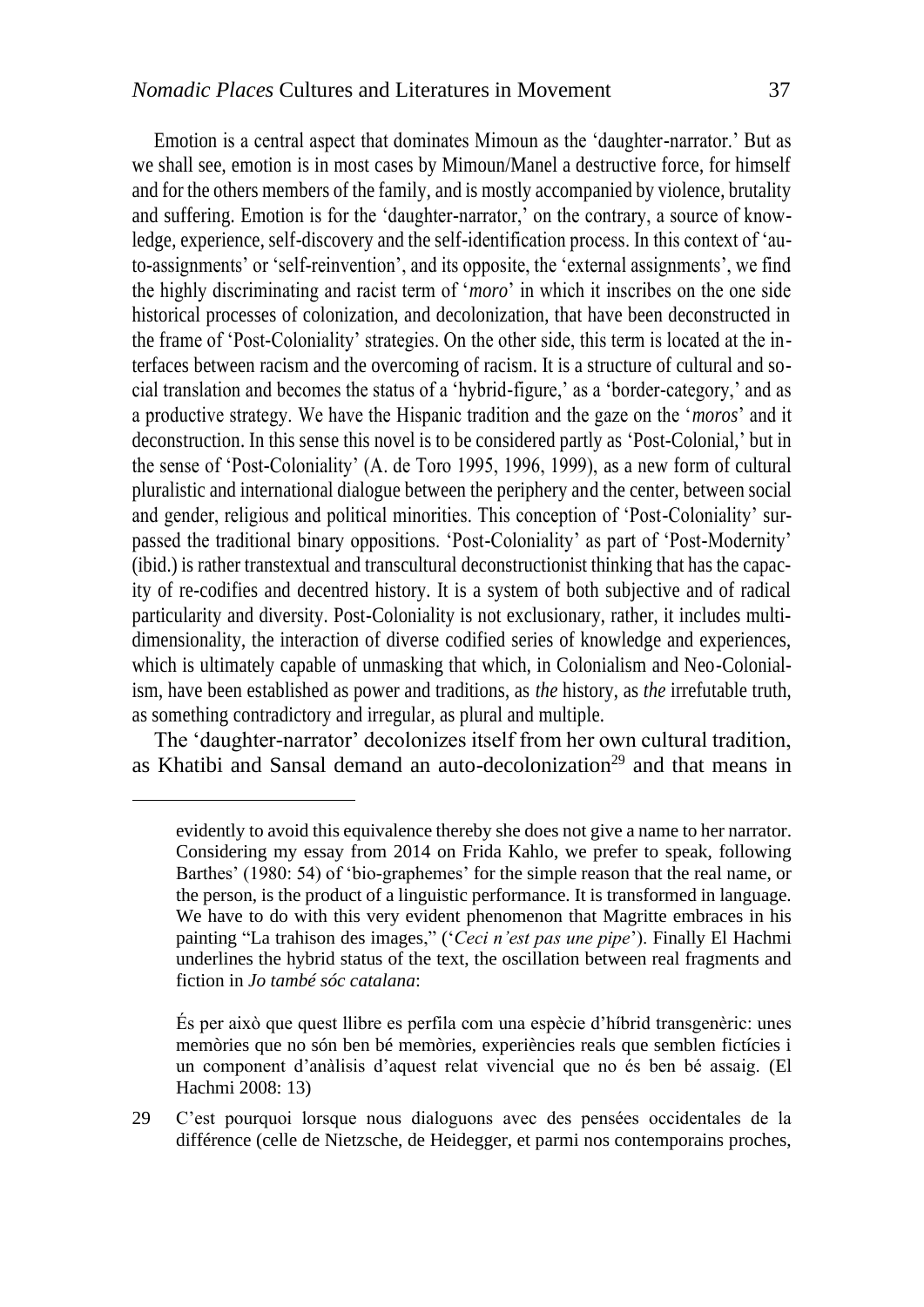Emotion is a central aspect that dominates Mimoun as the 'daughter-narrator.' But as we shall see, emotion is in most cases by Mimoun/Manel a destructive force, for himself and for the others members of the family, and is mostly accompanied by violence, brutality and suffering. Emotion is for the 'daughter-narrator,' on the contrary, a source of knowledge, experience, self-discovery and the self-identification process. In this context of 'auto-assignments' or 'self-reinvention', and its opposite, the 'external assignments', we find the highly discriminating and racist term of '*moro*' in which it inscribes on the one side historical processes of colonization, and decolonization, that have been deconstructed in the frame of 'Post-Coloniality' strategies. On the other side, this term is located at the interfaces between racism and the overcoming of racism. It is a structure of cultural and social translation and becomes the status of a 'hybrid-figure,' as a 'border-category,' and as a productive strategy. We have the Hispanic tradition and the gaze on the '*moros*' and it deconstruction. In this sense this novel is to be considered partly as 'Post-Colonial,' but in the sense of 'Post-Coloniality' (A. de Toro 1995, 1996, 1999), as a new form of cultural pluralistic and international dialogue between the periphery and the center, between social and gender, religious and political minorities. This conception of 'Post-Coloniality' surpassed the traditional binary oppositions. 'Post-Coloniality' as part of 'Post-Modernity' (ibid.) is rather transtextual and transcultural deconstructionist thinking that has the capacity of re-codifies and decentred history. It is a system of both subjective and of radical particularity and diversity. Post-Coloniality is not exclusionary, rather, it includes multidimensionality, the interaction of diverse codified series of knowledge and experiences, which is ultimately capable of unmasking that which, in Colonialism and Neo-Colonialism, have been established as power and traditions, as *the* history, as *the* irrefutable truth, as something contradictory and irregular, as plural and multiple.

The 'daughter-narrator' decolonizes itself from her own cultural tradition, as Khatibi and Sansal demand an auto-decolonization[29] and that means in

---

evidently to avoid this equivalence thereby she does not give a name to her narrator. Considering my essay from 2014 on Frida Kahlo, we prefer to speak, following Barthes' (1980: 54) of 'bio-graphemes' for the simple reason that the real name, or the person, is the product of a linguistic performance. It is transformed in language. We have to do with this very evident phenomenon that Magritte embraces in his painting "La trahison des images," ('*Ceci n'est pas une pipe*'). Finally El Hachmi underlines the hybrid status of the text, the oscillation between real fragments and fiction in *Jo també sóc catalana*:

> És per això que quest llibre es perfila com una espècie d'híbrid transgenèric: unes memòries que no són ben bé memòries, experiències reals que semblen fictícies i un component d'anàlisis d'aquest relat vivencial que no és ben bé assaig. (El Hachmi 2008: 13)

29 C'est pourquoi lorsque nous dialoguons avec des pensées occidentales de la différence (celle de Nietzsche, de Heidegger, et parmi nos contemporains proches,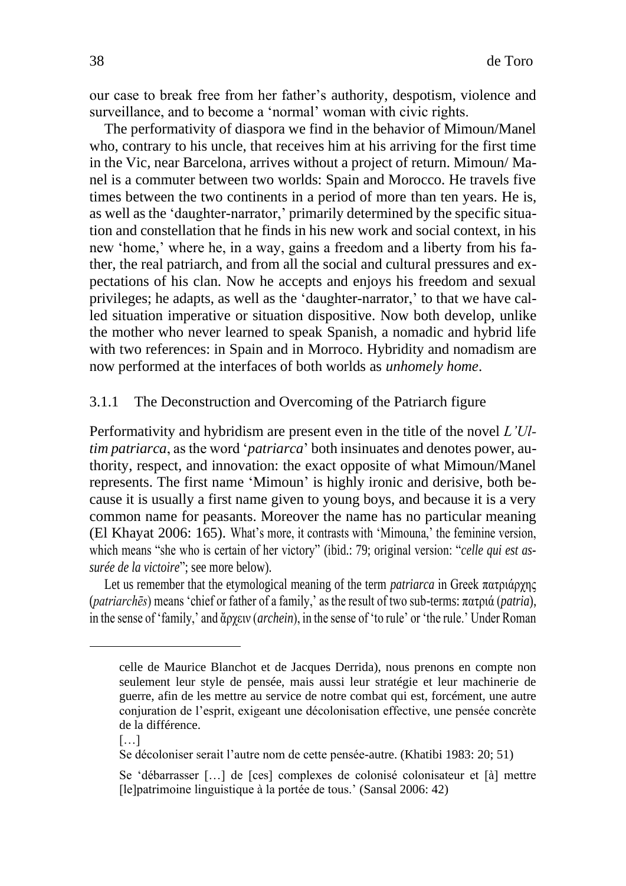our case to break free from her father's authority, despotism, violence and surveillance, and to become a 'normal' woman with civic rights.

The performativity of diaspora we find in the behavior of Mimoun/Manel who, contrary to his uncle, that receives him at his arriving for the first time in the Vic, near Barcelona, arrives without a project of return. Mimoun/ Manel is a commuter between two worlds: Spain and Morocco. He travels five times between the two continents in a period of more than ten years. He is, as well as the 'daughter-narrator,' primarily determined by the specific situation and constellation that he finds in his new work and social context, in his new 'home,' where he, in a way, gains a freedom and a liberty from his father, the real patriarch, and from all the social and cultural pressures and expectations of his clan. Now he accepts and enjoys his freedom and sexual privileges; he adapts, as well as the 'daughter-narrator,' to that we have called situation imperative or situation dispositive. Now both develop, unlike the mother who never learned to speak Spanish, a nomadic and hybrid life with two references: in Spain and in Morroco. Hybridity and nomadism are now performed at the interfaces of both worlds as *unhomely home*.

### 3.1.1 The Deconstruction and Overcoming of the Patriarch figure

Performativity and hybridism are present even in the title of the novel *L'Ultim patriarca*, as the word '*patriarca*' both insinuates and denotes power, authority, respect, and innovation: the exact opposite of what Mimoun/Manel represents. The first name 'Mimoun' is highly ironic and derisive, both because it is usually a first name given to young boys, and because it is a very common name for peasants. Moreover the name has no particular meaning (El Khayat 2006: 165). What's more, it contrasts with 'Mimouna,' the feminine version, which means "she who is certain of her victory" (ibid.: 79; original version: "*celle qui est assurée de la victoire*"; see more below).

Let us remember that the etymological meaning of the term *patriarca* in Greek πατριάρχης (*patriarchēs*) means 'chief or father of a family,' as the result of two sub-terms: πατριά (*patria*), in the sense of 'family,' and ἄρχειν (*archein*), in the sense of 'to rule' or 'the rule.' Under Roman

---

> celle de Maurice Blanchot et de Jacques Derrida), nous prenons en compte non seulement leur style de pensée, mais aussi leur stratégie et leur machinerie de guerre, afin de les mettre au service de notre combat qui est, forcément, une autre conjuration de l'esprit, exigeant une décolonisation effective, une pensée concrète de la différence.
>
> […]
>
> Se décoloniser serait l'autre nom de cette pensée-autre. (Khatibi 1983: 20; 51)
>
> Se 'débarrasser […] de [ces] complexes de colonisé colonisateur et [à] mettre [le]patrimoine linguistique à la portée de tous.' (Sansal 2006: 42)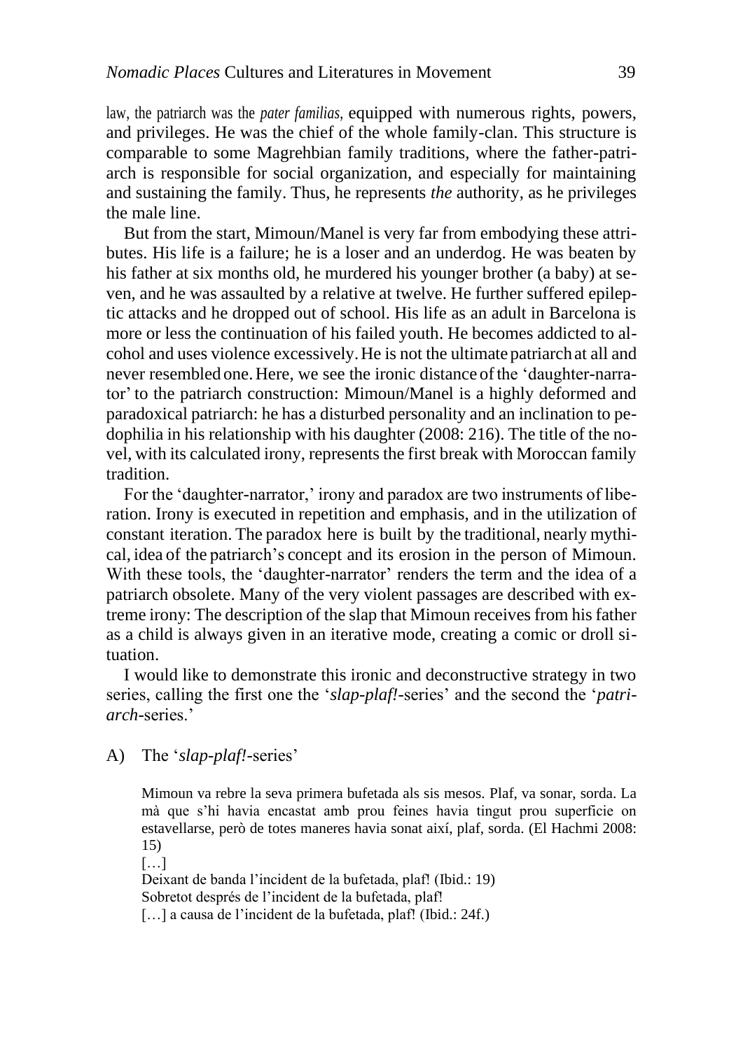law, the patriarch was the *pater familias*, equipped with numerous rights, powers, and privileges. He was the chief of the whole family-clan. This structure is comparable to some Magrehbian family traditions, where the father-patriarch is responsible for social organization, and especially for maintaining and sustaining the family. Thus, he represents *the* authority, as he privileges the male line.

But from the start, Mimoun/Manel is very far from embodying these attributes. His life is a failure; he is a loser and an underdog. He was beaten by his father at six months old, he murdered his younger brother (a baby) at seven, and he was assaulted by a relative at twelve. He further suffered epileptic attacks and he dropped out of school. His life as an adult in Barcelona is more or less the continuation of his failed youth. He becomes addicted to alcohol and uses violence excessively. He is not the ultimate patriarch at all and never resembled one. Here, we see the ironic distance of the 'daughter-narrator' to the patriarch construction: Mimoun/Manel is a highly deformed and paradoxical patriarch: he has a disturbed personality and an inclination to pedophilia in his relationship with his daughter (2008: 216). The title of the novel, with its calculated irony, represents the first break with Moroccan family tradition.

For the 'daughter-narrator,' irony and paradox are two instruments of liberation. Irony is executed in repetition and emphasis, and in the utilization of constant iteration. The paradox here is built by the traditional, nearly mythical, idea of the patriarch's concept and its erosion in the person of Mimoun. With these tools, the 'daughter-narrator' renders the term and the idea of a patriarch obsolete. Many of the very violent passages are described with extreme irony: The description of the slap that Mimoun receives from his father as a child is always given in an iterative mode, creating a comic or droll situation.

I would like to demonstrate this ironic and deconstructive strategy in two series, calling the first one the '*slap-plaf!*-series' and the second the '*patriarch*-series.'

A) The '*slap-plaf!*-series'

> Mimoun va rebre la seva primera bufetada als sis mesos. Plaf, va sonar, sorda. La mà que s'hi havia encastat amb prou feines havia tingut prou superficie on estavellarse, però de totes maneres havia sonat així, plaf, sorda. (El Hachmi 2008: 15)
>
> […]
>
> Deixant de banda l'incident de la bufetada, plaf! (Ibid.: 19)
>
> Sobretot després de l'incident de la bufetada, plaf!
>
> […] a causa de l'incident de la bufetada, plaf! (Ibid.: 24f.)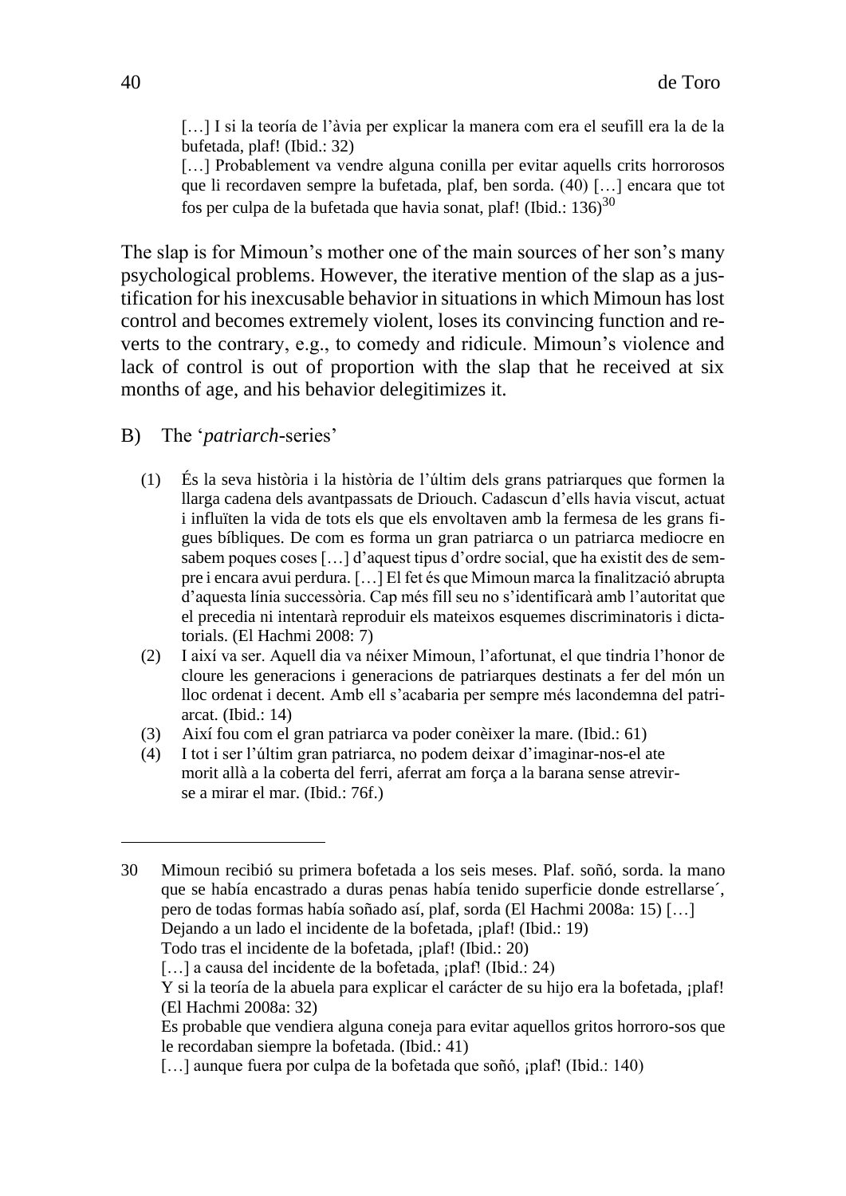> […] I si la teoría de l'àvia per explicar la manera com era el seufill era la de la bufetada, plaf! (Ibid.: 32)
> […] Probablement va vendre alguna conilla per evitar aquells crits horrorosos que li recordaven sempre la bufetada, plaf, ben sorda. (40) […] encara que tot fos per culpa de la bufetada que havia sonat, plaf! (Ibid.: 136)[30]

The slap is for Mimoun's mother one of the main sources of her son's many psychological problems. However, the iterative mention of the slap as a justification for his inexcusable behavior in situations in which Mimoun has lost control and becomes extremely violent, loses its convincing function and reverts to the contrary, e.g., to comedy and ridicule. Mimoun's violence and lack of control is out of proportion with the slap that he received at six months of age, and his behavior delegitimizes it.

B) The '*patriarch*-series'

> (1) És la seva història i la història de l'últim dels grans patriarques que formen la llarga cadena dels avantpassats de Driouch. Cadascun d'ells havia viscut, actuat i influïten la vida de tots els que els envoltaven amb la fermesa de les grans figues bíbliques. De com es forma un gran patriarca o un patriarca mediocre en sabem poques coses […] d'aquest tipus d'ordre social, que ha existit des de sempre i encara avui perdura. […] El fet és que Mimoun marca la finalització abrupta d'aquesta línia successòria. Cap més fill seu no s'identificarà amb l'autoritat que el precedia ni intentarà reproduir els mateixos esquemes discriminatoris i dictatorials. (El Hachmi 2008: 7)
>
> (2) I així va ser. Aquell dia va néixer Mimoun, l'afortunat, el que tindria l'honor de cloure les generacions i generacions de patriarques destinats a fer del món un lloc ordenat i decent. Amb ell s'acabaria per sempre més lacondemna del patriarcat. (Ibid.: 14)
>
> (3) Així fou com el gran patriarca va poder conèixer la mare. (Ibid.: 61)
>
> (4) I tot i ser l'últim gran patriarca, no podem deixar d'imaginar-nos-el ate morit allà a la coberta del ferri, aferrat am força a la barana sense atrevir-se a mirar el mar. (Ibid.: 76f.)

---

30 Mimoun recibió su primera bofetada a los seis meses. Plaf. soñó, sorda. la mano que se había encastrado a duras penas había tenido superficie donde estrellarse´, pero de todas formas había soñado así, plaf, sorda (El Hachmi 2008a: 15) […]
Dejando a un lado el incidente de la bofetada, ¡plaf! (Ibid.: 19)
Todo tras el incidente de la bofetada, ¡plaf! (Ibid.: 20)
[…] a causa del incidente de la bofetada, ¡plaf! (Ibid.: 24)
Y si la teoría de la abuela para explicar el carácter de su hijo era la bofetada, ¡plaf! (El Hachmi 2008a: 32)
Es probable que vendiera alguna coneja para evitar aquellos gritos horroro-sos que le recordaban siempre la bofetada. (Ibid.: 41)
[…] aunque fuera por culpa de la bofetada que soñó, ¡plaf! (Ibid.: 140)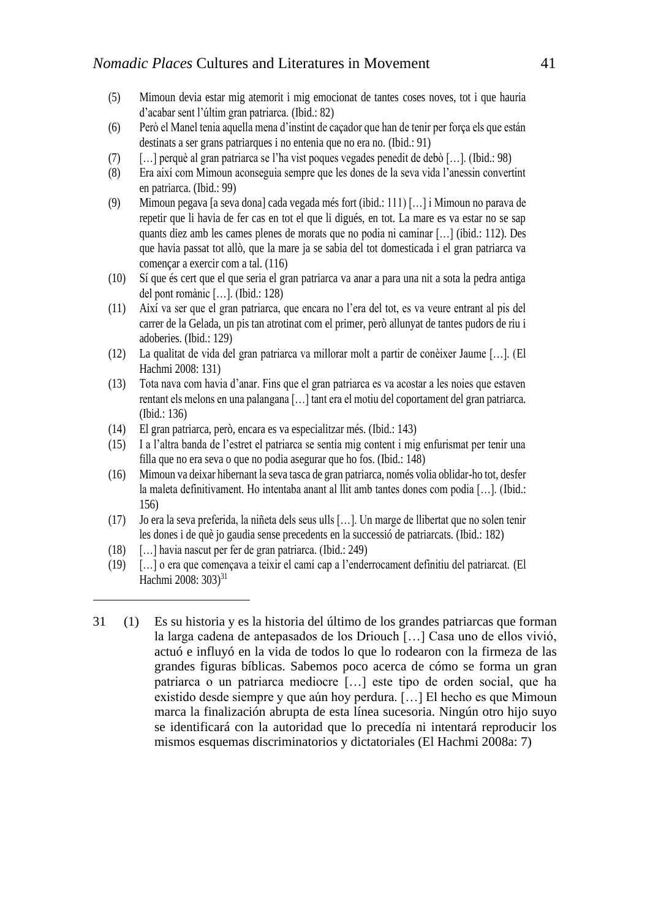(5) Mimoun devia estar mig atemorit i mig emocionat de tantes coses noves, tot i que hauria d'acabar sent l'últim gran patriarca. (Ibid.: 82)

(6) Però el Manel tenia aquella mena d'instint de caçador que han de tenir per força els que están destinats a ser grans patriarques i no entenia que no era no. (Ibid.: 91)

(7) […] perquè al gran patriarca se l'ha vist poques vegades penedit de debò […]. (Ibid.: 98)

(8) Era així com Mimoun aconseguia sempre que les dones de la seva vida l'anessin convertint en patriarca. (Ibid.: 99)

(9) Mimoun pegava [a seva dona] cada vegada més fort (ibid.: 111) […] i Mimoun no parava de repetir que li havia de fer cas en tot el que li digués, en tot. La mare es va estar no se sap quants diez amb les cames plenes de morats que no podia ni caminar […] (ibid.: 112). Des que havia passat tot allò, que la mare ja se sabia del tot domesticada i el gran patriarca va començar a exercir com a tal. (116)

(10) Sí que és cert que el que seria el gran patriarca va anar a para una nit a sota la pedra antiga del pont romànic […]. (Ibid.: 128)

(11) Així va ser que el gran patriarca, que encara no l'era del tot, es va veure entrant al pis del carrer de la Gelada, un pis tan atrotinat com el primer, però allunyat de tantes pudors de riu i adoberies. (Ibid.: 129)

(12) La qualitat de vida del gran patriarca va millorar molt a partir de conèixer Jaume […]. (El Hachmi 2008: 131)

(13) Tota nava com havia d'anar. Fins que el gran patriarca es va acostar a les noies que estaven rentant els melons en una palangana […] tant era el motiu del coportament del gran patriarca. (Ibid.: 136)

(14) El gran patriarca, però, encara es va especialitzar més. (Ibid.: 143)

(15) I a l'altra banda de l'estret el patriarca se sentía mig content i mig enfurismat per tenir una filla que no era seva o que no podia asegurar que ho fos. (Ibid.: 148)

(16) Mimoun va deixar hibernant la seva tasca de gran patriarca, només volia oblidar-ho tot, desfer la maleta definitivament. Ho intentaba anant al llit amb tantes dones com podia […]. (Ibid.: 156)

(17) Jo era la seva preferida, la niñeta dels seus ulls […]. Un marge de llibertat que no solen tenir les dones i de què jo gaudia sense precedents en la successió de patriarcats. (Ibid.: 182)

(18) […] havia nascut per fer de gran patriarca. (Ibid.: 249)

(19) […] o era que començava a teixir el camí cap a l'enderrocament definitiu del patriarcat. (El Hachmi 2008: 303)[31]

---

31 (1) Es su historia y es la historia del último de los grandes patriarcas que forman la larga cadena de antepasados de los Driouch […] Casa uno de ellos vivió, actuó e influyó en la vida de todos lo que lo rodearon con la firmeza de las grandes figuras bíblicas. Sabemos poco acerca de cómo se forma un gran patriarca o un patriarca mediocre […] este tipo de orden social, que ha existido desde siempre y que aún hoy perdura. […] El hecho es que Mimoun marca la finalización abrupta de esta línea sucesoria. Ningún otro hijo suyo se identificará con la autoridad que lo precedía ni intentará reproducir los mismos esquemas discriminatorios y dictatoriales (El Hachmi 2008a: 7)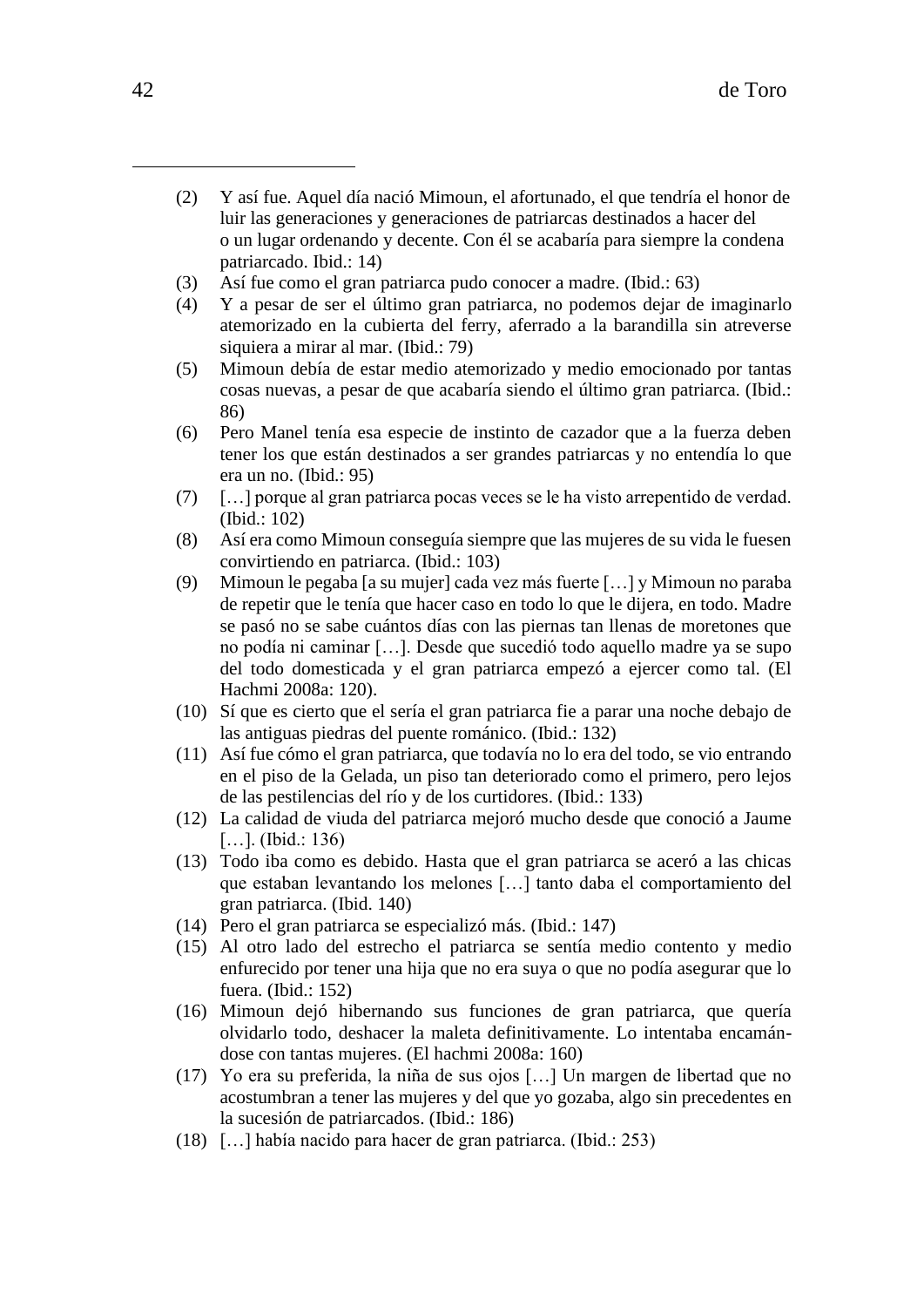(2) Y así fue. Aquel día nació Mimoun, el afortunado, el que tendría el honor de luir las generaciones y generaciones de patriarcas destinados a hacer del o un lugar ordenando y decente. Con él se acabaría para siempre la condena patriarcado. Ibid.: 14)

(3) Así fue como el gran patriarca pudo conocer a madre. (Ibid.: 63)

(4) Y a pesar de ser el último gran patriarca, no podemos dejar de imaginarlo atemorizado en la cubierta del ferry, aferrado a la barandilla sin atreverse siquiera a mirar al mar. (Ibid.: 79)

(5) Mimoun debía de estar medio atemorizado y medio emocionado por tantas cosas nuevas, a pesar de que acabaría siendo el último gran patriarca. (Ibid.: 86)

(6) Pero Manel tenía esa especie de instinto de cazador que a la fuerza deben tener los que están destinados a ser grandes patriarcas y no entendía lo que era un no. (Ibid.: 95)

(7) […] porque al gran patriarca pocas veces se le ha visto arrepentido de verdad. (Ibid.: 102)

(8) Así era como Mimoun conseguía siempre que las mujeres de su vida le fuesen convirtiendo en patriarca. (Ibid.: 103)

(9) Mimoun le pegaba [a su mujer] cada vez más fuerte […] y Mimoun no paraba de repetir que le tenía que hacer caso en todo lo que le dijera, en todo. Madre se pasó no se sabe cuántos días con las piernas tan llenas de moretones que no podía ni caminar […]. Desde que sucedió todo aquello madre ya se supo del todo domesticada y el gran patriarca empezó a ejercer como tal. (El Hachmi 2008a: 120).

(10) Sí que es cierto que el sería el gran patriarca fie a parar una noche debajo de las antiguas piedras del puente románico. (Ibid.: 132)

(11) Así fue cómo el gran patriarca, que todavía no lo era del todo, se vio entrando en el piso de la Gelada, un piso tan deteriorado como el primero, pero lejos de las pestilencias del río y de los curtidores. (Ibid.: 133)

(12) La calidad de viuda del patriarca mejoró mucho desde que conoció a Jaume […]. (Ibid.: 136)

(13) Todo iba como es debido. Hasta que el gran patriarca se aceró a las chicas que estaban levantando los melones […] tanto daba el comportamiento del gran patriarca. (Ibid. 140)

(14) Pero el gran patriarca se especializó más. (Ibid.: 147)

(15) Al otro lado del estrecho el patriarca se sentía medio contento y medio enfurecido por tener una hija que no era suya o que no podía asegurar que lo fuera. (Ibid.: 152)

(16) Mimoun dejó hibernando sus funciones de gran patriarca, que quería olvidarlo todo, deshacer la maleta definitivamente. Lo intentaba encamándose con tantas mujeres. (El hachmi 2008a: 160)

(17) Yo era su preferida, la niña de sus ojos […] Un margen de libertad que no acostumbran a tener las mujeres y del que yo gozaba, algo sin precedentes en la sucesión de patriarcados. (Ibid.: 186)

(18) […] había nacido para hacer de gran patriarca. (Ibid.: 253)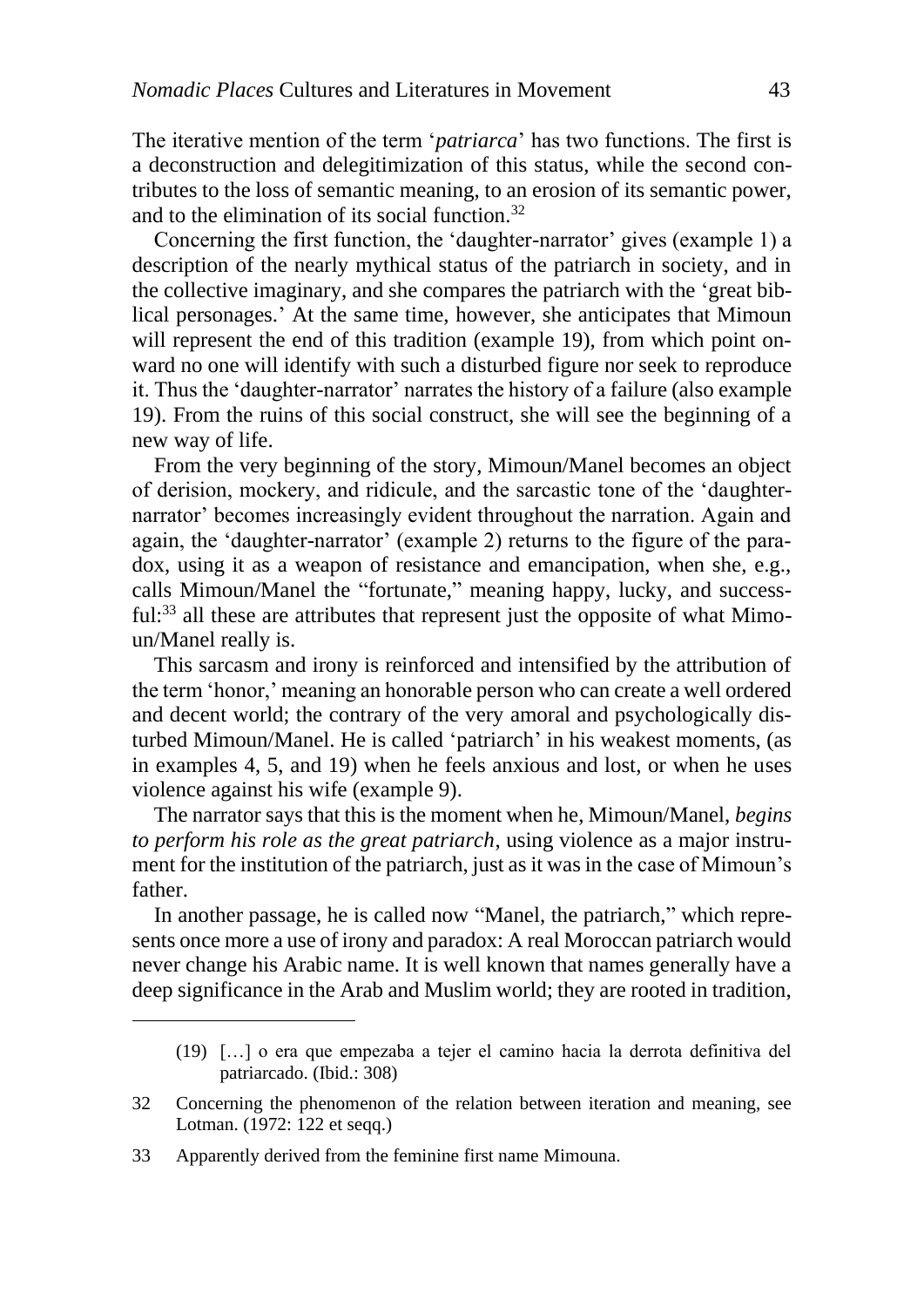The iterative mention of the term '*patriarca*' has two functions. The first is a deconstruction and delegitimization of this status, while the second contributes to the loss of semantic meaning, to an erosion of its semantic power, and to the elimination of its social function.[32]

Concerning the first function, the 'daughter-narrator' gives (example 1) a description of the nearly mythical status of the patriarch in society, and in the collective imaginary, and she compares the patriarch with the 'great biblical personages.' At the same time, however, she anticipates that Mimoun will represent the end of this tradition (example 19), from which point onward no one will identify with such a disturbed figure nor seek to reproduce it. Thus the 'daughter-narrator' narrates the history of a failure (also example 19). From the ruins of this social construct, she will see the beginning of a new way of life.

From the very beginning of the story, Mimoun/Manel becomes an object of derision, mockery, and ridicule, and the sarcastic tone of the 'daughter-narrator' becomes increasingly evident throughout the narration. Again and again, the 'daughter-narrator' (example 2) returns to the figure of the paradox, using it as a weapon of resistance and emancipation, when she, e.g., calls Mimoun/Manel the "fortunate," meaning happy, lucky, and successful:[33] all these are attributes that represent just the opposite of what Mimoun/Manel really is.

This sarcasm and irony is reinforced and intensified by the attribution of the term 'honor,' meaning an honorable person who can create a well ordered and decent world; the contrary of the very amoral and psychologically disturbed Mimoun/Manel. He is called 'patriarch' in his weakest moments, (as in examples 4, 5, and 19) when he feels anxious and lost, or when he uses violence against his wife (example 9).

The narrator says that this is the moment when he, Mimoun/Manel, *begins to perform his role as the great patriarch*, using violence as a major instrument for the institution of the patriarch, just as it was in the case of Mimoun's father.

In another passage, he is called now "Manel, the patriarch," which represents once more a use of irony and paradox: A real Moroccan patriarch would never change his Arabic name. It is well known that names generally have a deep significance in the Arab and Muslim world; they are rooted in tradition,

---

(19) […] o era que empezaba a tejer el camino hacia la derrota definitiva del patriarcado. (Ibid.: 308)

32 Concerning the phenomenon of the relation between iteration and meaning, see Lotman. (1972: 122 et seqq.)

33 Apparently derived from the feminine first name Mimouna.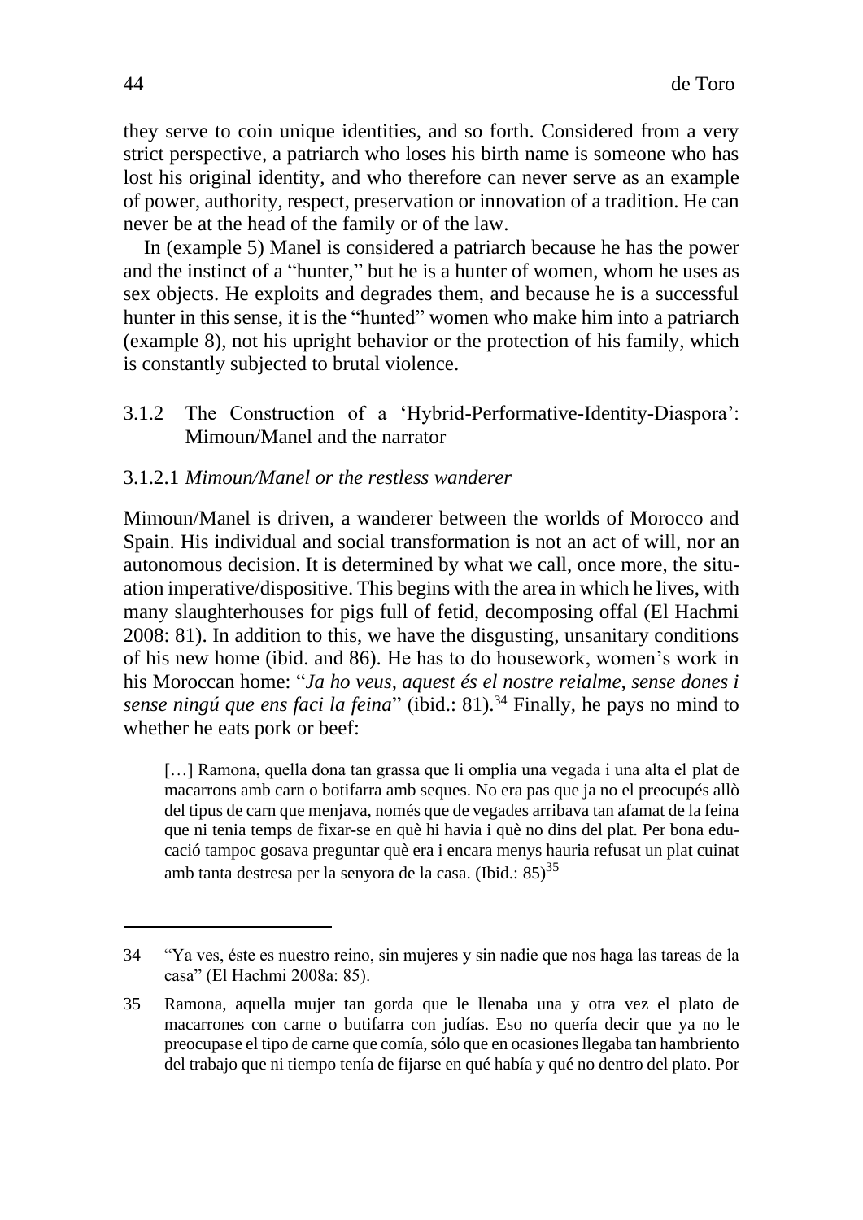they serve to coin unique identities, and so forth. Considered from a very strict perspective, a patriarch who loses his birth name is someone who has lost his original identity, and who therefore can never serve as an example of power, authority, respect, preservation or innovation of a tradition. He can never be at the head of the family or of the law.

In (example 5) Manel is considered a patriarch because he has the power and the instinct of a "hunter," but he is a hunter of women, whom he uses as sex objects. He exploits and degrades them, and because he is a successful hunter in this sense, it is the "hunted" women who make him into a patriarch (example 8), not his upright behavior or the protection of his family, which is constantly subjected to brutal violence.

### 3.1.2 The Construction of a 'Hybrid-Performative-Identity-Diaspora': Mimoun/Manel and the narrator

#### 3.1.2.1 *Mimoun/Manel or the restless wanderer*

Mimoun/Manel is driven, a wanderer between the worlds of Morocco and Spain. His individual and social transformation is not an act of will, nor an autonomous decision. It is determined by what we call, once more, the situation imperative/dispositive. This begins with the area in which he lives, with many slaughterhouses for pigs full of fetid, decomposing offal (El Hachmi 2008: 81). In addition to this, we have the disgusting, unsanitary conditions of his new home (ibid. and 86). He has to do housework, women's work in his Moroccan home: "*Ja ho veus, aquest és el nostre reialme, sense dones i sense ningú que ens faci la feina*" (ibid.: 81).[34] Finally, he pays no mind to whether he eats pork or beef:

> […] Ramona, quella dona tan grassa que li omplia una vegada i una alta el plat de macarrons amb carn o botifarra amb seques. No era pas que ja no el preocupés allò del tipus de carn que menjava, només que de vegades arribava tan afamat de la feina que ni tenia temps de fixar-se en què hi havia i què no dins del plat. Per bona educació tampoc gosava preguntar què era i encara menys hauria refusat un plat cuinat amb tanta destresa per la senyora de la casa. (Ibid.: 85)[35]

---

34 "Ya ves, éste es nuestro reino, sin mujeres y sin nadie que nos haga las tareas de la casa" (El Hachmi 2008a: 85).

35 Ramona, aquella mujer tan gorda que le llenaba una y otra vez el plato de macarrones con carne o butifarra con judías. Eso no quería decir que ya no le preocupase el tipo de carne que comía, sólo que en ocasiones llegaba tan hambriento del trabajo que ni tiempo tenía de fijarse en qué había y qué no dentro del plato. Por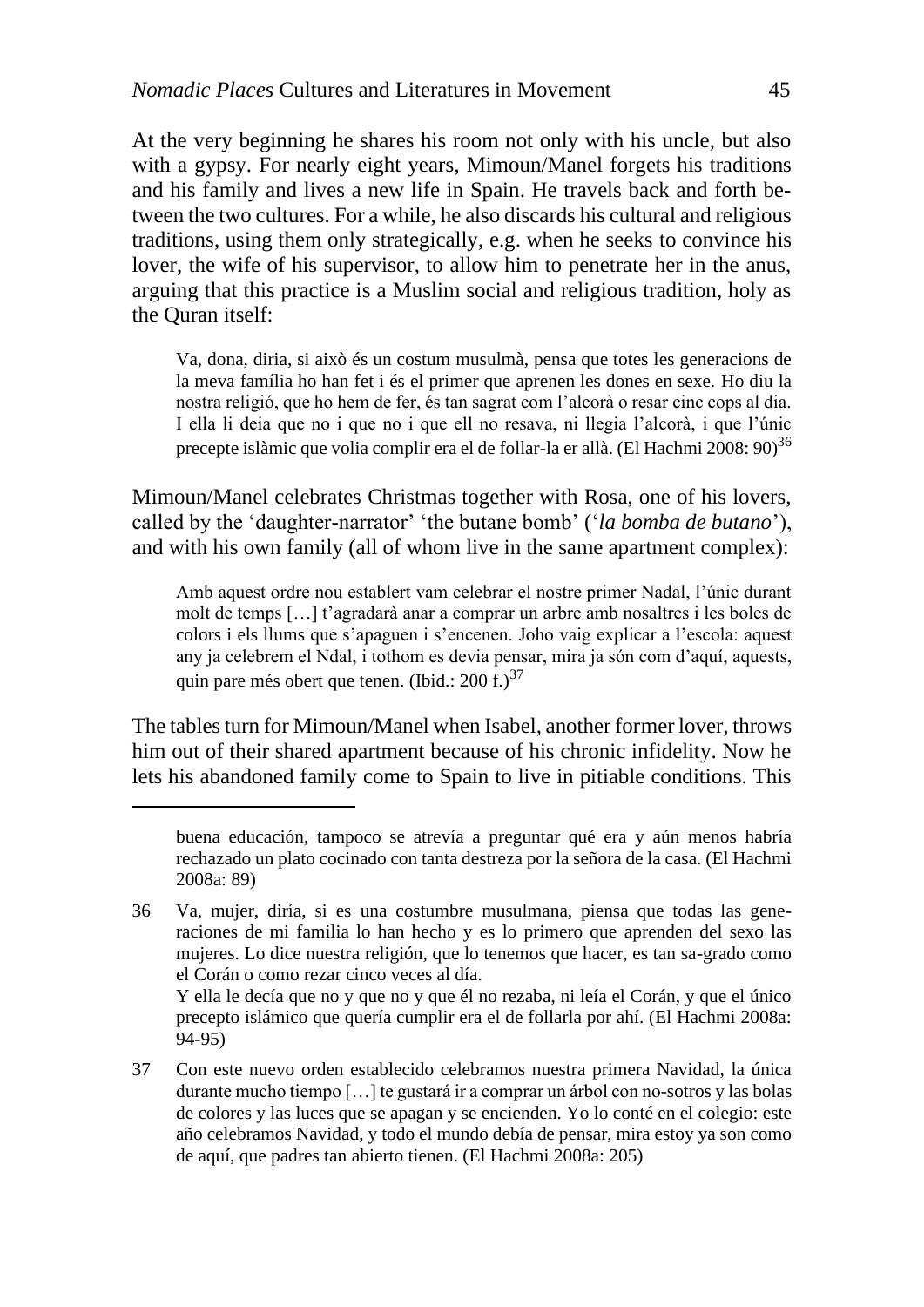At the very beginning he shares his room not only with his uncle, but also with a gypsy. For nearly eight years, Mimoun/Manel forgets his traditions and his family and lives a new life in Spain. He travels back and forth between the two cultures. For a while, he also discards his cultural and religious traditions, using them only strategically, e.g. when he seeks to convince his lover, the wife of his supervisor, to allow him to penetrate her in the anus, arguing that this practice is a Muslim social and religious tradition, holy as the Quran itself:

> Va, dona, diria, si això és un costum musulmà, pensa que totes les generacions de la meva família ho han fet i és el primer que aprenen les dones en sexe. Ho diu la nostra religió, que ho hem de fer, és tan sagrat com l'alcorà o resar cinc cops al dia. I ella li deia que no i que no i que ell no resava, ni llegia l'alcorà, i que l'únic precepte islàmic que volia complir era el de follar-la er allà. (El Hachmi 2008: 90)[36]

Mimoun/Manel celebrates Christmas together with Rosa, one of his lovers, called by the 'daughter-narrator' 'the butane bomb' ('*la bomba de butano*'), and with his own family (all of whom live in the same apartment complex):

> Amb aquest ordre nou establert vam celebrar el nostre primer Nadal, l'únic durant molt de temps […] t'agradarà anar a comprar un arbre amb nosaltres i les boles de colors i els llums que s'apaguen i s'encenen. Joho vaig explicar a l'escola: aquest any ja celebrem el Ndal, i tothom es devia pensar, mira ja són com d'aquí, aquests, quin pare més obert que tenen. (Ibid.: 200 f.)[37]

The tables turn for Mimoun/Manel when Isabel, another former lover, throws him out of their shared apartment because of his chronic infidelity. Now he lets his abandoned family come to Spain to live in pitiable conditions. This

---

buena educación, tampoco se atrevía a preguntar qué era y aún menos habría rechazado un plato cocinado con tanta destreza por la señora de la casa. (El Hachmi 2008a: 89)

36 Va, mujer, diría, si es una costumbre musulmana, piensa que todas las generaciones de mi familia lo han hecho y es lo primero que aprenden del sexo las mujeres. Lo dice nuestra religión, que lo tenemos que hacer, es tan sa-grado como el Corán o como rezar cinco veces al día.
Y ella le decía que no y que no y que él no rezaba, ni leía el Corán, y que el único precepto islámico que quería cumplir era el de follarla por ahí. (El Hachmi 2008a: 94-95)

37 Con este nuevo orden establecido celebramos nuestra primera Navidad, la única durante mucho tiempo […] te gustará ir a comprar un árbol con no-sotros y las bolas de colores y las luces que se apagan y se encienden. Yo lo conté en el colegio: este año celebramos Navidad, y todo el mundo debía de pensar, mira estoy ya son como de aquí, que padres tan abierto tienen. (El Hachmi 2008a: 205)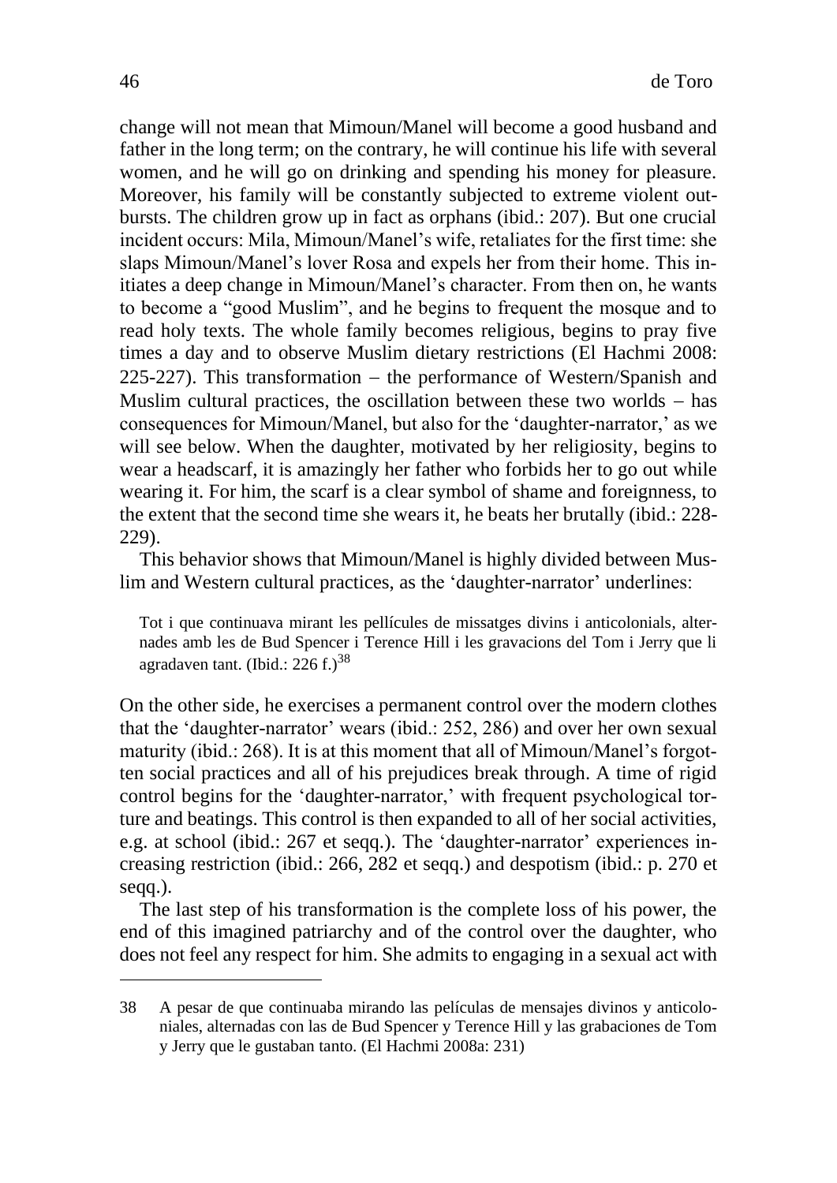change will not mean that Mimoun/Manel will become a good husband and father in the long term; on the contrary, he will continue his life with several women, and he will go on drinking and spending his money for pleasure. Moreover, his family will be constantly subjected to extreme violent outbursts. The children grow up in fact as orphans (ibid.: 207). But one crucial incident occurs: Mila, Mimoun/Manel's wife, retaliates for the first time: she slaps Mimoun/Manel's lover Rosa and expels her from their home. This initiates a deep change in Mimoun/Manel's character. From then on, he wants to become a "good Muslim", and he begins to frequent the mosque and to read holy texts. The whole family becomes religious, begins to pray five times a day and to observe Muslim dietary restrictions (El Hachmi 2008: 225-227). This transformation – the performance of Western/Spanish and Muslim cultural practices, the oscillation between these two worlds – has consequences for Mimoun/Manel, but also for the 'daughter-narrator,' as we will see below. When the daughter, motivated by her religiosity, begins to wear a headscarf, it is amazingly her father who forbids her to go out while wearing it. For him, the scarf is a clear symbol of shame and foreignness, to the extent that the second time she wears it, he beats her brutally (ibid.: 228-229).

This behavior shows that Mimoun/Manel is highly divided between Muslim and Western cultural practices, as the 'daughter-narrator' underlines:

> Tot i que continuava mirant les pellícules de missatges divins i anticolonials, alternades amb les de Bud Spencer i Terence Hill i les gravacions del Tom i Jerry que li agradaven tant. (Ibid.: 226 f.)[38]

On the other side, he exercises a permanent control over the modern clothes that the 'daughter-narrator' wears (ibid.: 252, 286) and over her own sexual maturity (ibid.: 268). It is at this moment that all of Mimoun/Manel's forgotten social practices and all of his prejudices break through. A time of rigid control begins for the 'daughter-narrator,' with frequent psychological torture and beatings. This control is then expanded to all of her social activities, e.g. at school (ibid.: 267 et seqq.). The 'daughter-narrator' experiences increasing restriction (ibid.: 266, 282 et seqq.) and despotism (ibid.: p. 270 et seqq.).

The last step of his transformation is the complete loss of his power, the end of this imagined patriarchy and of the control over the daughter, who does not feel any respect for him. She admits to engaging in a sexual act with

---

38 A pesar de que continuaba mirando las películas de mensajes divinos y anticoloniales, alternadas con las de Bud Spencer y Terence Hill y las grabaciones de Tom y Jerry que le gustaban tanto. (El Hachmi 2008a: 231)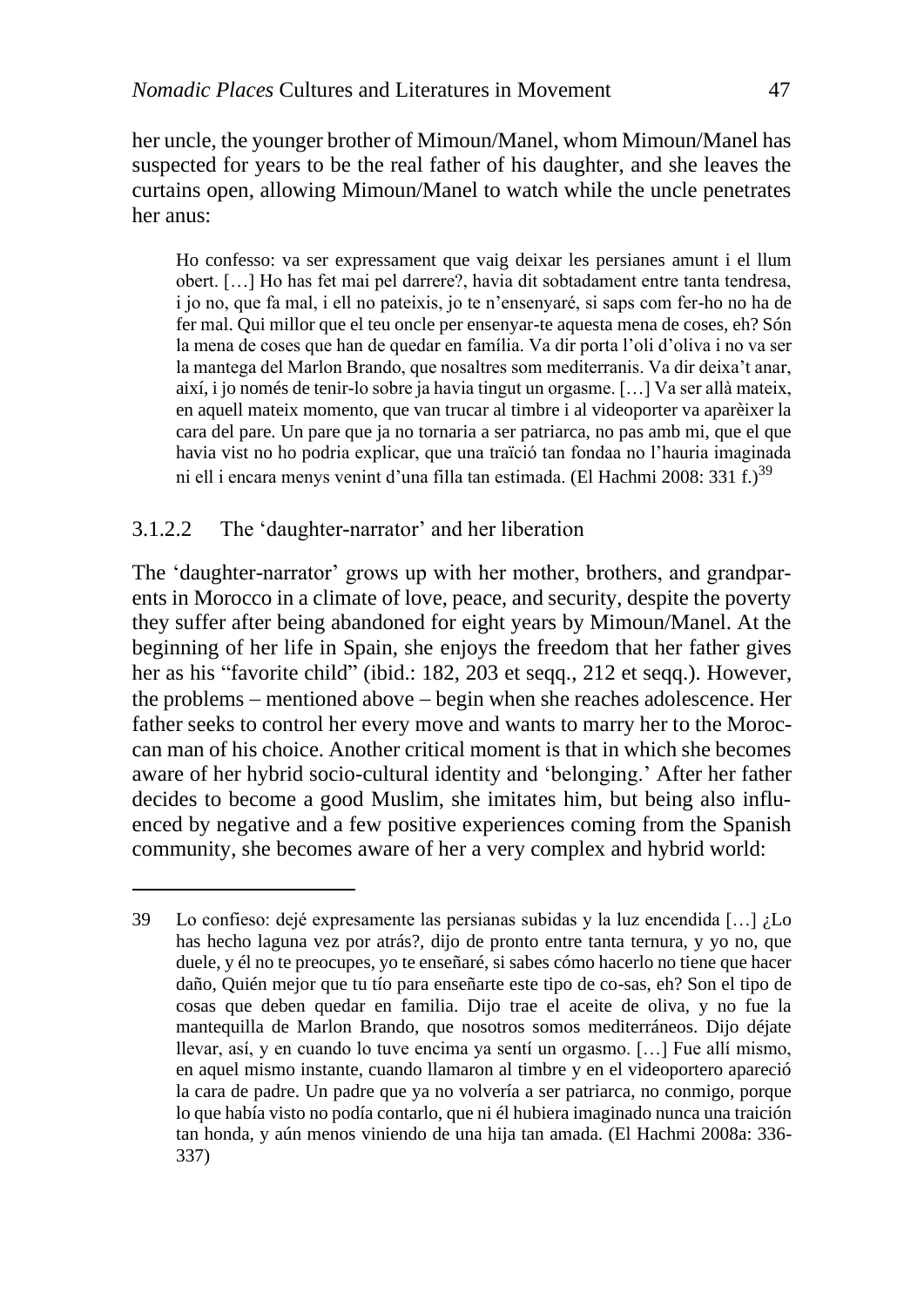her uncle, the younger brother of Mimoun/Manel, whom Mimoun/Manel has suspected for years to be the real father of his daughter, and she leaves the curtains open, allowing Mimoun/Manel to watch while the uncle penetrates her anus:

> Ho confesso: va ser expressament que vaig deixar les persianes amunt i el llum obert. […] Ho has fet mai pel darrere?, havia dit sobtadament entre tanta tendresa, i jo no, que fa mal, i ell no pateixis, jo te n'ensenyaré, si saps com fer-ho no ha de fer mal. Qui millor que el teu oncle per ensenyar-te aquesta mena de coses, eh? Són la mena de coses que han de quedar en família. Va dir porta l'oli d'oliva i no va ser la mantega del Marlon Brando, que nosaltres som mediterranis. Va dir deixa't anar, així, i jo només de tenir-lo sobre ja havia tingut un orgasme. […] Va ser allà mateix, en aquell mateix momento, que van trucar al timbre i al videoporter va aparèixer la cara del pare. Un pare que ja no tornaria a ser patriarca, no pas amb mi, que el que havia vist no ho podria explicar, que una traïció tan fondaa no l'hauria imaginada ni ell i encara menys venint d'una filla tan estimada. (El Hachmi 2008: 331 f.)[39]

### 3.1.2.2 The 'daughter-narrator' and her liberation

The 'daughter-narrator' grows up with her mother, brothers, and grandparents in Morocco in a climate of love, peace, and security, despite the poverty they suffer after being abandoned for eight years by Mimoun/Manel. At the beginning of her life in Spain, she enjoys the freedom that her father gives her as his "favorite child" (ibid.: 182, 203 et seqq., 212 et seqq.). However, the problems – mentioned above – begin when she reaches adolescence. Her father seeks to control her every move and wants to marry her to the Moroccan man of his choice. Another critical moment is that in which she becomes aware of her hybrid socio-cultural identity and 'belonging.' After her father decides to become a good Muslim, she imitates him, but being also influenced by negative and a few positive experiences coming from the Spanish community, she becomes aware of her a very complex and hybrid world:

---

39 Lo confieso: dejé expresamente las persianas subidas y la luz encendida […] ¿Lo has hecho laguna vez por atrás?, dijo de pronto entre tanta ternura, y yo no, que duele, y él no te preocupes, yo te enseñaré, si sabes cómo hacerlo no tiene que hacer daño, Quién mejor que tu tío para enseñarte este tipo de co-sas, eh? Son el tipo de cosas que deben quedar en familia. Dijo trae el aceite de oliva, y no fue la mantequilla de Marlon Brando, que nosotros somos mediterráneos. Dijo déjate llevar, así, y en cuando lo tuve encima ya sentí un orgasmo. […] Fue allí mismo, en aquel mismo instante, cuando llamaron al timbre y en el videoportero apareció la cara de padre. Un padre que ya no volvería a ser patriarca, no conmigo, porque lo que había visto no podía contarlo, que ni él hubiera imaginado nunca una traición tan honda, y aún menos viniendo de una hija tan amada. (El Hachmi 2008a: 336-337)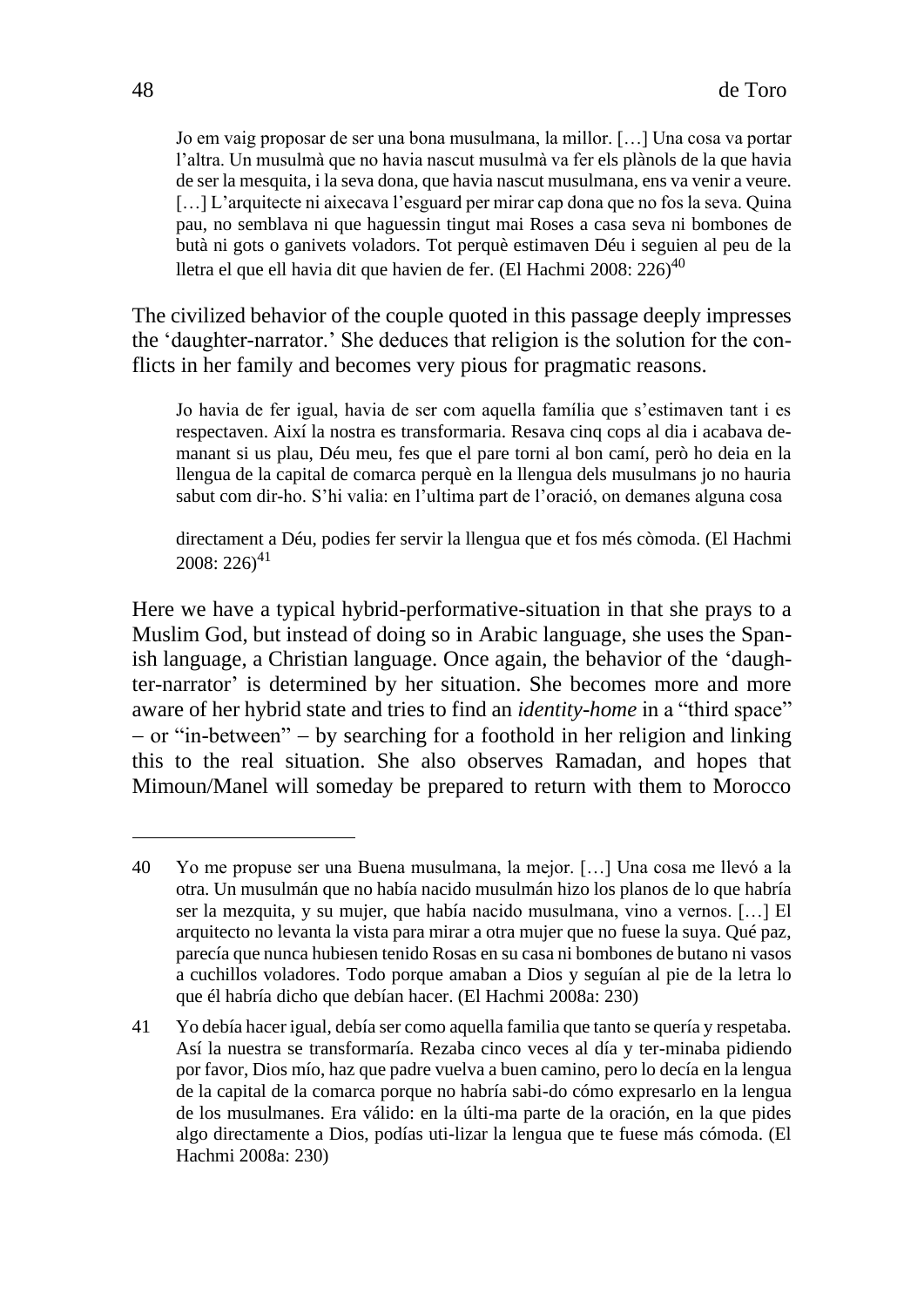> Jo em vaig proposar de ser una bona musulmana, la millor. […] Una cosa va portar l'altra. Un musulmà que no havia nascut musulmà va fer els plànols de la que havia de ser la mesquita, i la seva dona, que havia nascut musulmana, ens va venir a veure. […] L'arquitecte ni aixecava l'esguard per mirar cap dona que no fos la seva. Quina pau, no semblava ni que haguessin tingut mai Roses a casa seva ni bombones de butà ni gots o ganivets voladors. Tot perquè estimaven Déu i seguien al peu de la lletra el que ell havia dit que havien de fer. (El Hachmi 2008: 226)[40]

The civilized behavior of the couple quoted in this passage deeply impresses the 'daughter-narrator.' She deduces that religion is the solution for the conflicts in her family and becomes very pious for pragmatic reasons.

> Jo havia de fer igual, havia de ser com aquella família que s'estimaven tant i es respectaven. Així la nostra es transformaria. Resava cinq cops al dia i acabava demanant si us plau, Déu meu, fes que el pare torni al bon camí, però ho deia en la llengua de la capital de comarca perquè en la llengua dels musulmans jo no hauria sabut com dir-ho. S'hi valia: en l'ultima part de l'oració, on demanes alguna cosa directament a Déu, podies fer servir la llengua que et fos més còmoda. (El Hachmi 2008: 226)[41]

Here we have a typical hybrid-performative-situation in that she prays to a Muslim God, but instead of doing so in Arabic language, she uses the Spanish language, a Christian language. Once again, the behavior of the 'daughter-narrator' is determined by her situation. She becomes more and more aware of her hybrid state and tries to find an *identity-home* in a "third space" – or "in-between" – by searching for a foothold in her religion and linking this to the real situation. She also observes Ramadan, and hopes that Mimoun/Manel will someday be prepared to return with them to Morocco

---

40 Yo me propuse ser una Buena musulmana, la mejor. […] Una cosa me llevó a la otra. Un musulmán que no había nacido musulmán hizo los planos de lo que habría ser la mezquita, y su mujer, que había nacido musulmana, vino a vernos. […] El arquitecto no levanta la vista para mirar a otra mujer que no fuese la suya. Qué paz, parecía que nunca hubiesen tenido Rosas en su casa ni bombones de butano ni vasos a cuchillos voladores. Todo porque amaban a Dios y seguían al pie de la letra lo que él habría dicho que debían hacer. (El Hachmi 2008a: 230)

41 Yo debía hacer igual, debía ser como aquella familia que tanto se quería y respetaba. Así la nuestra se transformaría. Rezaba cinco veces al día y ter-minaba pidiendo por favor, Dios mío, haz que padre vuelva a buen camino, pero lo decía en la lengua de la capital de la comarca porque no habría sabi-do cómo expresarlo en la lengua de los musulmanes. Era válido: en la últi-ma parte de la oración, en la que pides algo directamente a Dios, podías uti-lizar la lengua que te fuese más cómoda. (El Hachmi 2008a: 230)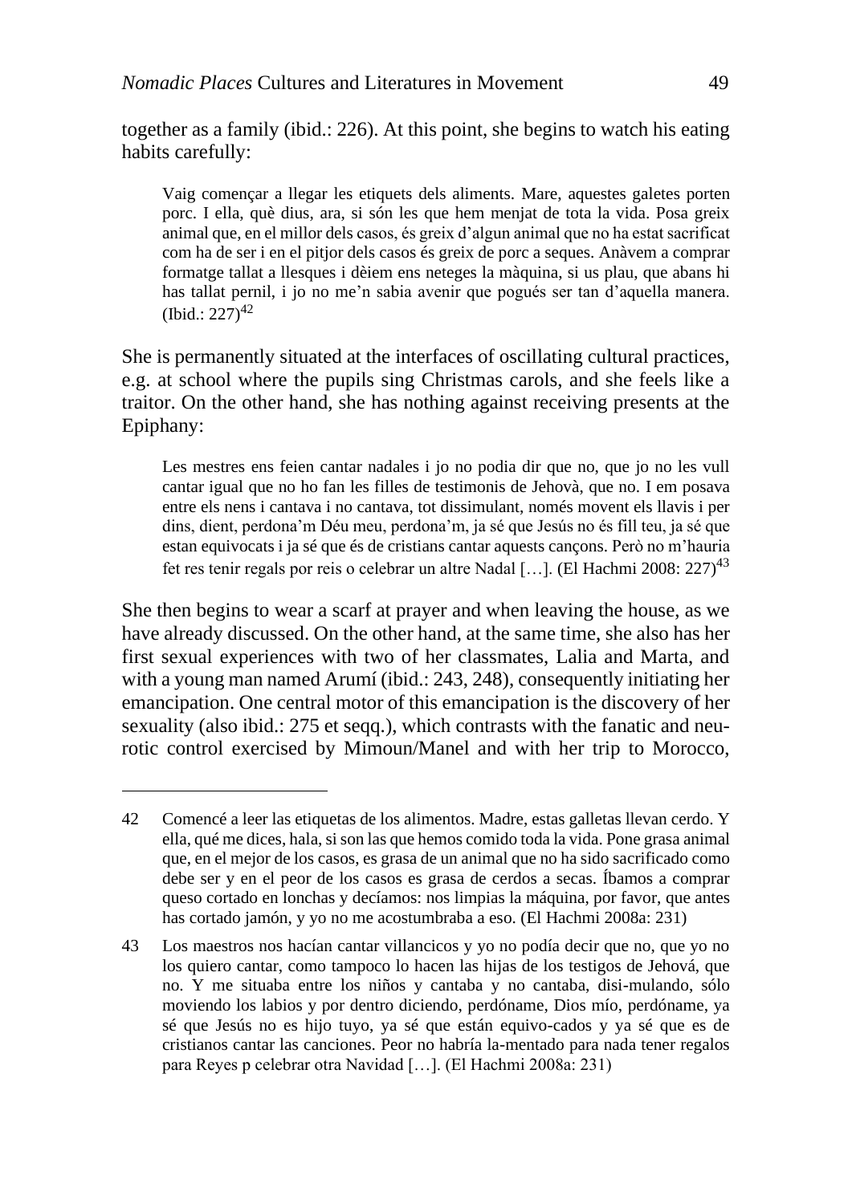together as a family (ibid.: 226). At this point, she begins to watch his eating habits carefully:

> Vaig començar a llegar les etiquets dels aliments. Mare, aquestes galetes porten porc. I ella, què dius, ara, si són les que hem menjat de tota la vida. Posa greix animal que, en el millor dels casos, és greix d'algun animal que no ha estat sacrificat com ha de ser i en el pitjor dels casos és greix de porc a seques. Anàvem a comprar formatge tallat a llesques i dèiem ens neteges la màquina, si us plau, que abans hi has tallat pernil, i jo no me'n sabia avenir que pogués ser tan d'aquella manera. (Ibid.: 227)[42]

She is permanently situated at the interfaces of oscillating cultural practices, e.g. at school where the pupils sing Christmas carols, and she feels like a traitor. On the other hand, she has nothing against receiving presents at the Epiphany:

> Les mestres ens feien cantar nadales i jo no podia dir que no, que jo no les vull cantar igual que no ho fan les filles de testimonis de Jehovà, que no. I em posava entre els nens i cantava i no cantava, tot dissimulant, només movent els llavis i per dins, dient, perdona'm Déu meu, perdona'm, ja sé que Jesús no és fill teu, ja sé que estan equivocats i ja sé que és de cristians cantar aquests cançons. Però no m'hauria fet res tenir regals por reis o celebrar un altre Nadal […]. (El Hachmi 2008: 227)[43]

She then begins to wear a scarf at prayer and when leaving the house, as we have already discussed. On the other hand, at the same time, she also has her first sexual experiences with two of her classmates, Lalia and Marta, and with a young man named Arumí (ibid.: 243, 248), consequently initiating her emancipation. One central motor of this emancipation is the discovery of her sexuality (also ibid.: 275 et seqq.), which contrasts with the fanatic and neurotic control exercised by Mimoun/Manel and with her trip to Morocco,

---

42 Comencé a leer las etiquetas de los alimentos. Madre, estas galletas llevan cerdo. Y ella, qué me dices, hala, si son las que hemos comido toda la vida. Pone grasa animal que, en el mejor de los casos, es grasa de un animal que no ha sido sacrificado como debe ser y en el peor de los casos es grasa de cerdos a secas. Íbamos a comprar queso cortado en lonchas y decíamos: nos limpias la máquina, por favor, que antes has cortado jamón, y yo no me acostumbraba a eso. (El Hachmi 2008a: 231)

43 Los maestros nos hacían cantar villancicos y yo no podía decir que no, que yo no los quiero cantar, como tampoco lo hacen las hijas de los testigos de Jehová, que no. Y me situaba entre los niños y cantaba y no cantaba, disi-mulando, sólo moviendo los labios y por dentro diciendo, perdóname, Dios mío, perdóname, ya sé que Jesús no es hijo tuyo, ya sé que están equivo-cados y ya sé que es de cristianos cantar las canciones. Peor no habría la-mentado para nada tener regalos para Reyes p celebrar otra Navidad […]. (El Hachmi 2008a: 231)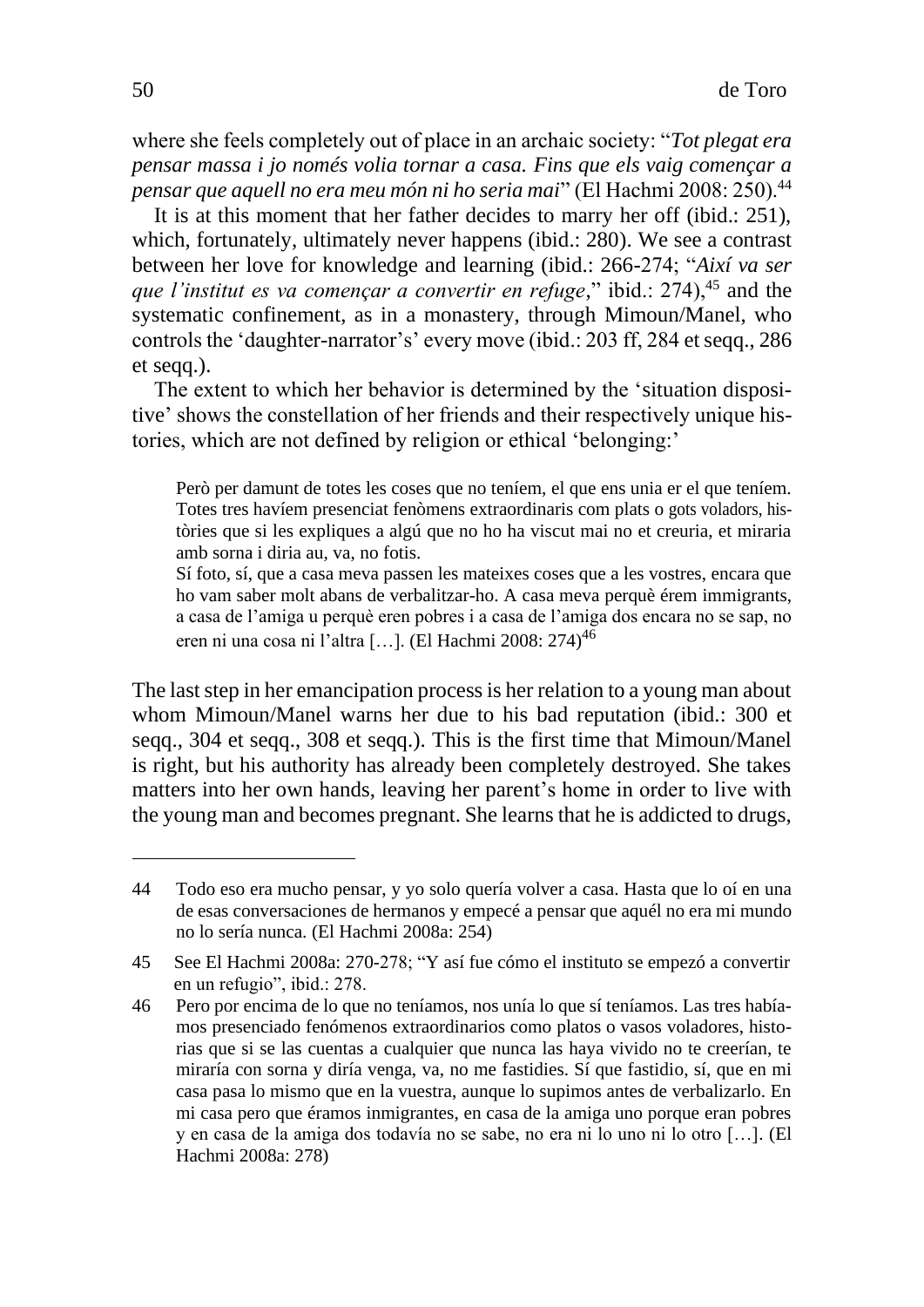where she feels completely out of place in an archaic society: "*Tot plegat era pensar massa i jo només volia tornar a casa. Fins que els vaig començar a pensar que aquell no era meu món ni ho seria mai*" (El Hachmi 2008: 250).[44]

It is at this moment that her father decides to marry her off (ibid.: 251), which, fortunately, ultimately never happens (ibid.: 280). We see a contrast between her love for knowledge and learning (ibid.: 266-274; "*Així va ser que l'institut es va començar a convertir en refuge*," ibid.: 274),[45] and the systematic confinement, as in a monastery, through Mimoun/Manel, who controls the 'daughter-narrator's' every move (ibid.: 203 ff, 284 et seqq., 286 et seqq.).

The extent to which her behavior is determined by the 'situation dispositive' shows the constellation of her friends and their respectively unique histories, which are not defined by religion or ethical 'belonging:'

> Però per damunt de totes les coses que no teníem, el que ens unia er el que teníem. Totes tres havíem presenciat fenòmens extraordinaris com plats o gots voladors, històries que si les expliques a algú que no ho ha viscut mai no et creuria, et miraria amb sorna i diria au, va, no fotis.
> Sí foto, sí, que a casa meva passen les mateixes coses que a les vostres, encara que ho vam saber molt abans de verbalitzar-ho. A casa meva perquè érem immigrants, a casa de l'amiga u perquè eren pobres i a casa de l'amiga dos encara no se sap, no eren ni una cosa ni l'altra […]. (El Hachmi 2008: 274)[46]

The last step in her emancipation process is her relation to a young man about whom Mimoun/Manel warns her due to his bad reputation (ibid.: 300 et seqq., 304 et seqq., 308 et seqq.). This is the first time that Mimoun/Manel is right, but his authority has already been completely destroyed. She takes matters into her own hands, leaving her parent's home in order to live with the young man and becomes pregnant. She learns that he is addicted to drugs,

---

44 Todo eso era mucho pensar, y yo solo quería volver a casa. Hasta que lo oí en una de esas conversaciones de hermanos y empecé a pensar que aquél no era mi mundo no lo sería nunca. (El Hachmi 2008a: 254)

45 See El Hachmi 2008a: 270-278; "Y así fue cómo el instituto se empezó a convertir en un refugio", ibid.: 278.

46 Pero por encima de lo que no teníamos, nos unía lo que sí teníamos. Las tres habíamos presenciado fenómenos extraordinarios como platos o vasos voladores, historias que si se las cuentas a cualquier que nunca las haya vivido no te creerían, te miraría con sorna y diría venga, va, no me fastidies. Sí que fastidio, sí, que en mi casa pasa lo mismo que en la vuestra, aunque lo supimos antes de verbalizarlo. En mi casa pero que éramos inmigrantes, en casa de la amiga uno porque eran pobres y en casa de la amiga dos todavía no se sabe, no era ni lo uno ni lo otro […]. (El Hachmi 2008a: 278)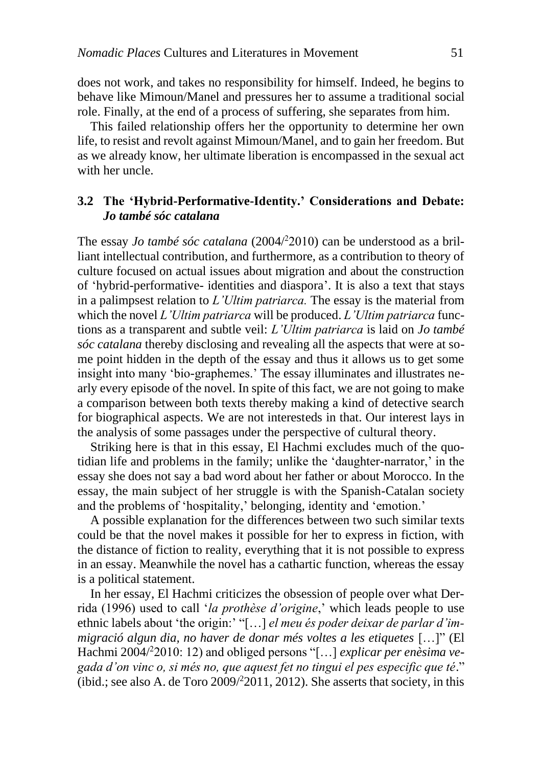does not work, and takes no responsibility for himself. Indeed, he begins to behave like Mimoun/Manel and pressures her to assume a traditional social role. Finally, at the end of a process of suffering, she separates from him.

This failed relationship offers her the opportunity to determine her own life, to resist and revolt against Mimoun/Manel, and to gain her freedom. But as we already know, her ultimate liberation is encompassed in the sexual act with her uncle.

### 3.2 The 'Hybrid-Performative-Identity.' Considerations and Debate: *Jo també sóc catalana*

The essay *Jo també sóc catalana* (2004/[2]2010) can be understood as a brilliant intellectual contribution, and furthermore, as a contribution to theory of culture focused on actual issues about migration and about the construction of 'hybrid-performative- identities and diaspora'. It is also a text that stays in a palimpsest relation to *L'Ultim patriarca.* The essay is the material from which the novel *L'Ultim patriarca* will be produced. *L'Ultim patriarca* functions as a transparent and subtle veil: *L'Ultim patriarca* is laid on *Jo també sóc catalana* thereby disclosing and revealing all the aspects that were at some point hidden in the depth of the essay and thus it allows us to get some insight into many 'bio-graphemes.' The essay illuminates and illustrates nearly every episode of the novel. In spite of this fact, we are not going to make a comparison between both texts thereby making a kind of detective search for biographical aspects. We are not interesteds in that. Our interest lays in the analysis of some passages under the perspective of cultural theory.

Striking here is that in this essay, El Hachmi excludes much of the quotidian life and problems in the family; unlike the 'daughter-narrator,' in the essay she does not say a bad word about her father or about Morocco. In the essay, the main subject of her struggle is with the Spanish-Catalan society and the problems of 'hospitality,' belonging, identity and 'emotion.'

A possible explanation for the differences between two such similar texts could be that the novel makes it possible for her to express in fiction, with the distance of fiction to reality, everything that it is not possible to express in an essay. Meanwhile the novel has a cathartic function, whereas the essay is a political statement.

In her essay, El Hachmi criticizes the obsession of people over what Derrida (1996) used to call '*la prothèse d'origine*,' which leads people to use ethnic labels about 'the origin:' "[…] *el meu és poder deixar de parlar d'immigració algun dia, no haver de donar més voltes a les etiquetes* […]" (El Hachmi 2004/[2]2010: 12) and obliged persons "[…] *explicar per enèsima vegada d'on vinc o, si més no, que aquest fet no tingui el pes especific que té*." (ibid.; see also A. de Toro 2009/[2]2011, 2012). She asserts that society, in this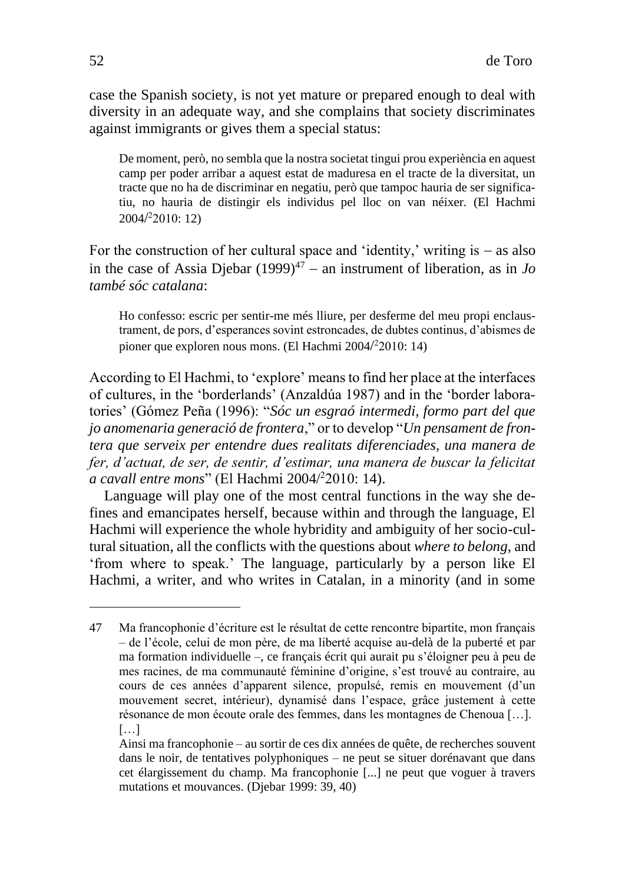case the Spanish society, is not yet mature or prepared enough to deal with diversity in an adequate way, and she complains that society discriminates against immigrants or gives them a special status:

> De moment, però, no sembla que la nostra societat tingui prou experiència en aquest camp per poder arribar a aquest estat de maduresa en el tracte de la diversitat, un tracte que no ha de discriminar en negatiu, però que tampoc hauria de ser significatiu, no hauria de distingir els individus pel lloc on van néixer. (El Hachmi 2004/[2]2010: 12)

For the construction of her cultural space and 'identity,' writing is – as also in the case of Assia Djebar (1999)[47] – an instrument of liberation, as in *Jo també sóc catalana*:

> Ho confesso: escric per sentir-me més lliure, per desferme del meu propi enclaustrament, de pors, d'esperances sovint estroncades, de dubtes continus, d'abismes de pioner que exploren nous mons. (El Hachmi 2004/[2]2010: 14)

According to El Hachmi, to 'explore' means to find her place at the interfaces of cultures, in the 'borderlands' (Anzaldúa 1987) and in the 'border laboratories' (Gómez Peña (1996): "*Sóc un esgraó intermedi, formo part del que jo anomenaria generació de frontera*," or to develop "*Un pensament de frontera que serveix per entendre dues realitats diferenciades, una manera de fer, d'actuat, de ser, de sentir, d'estimar, una manera de buscar la felicitat a cavall entre mons*" (El Hachmi 2004/[2]2010: 14).

Language will play one of the most central functions in the way she defines and emancipates herself, because within and through the language, El Hachmi will experience the whole hybridity and ambiguity of her socio-cultural situation, all the conflicts with the questions about *where to belong*, and 'from where to speak.' The language, particularly by a person like El Hachmi, a writer, and who writes in Catalan, in a minority (and in some

---

47 Ma francophonie d'écriture est le résultat de cette rencontre bipartite, mon français – de l'école, celui de mon père, de ma liberté acquise au-delà de la puberté et par ma formation individuelle –, ce français écrit qui aurait pu s'éloigner peu à peu de mes racines, de ma communauté féminine d'origine, s'est trouvé au contraire, au cours de ces années d'apparent silence, propulsé, remis en mouvement (d'un mouvement secret, intérieur), dynamisé dans l'espace, grâce justement à cette résonance de mon écoute orale des femmes, dans les montagnes de Chenoua […].
[…]
Ainsi ma francophonie – au sortir de ces dix années de quête, de recherches souvent dans le noir, de tentatives polyphoniques – ne peut se situer dorénavant que dans cet élargissement du champ. Ma francophonie [...] ne peut que voguer à travers mutations et mouvances. (Djebar 1999: 39, 40)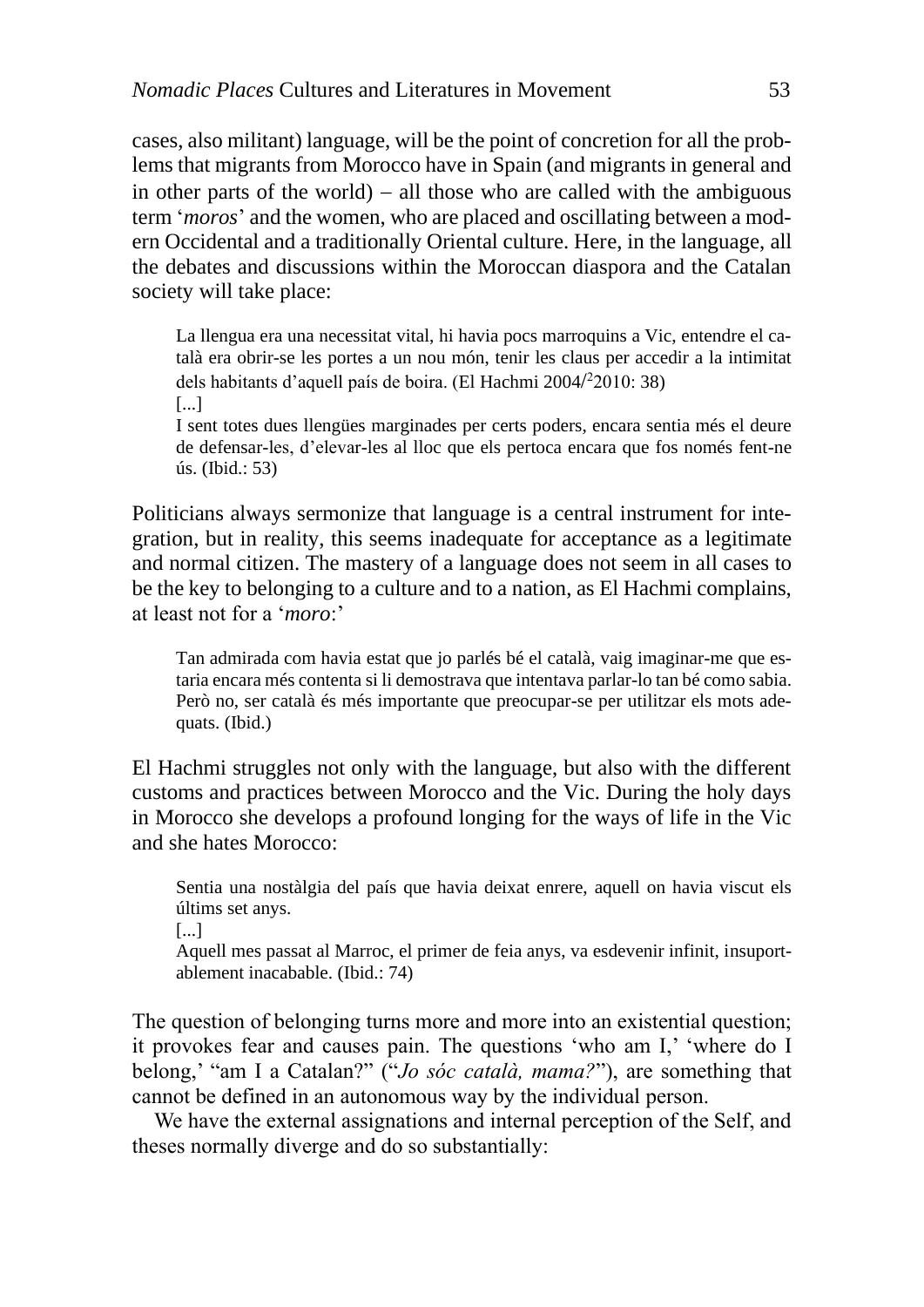cases, also militant) language, will be the point of concretion for all the problems that migrants from Morocco have in Spain (and migrants in general and in other parts of the world) – all those who are called with the ambiguous term '*moros*' and the women, who are placed and oscillating between a modern Occidental and a traditionally Oriental culture. Here, in the language, all the debates and discussions within the Moroccan diaspora and the Catalan society will take place:

> La llengua era una necessitat vital, hi havia pocs marroquins a Vic, entendre el català era obrir-se les portes a un nou món, tenir les claus per accedir a la intimitat dels habitants d'aquell país de boira. (El Hachmi 2004/[2]2010: 38)
> [...]
> I sent totes dues llengües marginades per certs poders, encara sentia més el deure de defensar-les, d'elevar-les al lloc que els pertoca encara que fos només fent-ne ús. (Ibid.: 53)

Politicians always sermonize that language is a central instrument for integration, but in reality, this seems inadequate for acceptance as a legitimate and normal citizen. The mastery of a language does not seem in all cases to be the key to belonging to a culture and to a nation, as El Hachmi complains, at least not for a '*moro*:'

> Tan admirada com havia estat que jo parlés bé el català, vaig imaginar-me que estaria encara més contenta si li demostrava que intentava parlar-lo tan bé como sabia. Però no, ser català és més importante que preocupar-se per utilitzar els mots adequats. (Ibid.)

El Hachmi struggles not only with the language, but also with the different customs and practices between Morocco and the Vic. During the holy days in Morocco she develops a profound longing for the ways of life in the Vic and she hates Morocco:

> Sentia una nostàlgia del país que havia deixat enrere, aquell on havia viscut els últims set anys.
> [...]
> Aquell mes passat al Marroc, el primer de feia anys, va esdevenir infinit, insuportablement inacabable. (Ibid.: 74)

The question of belonging turns more and more into an existential question; it provokes fear and causes pain. The questions 'who am I,' 'where do I belong,' "am I a Catalan?" ("*Jo sóc català, mama?*"), are something that cannot be defined in an autonomous way by the individual person.

We have the external assignations and internal perception of the Self, and theses normally diverge and do so substantially: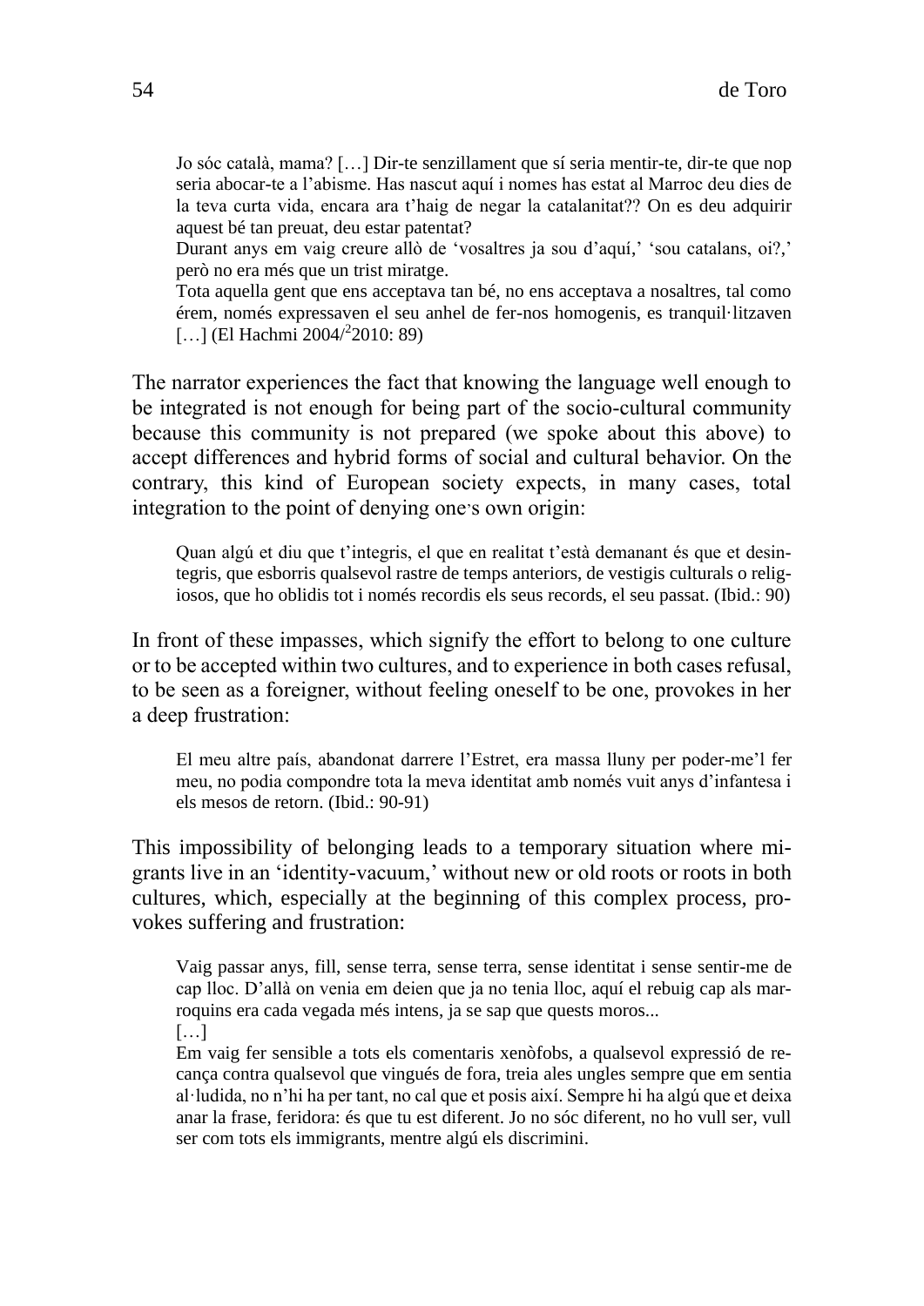> Jo sóc català, mama? […] Dir-te senzillament que sí seria mentir-te, dir-te que nop seria abocar-te a l'abisme. Has nascut aquí i nomes has estat al Marroc deu dies de la teva curta vida, encara ara t'haig de negar la catalanitat?? On es deu adquirir aquest bé tan preuat, deu estar patentat?
> Durant anys em vaig creure allò de 'vosaltres ja sou d'aquí,' 'sou catalans, oi?,' però no era més que un trist miratge.
> Tota aquella gent que ens acceptava tan bé, no ens acceptava a nosaltres, tal como érem, només expressaven el seu anhel de fer-nos homogenis, es tranquil·litzaven […] (El Hachmi 2004/[2]2010: 89)

The narrator experiences the fact that knowing the language well enough to be integrated is not enough for being part of the socio-cultural community because this community is not prepared (we spoke about this above) to accept differences and hybrid forms of social and cultural behavior. On the contrary, this kind of European society expects, in many cases, total integration to the point of denying one's own origin:

> Quan algú et diu que t'integris, el que en realitat t'està demanant és que et desintegris, que esborris qualsevol rastre de temps anteriors, de vestigis culturals o religiosos, que ho oblidis tot i només recordis els seus records, el seu passat. (Ibid.: 90)

In front of these impasses, which signify the effort to belong to one culture or to be accepted within two cultures, and to experience in both cases refusal, to be seen as a foreigner, without feeling oneself to be one, provokes in her a deep frustration:

> El meu altre país, abandonat darrere l'Estret, era massa lluny per poder-me'l fer meu, no podia compondre tota la meva identitat amb només vuit anys d'infantesa i els mesos de retorn. (Ibid.: 90-91)

This impossibility of belonging leads to a temporary situation where migrants live in an 'identity-vacuum,' without new or old roots or roots in both cultures, which, especially at the beginning of this complex process, provokes suffering and frustration:

> Vaig passar anys, fill, sense terra, sense terra, sense identitat i sense sentir-me de cap lloc. D'allà on venia em deien que ja no tenia lloc, aquí el rebuig cap als marroquins era cada vegada més intens, ja se sap que quests moros...
> […]
> Em vaig fer sensible a tots els comentaris xenòfobs, a qualsevol expressió de recança contra qualsevol que vingués de fora, treia ales ungles sempre que em sentia al·ludida, no n'hi ha per tant, no cal que et posis així. Sempre hi ha algú que et deixa anar la frase, feridora: és que tu est diferent. Jo no sóc diferent, no ho vull ser, vull ser com tots els immigrants, mentre algú els discrimini.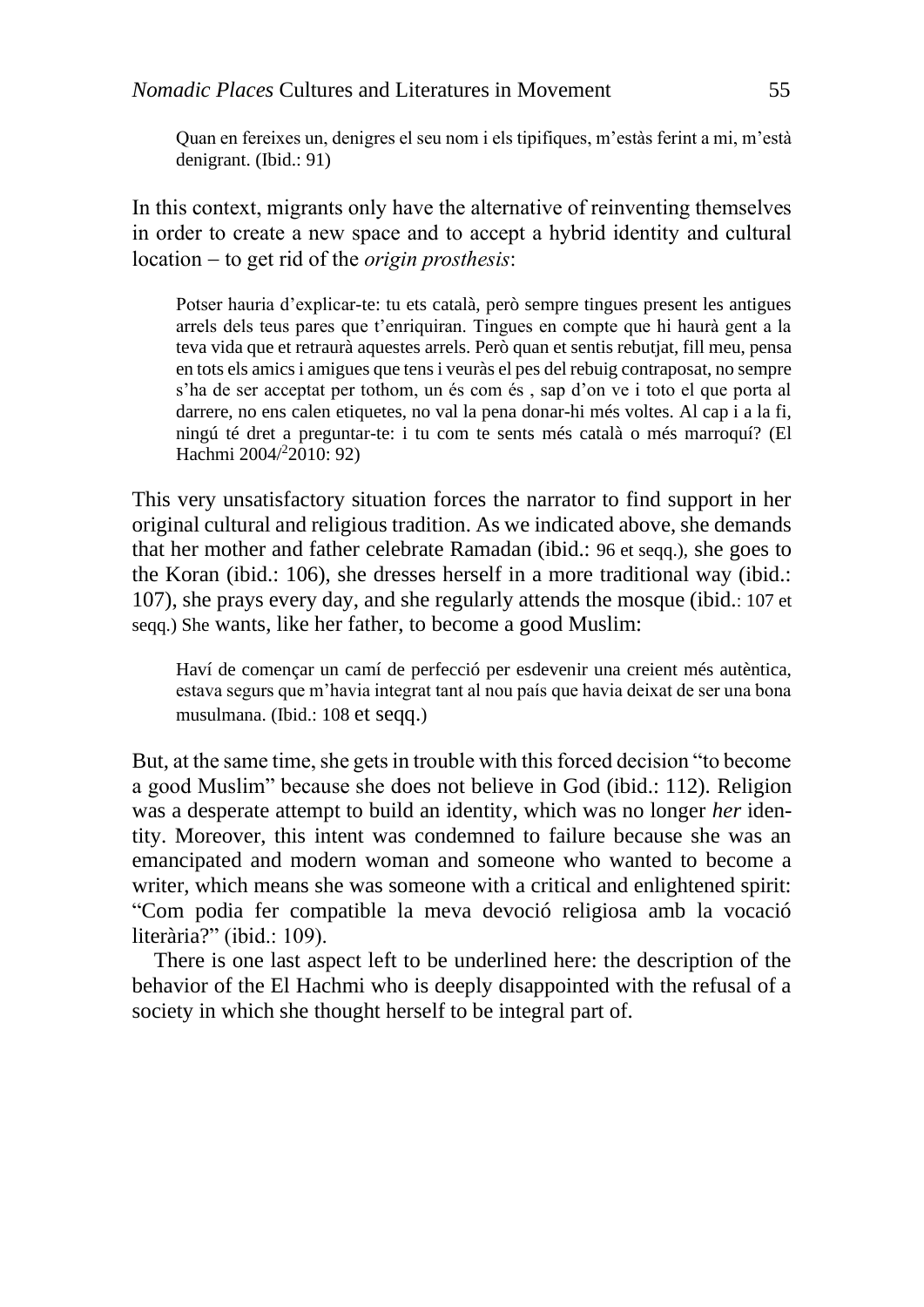> Quan en fereixes un, denigres el seu nom i els tipifiques, m'estàs ferint a mi, m'està denigrant. (Ibid.: 91)

In this context, migrants only have the alternative of reinventing themselves in order to create a new space and to accept a hybrid identity and cultural location – to get rid of the *origin prosthesis*:

> Potser hauria d'explicar-te: tu ets català, però sempre tingues present les antigues arrels dels teus pares que t'enriquiran. Tingues en compte que hi haurà gent a la teva vida que et retraurà aquestes arrels. Però quan et sentis rebutjat, fill meu, pensa en tots els amics i amigues que tens i veuràs el pes del rebuig contraposat, no sempre s'ha de ser acceptat per tothom, un és com és , sap d'on ve i toto el que porta al darrere, no ens calen etiquetes, no val la pena donar-hi més voltes. Al cap i a la fi, ningú té dret a preguntar-te: i tu com te sents més català o més marroquí? (El Hachmi 2004/[2]2010: 92)

This very unsatisfactory situation forces the narrator to find support in her original cultural and religious tradition. As we indicated above, she demands that her mother and father celebrate Ramadan (ibid.: 96 et seqq.), she goes to the Koran (ibid.: 106), she dresses herself in a more traditional way (ibid.: 107), she prays every day, and she regularly attends the mosque (ibid.: 107 et seqq.) She wants, like her father, to become a good Muslim:

> Haví de començar un camí de perfecció per esdevenir una creient més autèntica, estava segurs que m'havia integrat tant al nou país que havia deixat de ser una bona musulmana. (Ibid.: 108 et seqq.)

But, at the same time, she gets in trouble with this forced decision "to become a good Muslim" because she does not believe in God (ibid.: 112). Religion was a desperate attempt to build an identity, which was no longer *her* identity. Moreover, this intent was condemned to failure because she was an emancipated and modern woman and someone who wanted to become a writer, which means she was someone with a critical and enlightened spirit: "Com podia fer compatible la meva devoció religiosa amb la vocació literària?" (ibid.: 109).

There is one last aspect left to be underlined here: the description of the behavior of the El Hachmi who is deeply disappointed with the refusal of a society in which she thought herself to be integral part of.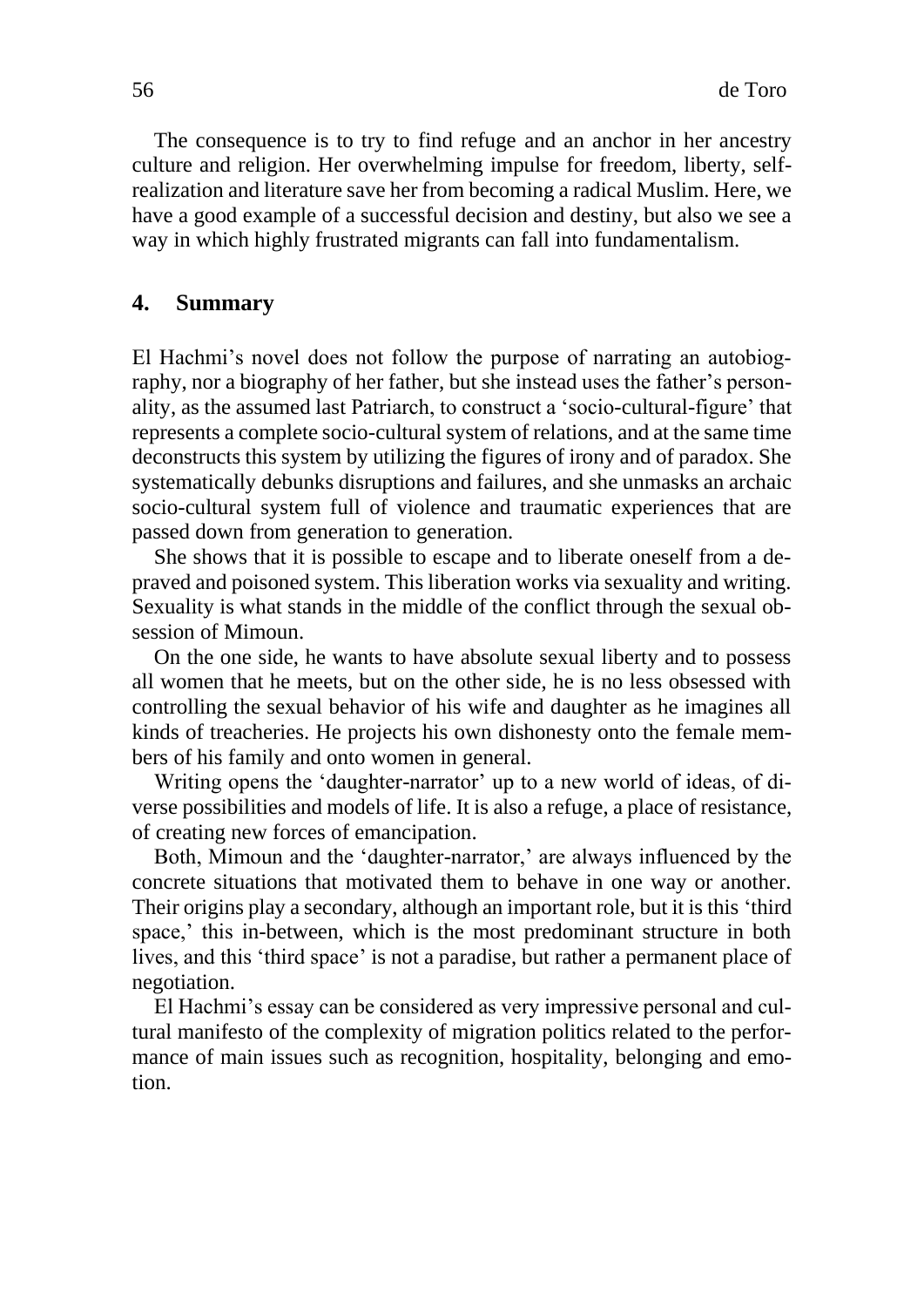The consequence is to try to find refuge and an anchor in her ancestry culture and religion. Her overwhelming impulse for freedom, liberty, self-realization and literature save her from becoming a radical Muslim. Here, we have a good example of a successful decision and destiny, but also we see a way in which highly frustrated migrants can fall into fundamentalism.

## 4. Summary

El Hachmi's novel does not follow the purpose of narrating an autobiography, nor a biography of her father, but she instead uses the father's personality, as the assumed last Patriarch, to construct a 'socio-cultural-figure' that represents a complete socio-cultural system of relations, and at the same time deconstructs this system by utilizing the figures of irony and of paradox. She systematically debunks disruptions and failures, and she unmasks an archaic socio-cultural system full of violence and traumatic experiences that are passed down from generation to generation.

She shows that it is possible to escape and to liberate oneself from a depraved and poisoned system. This liberation works via sexuality and writing. Sexuality is what stands in the middle of the conflict through the sexual obsession of Mimoun.

On the one side, he wants to have absolute sexual liberty and to possess all women that he meets, but on the other side, he is no less obsessed with controlling the sexual behavior of his wife and daughter as he imagines all kinds of treacheries. He projects his own dishonesty onto the female members of his family and onto women in general.

Writing opens the 'daughter-narrator' up to a new world of ideas, of diverse possibilities and models of life. It is also a refuge, a place of resistance, of creating new forces of emancipation.

Both, Mimoun and the 'daughter-narrator,' are always influenced by the concrete situations that motivated them to behave in one way or another. Their origins play a secondary, although an important role, but it is this 'third space,' this in-between, which is the most predominant structure in both lives, and this 'third space' is not a paradise, but rather a permanent place of negotiation.

El Hachmi's essay can be considered as very impressive personal and cultural manifesto of the complexity of migration politics related to the performance of main issues such as recognition, hospitality, belonging and emotion.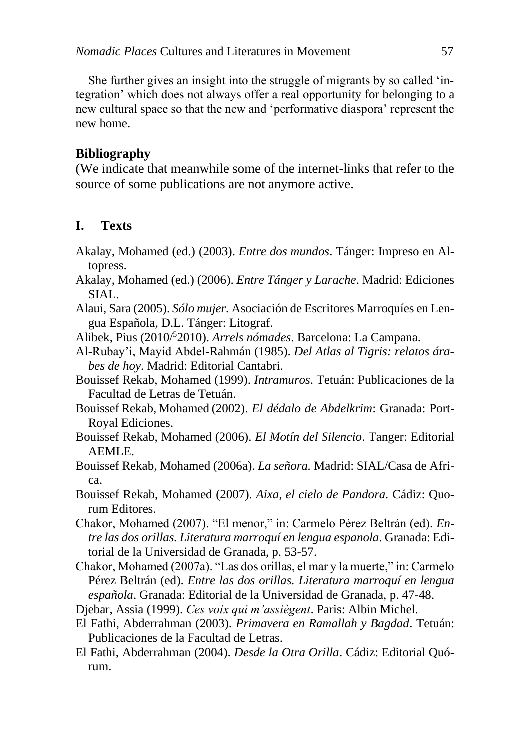She further gives an insight into the struggle of migrants by so called 'integration' which does not always offer a real opportunity for belonging to a new cultural space so that the new and 'performative diaspora' represent the new home.

## Bibliography

(We indicate that meanwhile some of the internet-links that refer to the source of some publications are not anymore active.

### I. Texts

Akalay, Mohamed (ed.) (2003). *Entre dos mundos*. Tánger: Impreso en Altopress.

Akalay, Mohamed (ed.) (2006). *Entre Tánger y Larache*. Madrid: Ediciones SIAL.

Alaui, Sara (2005). *Sólo mujer*. Asociación de Escritores Marroquíes en Lengua Española, D.L. Tánger: Litograf.

Alibek, Pius (2010/[5]2010). *Arrels nómades*. Barcelona: La Campana.

Al-Rubay'i, Mayid Abdel-Rahmán (1985). *Del Atlas al Tigris: relatos árabes de hoy*. Madrid: Editorial Cantabri.

Bouissef Rekab, Mohamed (1999). *Intramuros*. Tetuán: Publicaciones de la Facultad de Letras de Tetuán.

Bouissef Rekab, Mohamed (2002). *El dédalo de Abdelkrim*: Granada: Port-Royal Ediciones.

Bouissef Rekab, Mohamed (2006). *El Motín del Silencio*. Tanger: Editorial AEMLE.

Bouissef Rekab, Mohamed (2006a). *La señora.* Madrid: SIAL/Casa de Africa.

Bouissef Rekab, Mohamed (2007). *Aixa, el cielo de Pandora.* Cádiz: Quorum Editores.

Chakor, Mohamed (2007). "El menor," in: Carmelo Pérez Beltrán (ed). *Entre las dos orillas. Literatura marroquí en lengua espanola*. Granada: Editorial de la Universidad de Granada, p. 53-57.

Chakor, Mohamed (2007a). "Las dos orillas, el mar y la muerte," in: Carmelo Pérez Beltrán (ed). *Entre las dos orillas. Literatura marroquí en lengua española*. Granada: Editorial de la Universidad de Granada, p. 47-48.

Djebar, Assia (1999). *Ces voix qui m'assiègent*. Paris: Albin Michel.

El Fathi, Abderrahman (2003). *Primavera en Ramallah y Bagdad*. Tetuán: Publicaciones de la Facultad de Letras.

El Fathi, Abderrahman (2004). *Desde la Otra Orilla*. Cádiz: Editorial Quórum.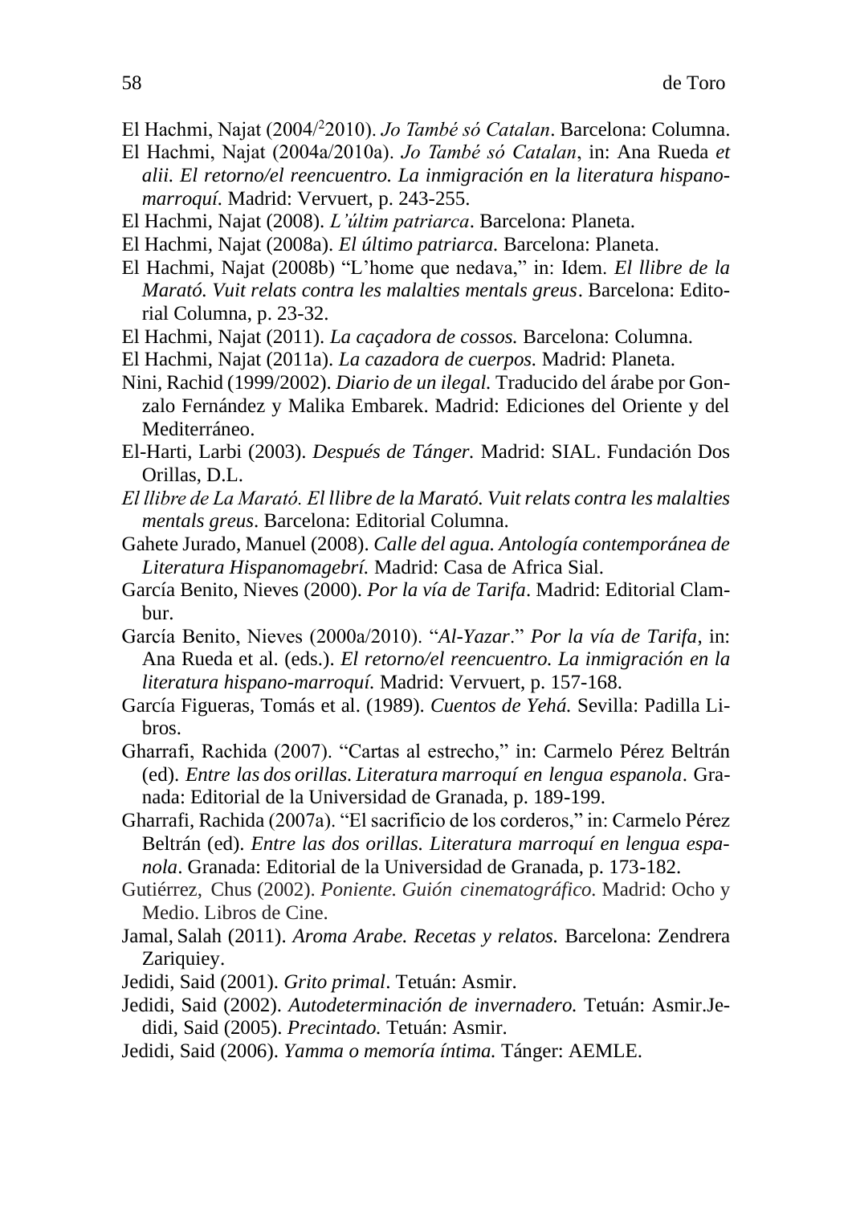El Hachmi, Najat (2004/[2]2010). *Jo També só Catalan*. Barcelona: Columna.

El Hachmi, Najat (2004a/2010a). *Jo També só Catalan*, in: Ana Rueda *et alii. El retorno/el reencuentro. La inmigración en la literatura hispano-marroquí.* Madrid: Vervuert, p. 243-255.

El Hachmi, Najat (2008). *L'últim patriarca*. Barcelona: Planeta.

El Hachmi, Najat (2008a). *El último patriarca.* Barcelona: Planeta.

El Hachmi, Najat (2008b) "L'home que nedava," in: Idem. *El llibre de la Marató. Vuit relats contra les malalties mentals greus*. Barcelona: Editorial Columna, p. 23-32.

El Hachmi, Najat (2011). *La caçadora de cossos.* Barcelona: Columna.

El Hachmi, Najat (2011a). *La cazadora de cuerpos.* Madrid: Planeta.

Nini, Rachid (1999/2002). *Diario de un ilegal.* Traducido del árabe por Gonzalo Fernández y Malika Embarek. Madrid: Ediciones del Oriente y del Mediterráneo.

El-Harti, Larbi (2003). *Después de Tánger.* Madrid: SIAL. Fundación Dos Orillas, D.L.

*El llibre de La Marató. El llibre de la Marató. Vuit relats contra les malalties mentals greus*. Barcelona: Editorial Columna.

Gahete Jurado, Manuel (2008). *Calle del agua. Antología contemporánea de Literatura Hispanomagebrí.* Madrid: Casa de Africa Sial.

García Benito, Nieves (2000). *Por la vía de Tarifa*. Madrid: Editorial Clambur.

García Benito, Nieves (2000a/2010). "*Al-Yazar*." *Por la vía de Tarifa*, in: Ana Rueda et al. (eds.). *El retorno/el reencuentro. La inmigración en la literatura hispano-marroquí.* Madrid: Vervuert, p. 157-168.

García Figueras, Tomás et al. (1989). *Cuentos de Yehá.* Sevilla: Padilla Libros.

Gharrafi, Rachida (2007). "Cartas al estrecho," in: Carmelo Pérez Beltrán (ed). *Entre las dos orillas. Literatura marroquí en lengua espanola*. Granada: Editorial de la Universidad de Granada, p. 189-199.

Gharrafi, Rachida (2007a). "El sacrificio de los corderos," in: Carmelo Pérez Beltrán (ed). *Entre las dos orillas. Literatura marroquí en lengua espanola*. Granada: Editorial de la Universidad de Granada, p. 173-182.

Gutiérrez, Chus (2002). *Poniente. Guión cinematográfico.* Madrid: Ocho y Medio. Libros de Cine.

Jamal, Salah (2011). *Aroma Arabe. Recetas y relatos.* Barcelona: Zendrera Zariquiey.

Jedidi, Said (2001). *Grito primal*. Tetuán: Asmir.

Jedidi, Said (2002). *Autodeterminación de invernadero.* Tetuán: Asmir.Jedidi, Said (2005). *Precintado.* Tetuán: Asmir.

Jedidi, Said (2006). *Yamma o memoría íntima.* Tánger: AEMLE.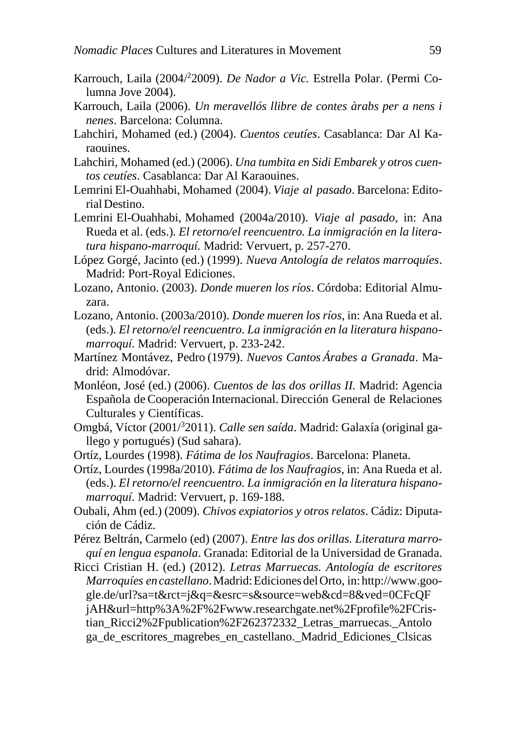Karrouch, Laila (2004/[2]2009). *De Nador a Vic.* Estrella Polar. (Permi Columna Jove 2004).

Karrouch, Laila (2006). *Un meravellós llibre de contes àrabs per a nens i nenes*. Barcelona: Columna.

Lahchiri, Mohamed (ed.) (2004). *Cuentos ceutíes*. Casablanca: Dar Al Karaouines.

Lahchiri, Mohamed (ed.) (2006). *Una tumbita en Sidi Embarek y otros cuentos ceutíes*. Casablanca: Dar Al Karaouines.

Lemrini El-Ouahhabi, Mohamed (2004). *Viaje al pasado*. Barcelona: Editorial Destino.

Lemrini El-Ouahhabi, Mohamed (2004a/2010). *Viaje al pasado*, in: Ana Rueda et al. (eds.). *El retorno/el reencuentro. La inmigración en la literatura hispano-marroquí.* Madrid: Vervuert, p. 257-270.

López Gorgé, Jacinto (ed.) (1999). *Nueva Antología de relatos marroquíes*. Madrid: Port-Royal Ediciones.

Lozano, Antonio. (2003). *Donde mueren los ríos*. Córdoba: Editorial Almuzara.

Lozano, Antonio. (2003a/2010). *Donde mueren los ríos*, in: Ana Rueda et al. (eds.). *El retorno/el reencuentro. La inmigración en la literatura hispano-marroquí.* Madrid: Vervuert, p. 233-242.

Martínez Montávez, Pedro (1979). *Nuevos Cantos Árabes a Granada*. Madrid: Almodóvar.

Monléon, José (ed.) (2006). *Cuentos de las dos orillas II.* Madrid: Agencia Española de Cooperación Internacional. Dirección General de Relaciones Culturales y Científicas.

Omgbá, Víctor (2001/[3]2011). *Calle sen saída*. Madrid: Galaxía (original gallego y portugués) (Sud sahara).

Ortíz, Lourdes (1998). *Fátima de los Naufragios*. Barcelona: Planeta.

Ortíz, Lourdes (1998a/2010). *Fátima de los Naufragios*, in: Ana Rueda et al. (eds.). *El retorno/el reencuentro. La inmigración en la literatura hispano-marroquí.* Madrid: Vervuert, p. 169-188.

Oubali, Ahm (ed.) (2009). *Chivos expiatorios y otros relatos*. Cádiz: Diputación de Cádiz.

Pérez Beltrán, Carmelo (ed) (2007). *Entre las dos orillas. Literatura marroquí en lengua espanola*. Granada: Editorial de la Universidad de Granada.

Ricci Cristian H. (ed.) (2012). *Letras Marruecas. Antología de escritores Marroquíes en castellano*. Madrid: Ediciones del Orto, in: http://www.google.de/url?sa=t&rct=j&q=&esrc=s&source=web&cd=8&ved=0CFcQFjAH&url=http%3A%2F%2Fwww.researchgate.net%2Fprofile%2FCristian_Ricci2%2Fpublication%2F262372332_Letras_marruecas._Antologa_de_escritores_magrebes_en_castellano._Madrid_Ediciones_Clsicas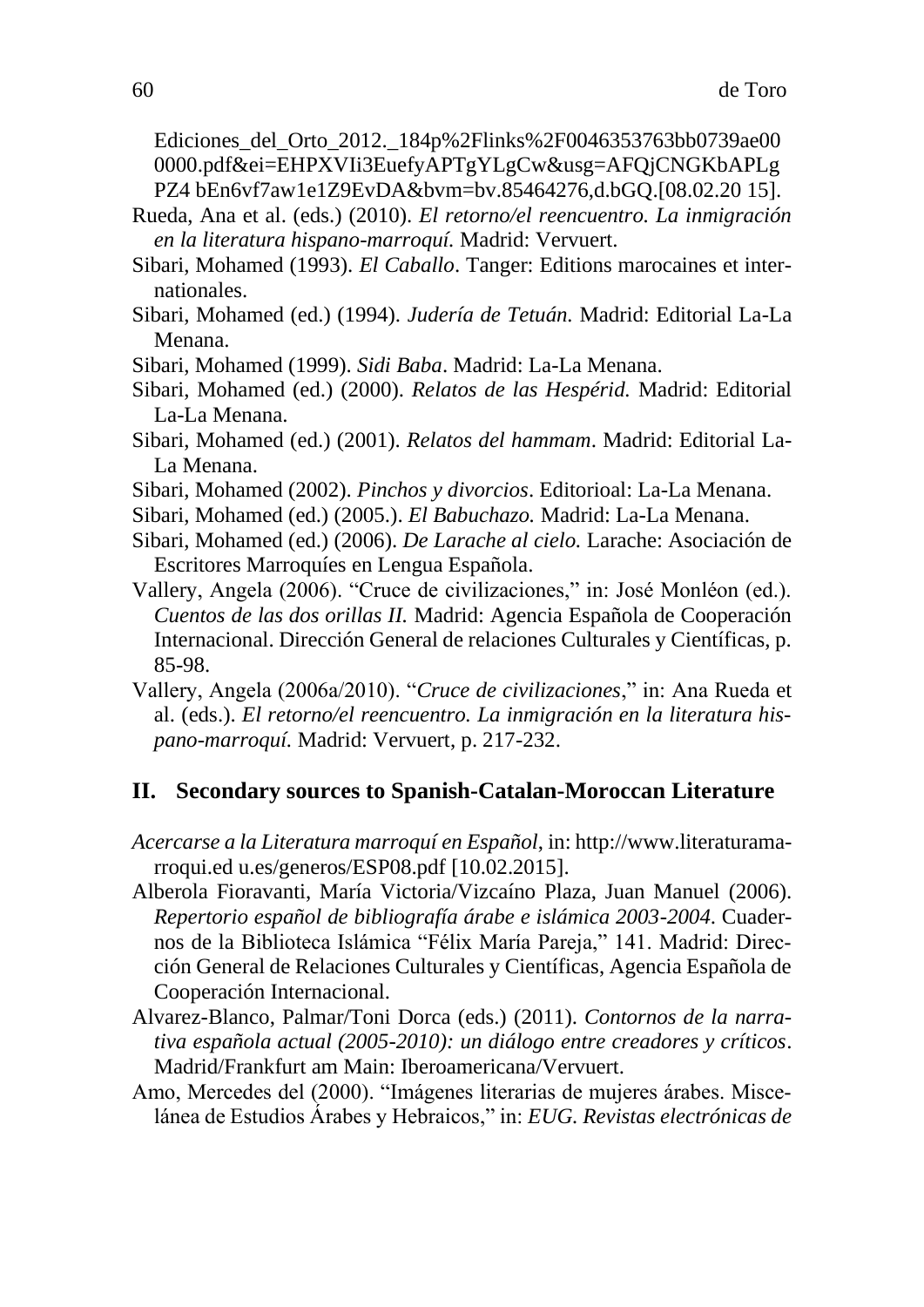Ediciones_del_Orto_2012._184p%2Flinks%2F0046353763bb0739ae00 0000.pdf&ei=EHPXVIi3EuefyAPTgYLgCw&usg=AFQjCNGKbAPLg PZ4 bEn6vf7aw1e1Z9EvDA&bvm=bv.85464276,d.bGQ.[08.02.20 15].

Rueda, Ana et al. (eds.) (2010). *El retorno/el reencuentro. La inmigración en la literatura hispano-marroquí.* Madrid: Vervuert.

Sibari, Mohamed (1993). *El Caballo*. Tanger: Editions marocaines et internationales.

Sibari, Mohamed (ed.) (1994). *Judería de Tetuán.* Madrid: Editorial La-La Menana.

Sibari, Mohamed (1999). *Sidi Baba*. Madrid: La-La Menana.

Sibari, Mohamed (ed.) (2000). *Relatos de las Hespérid.* Madrid: Editorial La-La Menana.

Sibari, Mohamed (ed.) (2001). *Relatos del hammam*. Madrid: Editorial La-La Menana.

Sibari, Mohamed (2002). *Pinchos y divorcios*. Editorioal: La-La Menana.

Sibari, Mohamed (ed.) (2005.). *El Babuchazo.* Madrid: La-La Menana.

Sibari, Mohamed (ed.) (2006). *De Larache al cielo.* Larache: Asociación de Escritores Marroquíes en Lengua Española.

Vallery, Angela (2006). "Cruce de civilizaciones," in: José Monléon (ed.). *Cuentos de las dos orillas II.* Madrid: Agencia Española de Cooperación Internacional. Dirección General de relaciones Culturales y Científicas, p. 85-98.

Vallery, Angela (2006a/2010). "*Cruce de civilizaciones*," in: Ana Rueda et al. (eds.). *El retorno/el reencuentro. La inmigración en la literatura hispano-marroquí.* Madrid: Vervuert, p. 217-232.

## II. Secondary sources to Spanish-Catalan-Moroccan Literature

*Acercarse a la Literatura marroquí en Español*, in: http://www.literaturamarroqui.ed u.es/generos/ESP08.pdf [10.02.2015].

Alberola Fioravanti, María Victoria/Vizcaíno Plaza, Juan Manuel (2006). *Repertorio español de bibliografía árabe e islámica 2003-2004.* Cuadernos de la Biblioteca Islámica "Félix María Pareja," 141. Madrid: Dirección General de Relaciones Culturales y Científicas, Agencia Española de Cooperación Internacional.

Alvarez-Blanco, Palmar/Toni Dorca (eds.) (2011). *Contornos de la narrativa española actual (2005-2010): un diálogo entre creadores y críticos*. Madrid/Frankfurt am Main: Iberoamericana/Vervuert.

Amo, Mercedes del (2000). "Imágenes literarias de mujeres árabes. Miscelánea de Estudios Árabes y Hebraicos," in: *EUG. Revistas electrónicas de*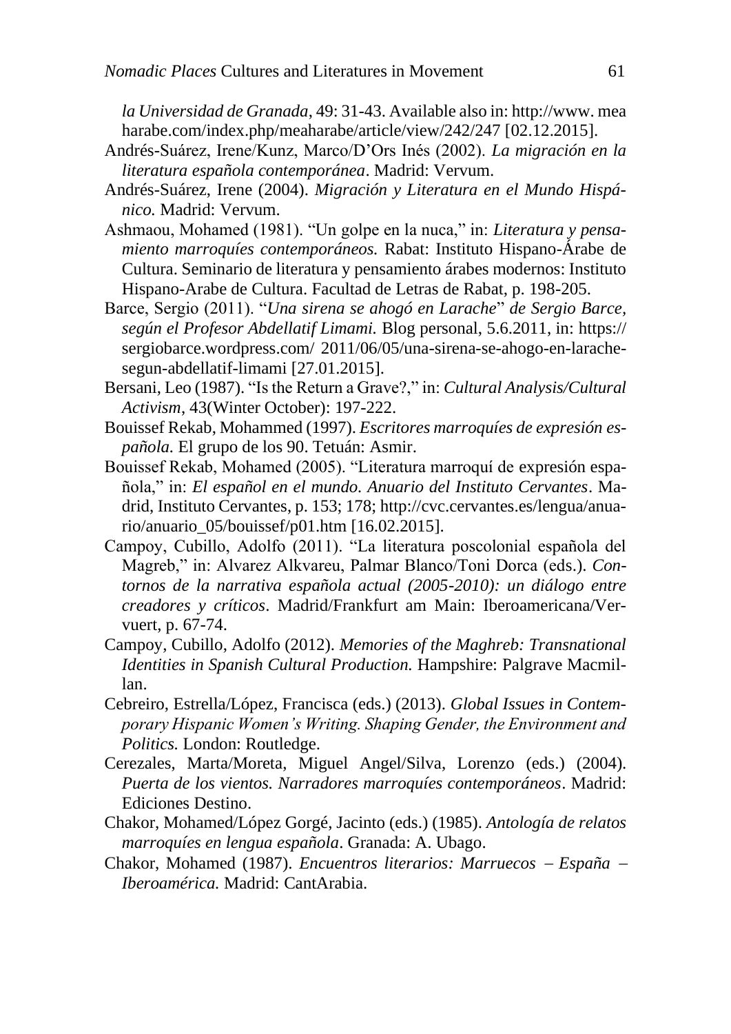*la Universidad de Granada*, 49: 31-43. Available also in: http://www. meaharabe.com/index.php/meaharabe/article/view/242/247 [02.12.2015].

Andrés-Suárez, Irene/Kunz, Marco/D'Ors Inés (2002). *La migración en la literatura española contemporánea*. Madrid: Vervum.

Andrés-Suárez, Irene (2004). *Migración y Literatura en el Mundo Hispánico.* Madrid: Vervum.

Ashmaou, Mohamed (1981). "Un golpe en la nuca," in: *Literatura y pensamiento marroquíes contemporáneos.* Rabat: Instituto Hispano-Árabe de Cultura. Seminario de literatura y pensamiento árabes modernos: Instituto Hispano-Arabe de Cultura. Facultad de Letras de Rabat, p. 198-205.

Barce, Sergio (2011). "*Una sirena se ahogó en Larache*" *de Sergio Barce, según el Profesor Abdellatif Limami.* Blog personal, 5.6.2011, in: https:// sergiobarce.wordpress.com/ 2011/06/05/una-sirena-se-ahogo-en-larache-segun-abdellatif-limami [27.01.2015].

Bersani, Leo (1987). "Is the Return a Grave?," in: *Cultural Analysis/Cultural Activism*, 43(Winter October): 197-222.

Bouissef Rekab, Mohammed (1997). *Escritores marroquíes de expresión española.* El grupo de los 90. Tetuán: Asmir.

Bouissef Rekab, Mohamed (2005). "Literatura marroquí de expresión española," in: *El español en el mundo. Anuario del Instituto Cervantes*. Madrid, Instituto Cervantes, p. 153; 178; http://cvc.cervantes.es/lengua/anuario/anuario_05/bouissef/p01.htm [16.02.2015].

Campoy, Cubillo, Adolfo (2011). "La literatura poscolonial española del Magreb," in: Alvarez Alkvareu, Palmar Blanco/Toni Dorca (eds.). *Contornos de la narrativa española actual (2005-2010): un diálogo entre creadores y críticos*. Madrid/Frankfurt am Main: Iberoamericana/Vervuert, p. 67-74.

Campoy, Cubillo, Adolfo (2012). *Memories of the Maghreb: Transnational Identities in Spanish Cultural Production.* Hampshire: Palgrave Macmillan.

Cebreiro, Estrella/López, Francisca (eds.) (2013). *Global Issues in Contemporary Hispanic Women's Writing. Shaping Gender, the Environment and Politics.* London: Routledge.

Cerezales, Marta/Moreta, Miguel Angel/Silva, Lorenzo (eds.) (2004). *Puerta de los vientos. Narradores marroquíes contemporáneos*. Madrid: Ediciones Destino.

Chakor, Mohamed/López Gorgé, Jacinto (eds.) (1985). *Antología de relatos marroquíes en lengua española*. Granada: A. Ubago.

Chakor, Mohamed (1987). *Encuentros literarios: Marruecos – España – Iberoamérica.* Madrid: CantArabia.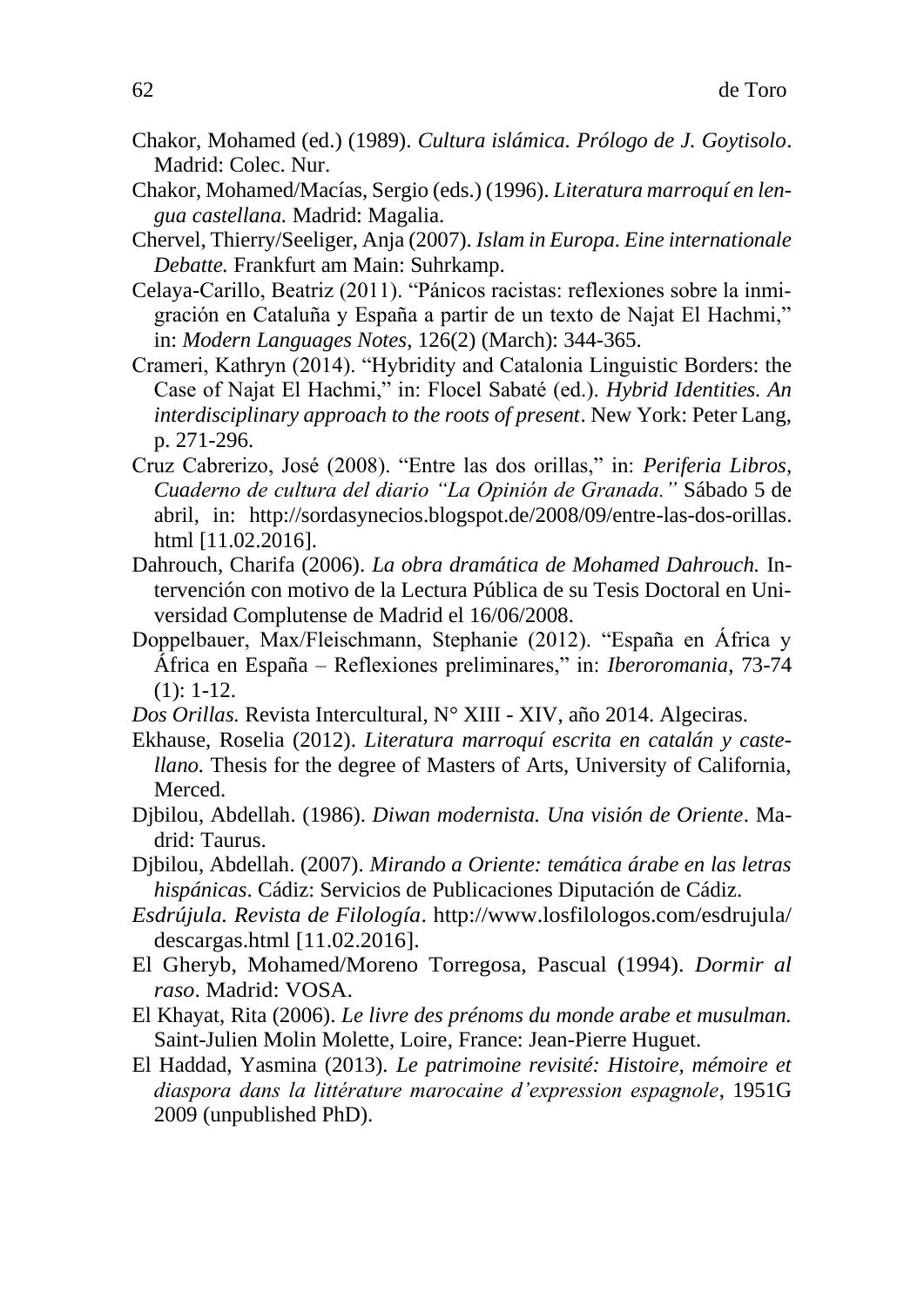Chakor, Mohamed (ed.) (1989). *Cultura islámica. Prólogo de J. Goytisolo*. Madrid: Colec. Nur.

Chakor, Mohamed/Macías, Sergio (eds.) (1996). *Literatura marroquí en lengua castellana.* Madrid: Magalia.

Chervel, Thierry/Seeliger, Anja (2007). *Islam in Europa. Eine internationale Debatte.* Frankfurt am Main: Suhrkamp.

Celaya-Carillo, Beatriz (2011). "Pánicos racistas: reflexiones sobre la inmigración en Cataluña y España a partir de un texto de Najat El Hachmi," in: *Modern Languages Notes*, 126(2) (March): 344-365.

Crameri, Kathryn (2014). "Hybridity and Catalonia Linguistic Borders: the Case of Najat El Hachmi," in: Flocel Sabaté (ed.). *Hybrid Identities. An interdisciplinary approach to the roots of present*. New York: Peter Lang, p. 271-296.

Cruz Cabrerizo, José (2008). "Entre las dos orillas," in: *Periferia Libros, Cuaderno de cultura del diario "La Opinión de Granada."* Sábado 5 de abril, in: http://sordasynecios.blogspot.de/2008/09/entre-las-dos-orillas.html [11.02.2016].

Dahrouch, Charifa (2006). *La obra dramática de Mohamed Dahrouch.* Intervención con motivo de la Lectura Pública de su Tesis Doctoral en Universidad Complutense de Madrid el 16/06/2008.

Doppelbauer, Max/Fleischmann, Stephanie (2012). "España en África y África en España – Reflexiones preliminares," in: *Iberoromania*, 73-74 (1): 1-12.

*Dos Orillas.* Revista Intercultural, N° XIII - XIV, año 2014. Algeciras.

Ekhause, Roselia (2012). *Literatura marroquí escrita en catalán y castellano.* Thesis for the degree of Masters of Arts, University of California, Merced.

Djbilou, Abdellah. (1986). *Diwan modernista. Una visión de Oriente*. Madrid: Taurus.

Djbilou, Abdellah. (2007). *Mirando a Oriente: temática árabe en las letras hispánicas*. Cádiz: Servicios de Publicaciones Diputación de Cádiz.

*Esdrújula. Revista de Filología*. http://www.losfilologos.com/esdrujula/descargas.html [11.02.2016].

El Gheryb, Mohamed/Moreno Torregosa, Pascual (1994). *Dormir al raso*. Madrid: VOSA.

El Khayat, Rita (2006). *Le livre des prénoms du monde arabe et musulman.* Saint-Julien Molin Molette, Loire, France: Jean-Pierre Huguet.

El Haddad, Yasmina (2013). *Le patrimoine revisité: Histoire, mémoire et diaspora dans la littérature marocaine d'expression espagnole*, 1951G 2009 (unpublished PhD).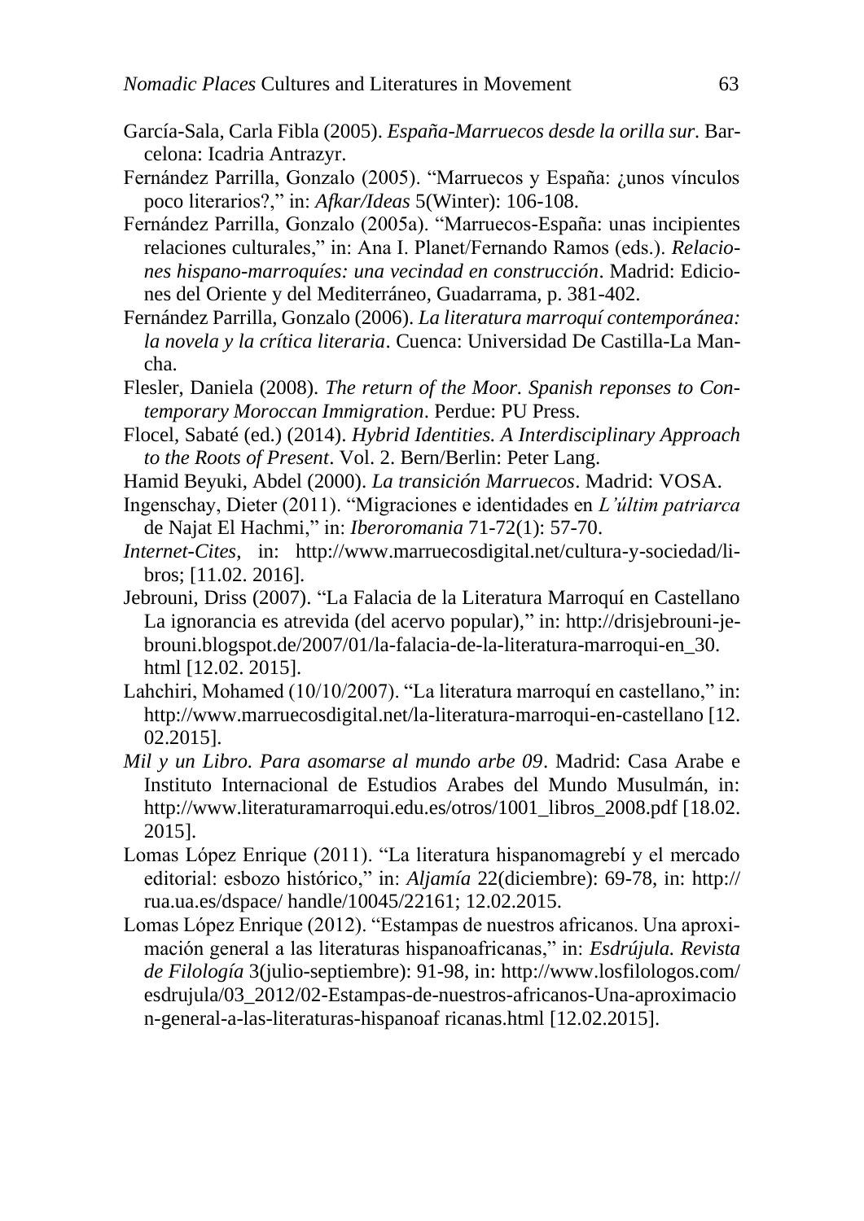García-Sala, Carla Fibla (2005). *España-Marruecos desde la orilla sur*. Barcelona: Icadria Antrazyr.

Fernández Parrilla, Gonzalo (2005). "Marruecos y España: ¿unos vínculos poco literarios?," in: *Afkar/Ideas* 5(Winter): 106-108.

Fernández Parrilla, Gonzalo (2005a). "Marruecos-España: unas incipientes relaciones culturales," in: Ana I. Planet/Fernando Ramos (eds.). *Relaciones hispano-marroquíes: una vecindad en construcción*. Madrid: Ediciones del Oriente y del Mediterráneo, Guadarrama, p. 381-402.

Fernández Parrilla, Gonzalo (2006). *La literatura marroquí contemporánea: la novela y la crítica literaria*. Cuenca: Universidad De Castilla-La Mancha.

Flesler, Daniela (2008). *The return of the Moor. Spanish reponses to Contemporary Moroccan Immigration*. Perdue: PU Press.

Flocel, Sabaté (ed.) (2014). *Hybrid Identities. A Interdisciplinary Approach to the Roots of Present*. Vol. 2. Bern/Berlin: Peter Lang.

Hamid Beyuki, Abdel (2000). *La transición Marruecos*. Madrid: VOSA.

Ingenschay, Dieter (2011). "Migraciones e identidades en *L'últim patriarca* de Najat El Hachmi," in: *Iberoromania* 71-72(1): 57-70.

*Internet-Cites*, in: http://www.marruecosdigital.net/cultura-y-sociedad/libros; [11.02. 2016].

Jebrouni, Driss (2007). "La Falacia de la Literatura Marroquí en Castellano La ignorancia es atrevida (del acervo popular)," in: http://drisjebrouni-jebrouni.blogspot.de/2007/01/la-falacia-de-la-literatura-marroqui-en_30.html [12.02. 2015].

Lahchiri, Mohamed (10/10/2007). "La literatura marroquí en castellano," in: http://www.marruecosdigital.net/la-literatura-marroqui-en-castellano [12.02.2015].

*Mil y un Libro. Para asomarse al mundo arbe 09*. Madrid: Casa Arabe e Instituto Internacional de Estudios Arabes del Mundo Musulmán, in: http://www.literaturamarroqui.edu.es/otros/1001_libros_2008.pdf [18.02.2015].

Lomas López Enrique (2011). "La literatura hispanomagrebí y el mercado editorial: esbozo histórico," in: *Aljamía* 22(diciembre): 69-78, in: http://rua.ua.es/dspace/ handle/10045/22161; 12.02.2015.

Lomas López Enrique (2012). "Estampas de nuestros africanos. Una aproximación general a las literaturas hispanoafricanas," in: *Esdrújula. Revista de Filología* 3(julio-septiembre): 91-98, in: http://www.losfilologos.com/esdrujula/03_2012/02-Estampas-de-nuestros-africanos-Una-aproximacion-general-a-las-literaturas-hispanoaf ricanas.html [12.02.2015].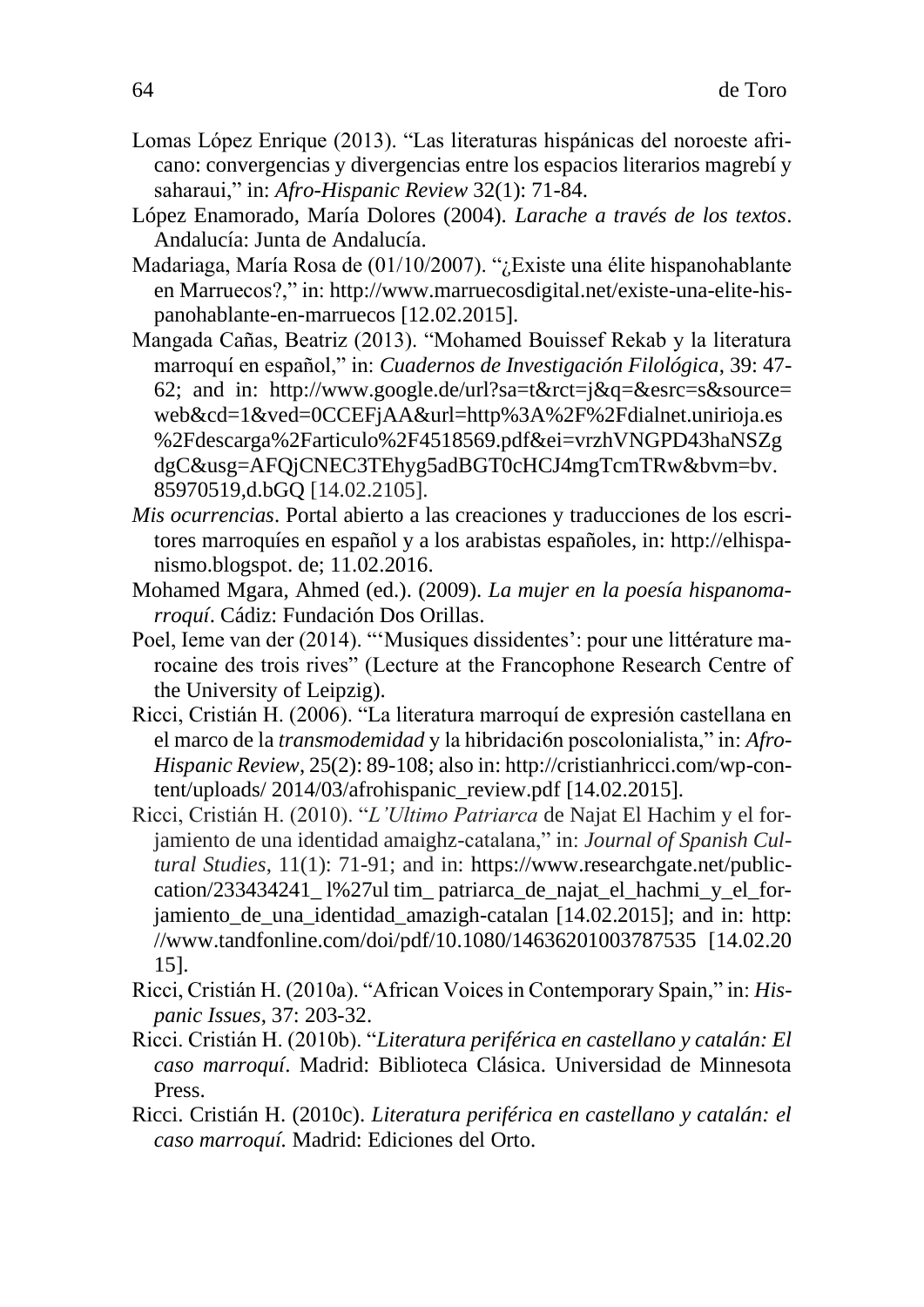Lomas López Enrique (2013). "Las literaturas hispánicas del noroeste africano: convergencias y divergencias entre los espacios literarios magrebí y saharaui," in: *Afro-Hispanic Review* 32(1): 71-84.

López Enamorado, María Dolores (2004). *Larache a través de los textos*. Andalucía: Junta de Andalucía.

Madariaga, María Rosa de (01/10/2007). "¿Existe una élite hispanohablante en Marruecos?," in: http://www.marruecosdigital.net/existe-una-elite-hispanohablante-en-marruecos [12.02.2015].

Mangada Cañas, Beatriz (2013). "Mohamed Bouissef Rekab y la literatura marroquí en español," in: *Cuadernos de Investigación Filológica*, 39: 47-62; and in: http://www.google.de/url?sa=t&rct=j&q=&esrc=s&source=web&cd=1&ved=0CCEFjAA&url=http%3A%2F%2Fdialnet.unirioja.es%2Fdescarga%2Farticulo%2F4518569.pdf&ei=vrzhVNGPD43haNSZgdgC&usg=AFQjCNEC3TEhyg5adBGT0cHCJ4mgTcmTRw&bvm=bv.85970519,d.bGQ [14.02.2105].

*Mis ocurrencias*. Portal abierto a las creaciones y traducciones de los escritores marroquíes en español y a los arabistas españoles, in: http://elhispanismo.blogspot. de; 11.02.2016.

Mohamed Mgara, Ahmed (ed.). (2009). *La mujer en la poesía hispanomarroquí*. Cádiz: Fundación Dos Orillas.

Poel, Ieme van der (2014). "'Musiques dissidentes': pour une littérature marocaine des trois rives" (Lecture at the Francophone Research Centre of the University of Leipzig).

Ricci, Cristián H. (2006). "La literatura marroquí de expresión castellana en el marco de la *transmodemidad* y la hibridaci6n poscolonialista," in: *Afro-Hispanic Review*, 25(2): 89-108; also in: http://cristianhricci.com/wp-content/uploads/ 2014/03/afrohispanic_review.pdf [14.02.2015].

Ricci, Cristián H. (2010). "*L'Ultimo Patriarca* de Najat El Hachim y el forjamiento de una identidad amaighz-catalana," in: *Journal of Spanish Cultural Studies*, 11(1): 71-91; and in: https://www.researchgate.net/publiccation/233434241_ l%27ul tim_ patriarca_de_najat_el_hachmi_y_el_forjamiento_de_una_identidad_amazigh-catalan [14.02.2015]; and in: http: //www.tandfonline.com/doi/pdf/10.1080/14636201003787535 [14.02.2015].

Ricci, Cristián H. (2010a). "African Voices in Contemporary Spain," in: *Hispanic Issues*, 37: 203-32.

Ricci. Cristián H. (2010b). "*Literatura periférica en castellano y catalán: El caso marroquí*. Madrid: Biblioteca Clásica. Universidad de Minnesota Press.

Ricci. Cristián H. (2010c). *Literatura periférica en castellano y catalán: el caso marroquí.* Madrid: Ediciones del Orto.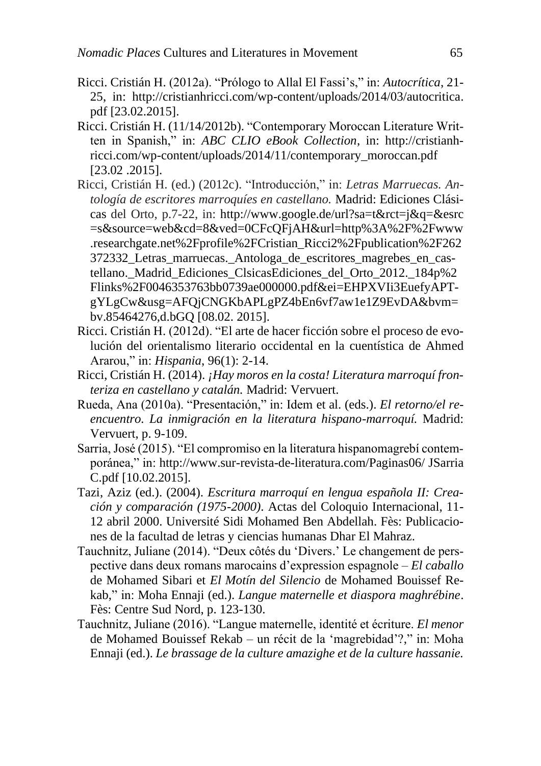Ricci. Cristián H. (2012a). "Prólogo to Allal El Fassi's," in: *Autocrítica*, 21-25, in: http://cristianhricci.com/wp-content/uploads/2014/03/autocritica.pdf [23.02.2015].

Ricci. Cristián H. (11/14/2012b). "Contemporary Moroccan Literature Written in Spanish," in: *ABC CLIO eBook Collection*, in: http://cristianhricci.com/wp-content/uploads/2014/11/contemporary_moroccan.pdf [23.02 .2015].

Ricci, Cristián H. (ed.) (2012c). "Introducción," in: *Letras Marruecas. Antología de escritores marroquíes en castellano.* Madrid: Ediciones Clásicas del Orto, p.7-22, in: http://www.google.de/url?sa=t&rct=j&q=&esrc=s&source=web&cd=8&ved=0CFcQFjAH&url=http%3A%2F%2Fwww.researchgate.net%2Fprofile%2FCristian_Ricci2%2Fpublication%2F262372332_Letras_marruecas._Antologa_de_escritores_magrebes_en_castellano._Madrid_Ediciones_ClsicasEdiciones_del_Orto_2012._184p%2Flinks%2F0046353763bb0739ae000000.pdf&ei=EHPXVIi3EuefyAPTgYLgCw&usg=AFQjCNGKbAPLgPZ4bEn6vf7aw1e1Z9EvDA&bvm=bv.85464276,d.bGQ [08.02. 2015].

Ricci. Cristián H. (2012d). "El arte de hacer ficción sobre el proceso de evolución del orientalismo literario occidental en la cuentística de Ahmed Ararou," in: *Hispania*, 96(1): 2-14.

Ricci, Cristián H. (2014). *¡Hay moros en la costa! Literatura marroquí fronteriza en castellano y catalán.* Madrid: Vervuert.

Rueda, Ana (2010a). "Presentación," in: Idem et al. (eds.). *El retorno/el reencuentro. La inmigración en la literatura hispano-marroquí.* Madrid: Vervuert, p. 9-109.

Sarria, José (2015). "El compromiso en la literatura hispanomagrebí contemporánea," in: http://www.sur-revista-de-literatura.com/Paginas06/ JSarriaC.pdf [10.02.2015].

Tazi, Aziz (ed.). (2004). *Escritura marroquí en lengua española II: Creación y comparación (1975-2000)*. Actas del Coloquio Internacional, 11-12 abril 2000. Université Sidi Mohamed Ben Abdellah. Fès: Publicaciones de la facultad de letras y ciencias humanas Dhar El Mahraz.

Tauchnitz, Juliane (2014). "Deux côtés du 'Divers.' Le changement de perspective dans deux romans marocains d'expression espagnole – *El caballo* de Mohamed Sibari et *El Motín del Silencio* de Mohamed Bouissef Rekab," in: Moha Ennaji (ed.). *Langue maternelle et diaspora maghrébine*. Fès: Centre Sud Nord, p. 123-130.

Tauchnitz, Juliane (2016). "Langue maternelle, identité et écriture. *El menor* de Mohamed Bouissef Rekab – un récit de la 'magrebidad'?," in: Moha Ennaji (ed.). *Le brassage de la culture amazighe et de la culture hassanie.*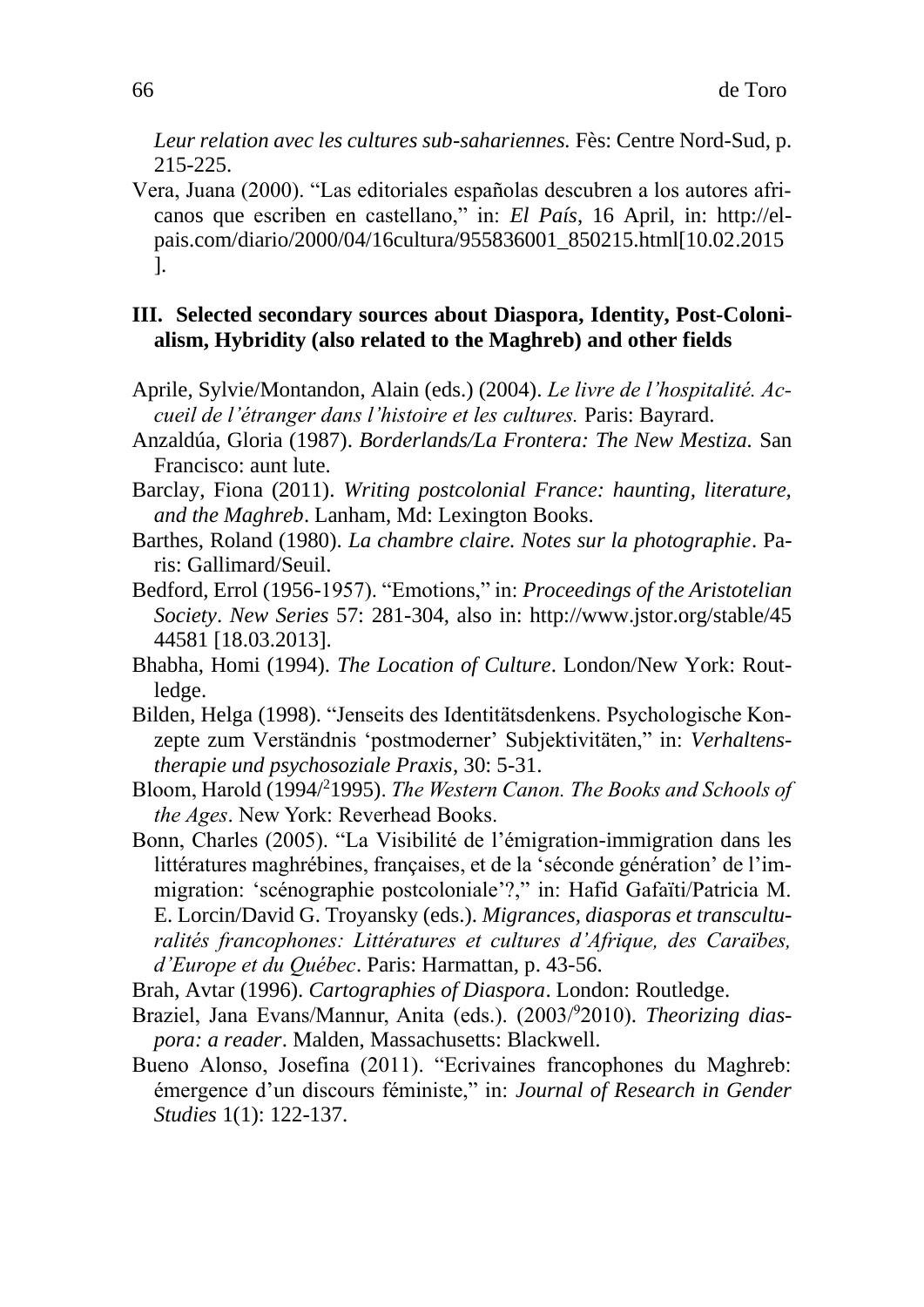*Leur relation avec les cultures sub-sahariennes.* Fès: Centre Nord-Sud, p. 215-225.

Vera, Juana (2000). "Las editoriales españolas descubren a los autores africanos que escriben en castellano," in: *El País*, 16 April, in: http://elpais.com/diario/2000/04/16cultura/955836001_850215.html[10.02.2015].

## III. Selected secondary sources about Diaspora, Identity, Post-Colonialism, Hybridity (also related to the Maghreb) and other fields

Aprile, Sylvie/Montandon, Alain (eds.) (2004). *Le livre de l'hospitalité. Accueil de l'étranger dans l'histoire et les cultures.* Paris: Bayrard.

Anzaldúa, Gloria (1987). *Borderlands/La Frontera: The New Mestiza.* San Francisco: aunt lute.

Barclay, Fiona (2011). *Writing postcolonial France: haunting, literature, and the Maghreb*. Lanham, Md: Lexington Books.

Barthes, Roland (1980). *La chambre claire. Notes sur la photographie*. Paris: Gallimard/Seuil.

Bedford, Errol (1956-1957). "Emotions," in: *Proceedings of the Aristotelian Society*. *New Series* 57: 281-304, also in: http://www.jstor.org/stable/4544581 [18.03.2013].

Bhabha, Homi (1994). *The Location of Culture*. London/New York: Routledge.

Bilden, Helga (1998). "Jenseits des Identitätsdenkens. Psychologische Konzepte zum Verständnis 'postmoderner' Subjektivitäten," in: *Verhaltenstherapie und psychosoziale Praxis*, 30: 5-31.

Bloom, Harold (1994/[2]1995). *The Western Canon. The Books and Schools of the Ages*. New York: Reverhead Books.

Bonn, Charles (2005). "La Visibilité de l'émigration-immigration dans les littératures maghrébines, françaises, et de la 'séconde génération' de l'immigration: 'scénographie postcoloniale'?," in: Hafid Gafaïti/Patricia M. E. Lorcin/David G. Troyansky (eds.). *Migrances, diasporas et transculturalités francophones: Littératures et cultures d'Afrique, des Caraïbes, d'Europe et du Québec*. Paris: Harmattan, p. 43-56.

Brah, Avtar (1996). *Cartographies of Diaspora*. London: Routledge.

Braziel, Jana Evans/Mannur, Anita (eds.). (2003/[9]2010). *Theorizing diaspora: a reader*. Malden, Massachusetts: Blackwell.

Bueno Alonso, Josefina (2011). "Ecrivaines francophones du Maghreb: émergence d'un discours féministe," in: *Journal of Research in Gender Studies* 1(1): 122-137.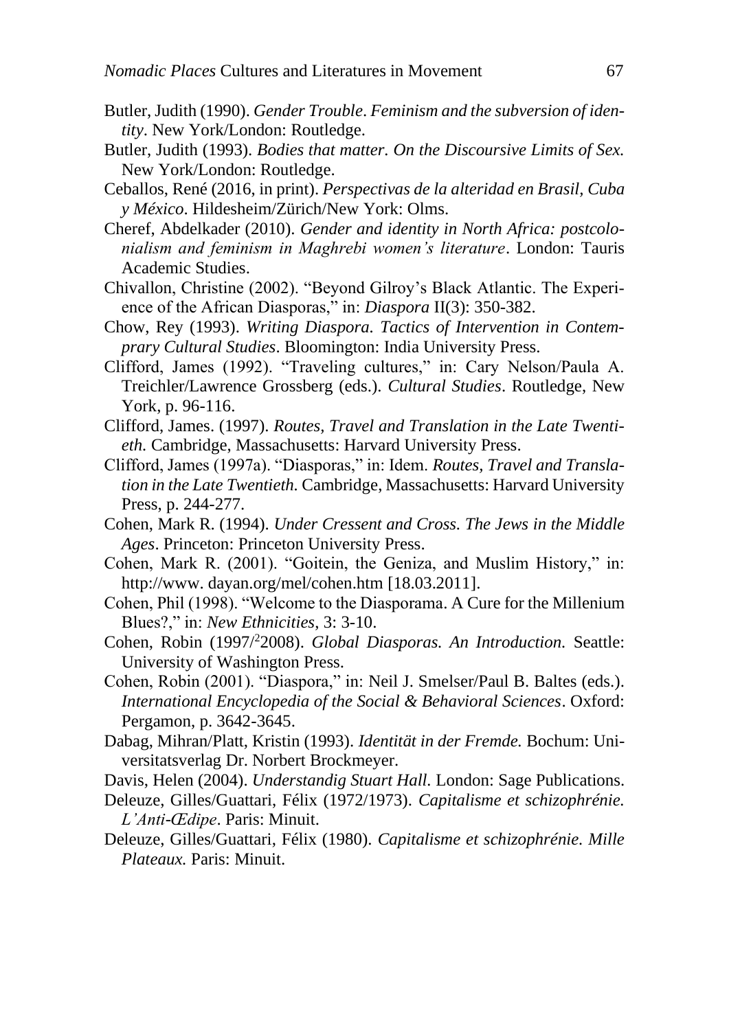Butler, Judith (1990). *Gender Trouble. Feminism and the subversion of identity*. New York/London: Routledge.

Butler, Judith (1993). *Bodies that matter. On the Discoursive Limits of Sex.* New York/London: Routledge.

Ceballos, René (2016, in print). *Perspectivas de la alteridad en Brasil, Cuba y México*. Hildesheim/Zürich/New York: Olms.

Cheref, Abdelkader (2010). *Gender and identity in North Africa: postcolonialism and feminism in Maghrebi women's literature*. London: Tauris Academic Studies.

Chivallon, Christine (2002). "Beyond Gilroy's Black Atlantic. The Experience of the African Diasporas," in: *Diaspora* II(3): 350-382.

Chow, Rey (1993). *Writing Diaspora. Tactics of Intervention in Contemprary Cultural Studies*. Bloomington: India University Press.

Clifford, James (1992). "Traveling cultures," in: Cary Nelson/Paula A. Treichler/Lawrence Grossberg (eds.). *Cultural Studies*. Routledge, New York, p. 96-116.

Clifford, James. (1997). *Routes, Travel and Translation in the Late Twentieth.* Cambridge, Massachusetts: Harvard University Press.

Clifford, James (1997a). "Diasporas," in: Idem. *Routes, Travel and Translation in the Late Twentieth.* Cambridge, Massachusetts: Harvard University Press, p. 244-277.

Cohen, Mark R. (1994). *Under Cressent and Cross. The Jews in the Middle Ages*. Princeton: Princeton University Press.

Cohen, Mark R. (2001). "Goitein, the Geniza, and Muslim History," in: http://www. dayan.org/mel/cohen.htm [18.03.2011].

Cohen, Phil (1998). "Welcome to the Diasporama. A Cure for the Millenium Blues?," in: *New Ethnicities*, 3: 3-10.

Cohen, Robin (1997/²2008). *Global Diasporas. An Introduction.* Seattle: University of Washington Press.

Cohen, Robin (2001). "Diaspora," in: Neil J. Smelser/Paul B. Baltes (eds.). *International Encyclopedia of the Social & Behavioral Sciences*. Oxford: Pergamon, p. 3642-3645.

Dabag, Mihran/Platt, Kristin (1993). *Identität in der Fremde.* Bochum: Universitatsverlag Dr. Norbert Brockmeyer.

Davis, Helen (2004). *Understandig Stuart Hall*. London: Sage Publications.

Deleuze, Gilles/Guattari, Félix (1972/1973). *Capitalisme et schizophrénie. L'Anti-Œdipe*. Paris: Minuit.

Deleuze, Gilles/Guattari, Félix (1980). *Capitalisme et schizophrénie. Mille Plateaux.* Paris: Minuit.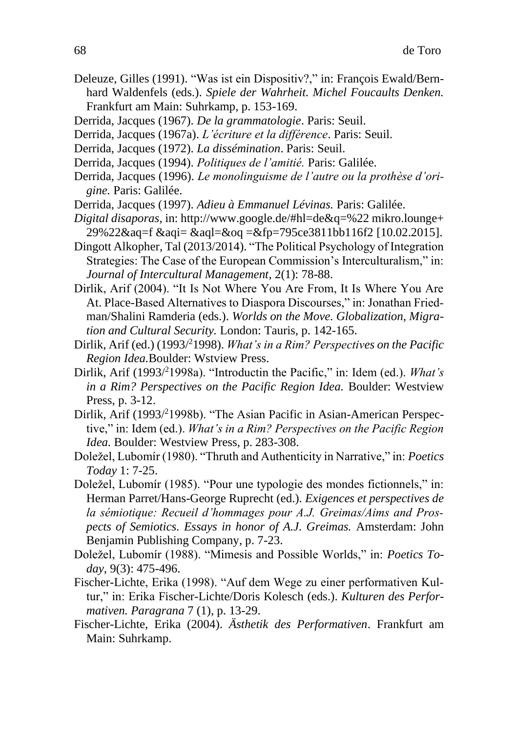Deleuze, Gilles (1991). “Was ist ein Dispositiv?,” in: François Ewald/Bernhard Waldenfels (eds.). *Spiele der Wahrheit. Michel Foucaults Denken.* Frankfurt am Main: Suhrkamp, p. 153-169.

Derrida, Jacques (1967). *De la grammatologie*. Paris: Seuil.

Derrida, Jacques (1967a). *L’écriture et la différence*. Paris: Seuil.

Derrida, Jacques (1972). *La dissémination*. Paris: Seuil.

Derrida, Jacques (1994). *Politiques de l’amitié.* Paris: Galilée.

Derrida, Jacques (1996). *Le monolinguisme de l’autre ou la prothèse d’origine.* Paris: Galilée.

Derrida, Jacques (1997). *Adieu à Emmanuel Lévinas.* Paris: Galilée.

*Digital disaporas*, in: http://www.google.de/#hl=de&q=%22 mikro.lounge+29%22&aq=f &aqi= &aql=&oq =&fp=795ce3811bb116f2 [10.02.2015].

Dingott Alkopher, Tal (2013/2014). “The Political Psychology of Integration Strategies: The Case of the European Commission’s Interculturalism,” in: *Journal of Intercultural Management*, 2(1): 78-88.

Dirlik, Arif (2004). “It Is Not Where You Are From, It Is Where You Are At. Place-Based Alternatives to Diaspora Discourses,” in: Jonathan Friedman/Shalini Ramderia (eds.). *Worlds on the Move. Globalization, Migration and Cultural Security.* London: Tauris, p. 142-165.

Dirlik, Arif (ed.) (1993/[2]1998). *What’s in a Rim? Perspectives on the Pacific Region Idea.*Boulder: Wstview Press.

Dirlik, Arif (1993/[2]1998a). “Introductin the Pacific,” in: Idem (ed.). *What’s in a Rim? Perspectives on the Pacific Region Idea.* Boulder: Westview Press, p. 3-12.

Dirlik, Arif (1993/[2]1998b). “The Asian Pacific in Asian-American Perspective,” in: Idem (ed.). *What’s in a Rim? Perspectives on the Pacific Region Idea.* Boulder: Westview Press, p. 283-308.

Doležel, Lubomír (1980). “Thruth and Authenticity in Narrative,” in: *Poetics Today* 1: 7-25.

Doležel, Lubomír (1985). “Pour une typologie des mondes fictionnels,” in: Herman Parret/Hans-George Ruprecht (ed.). *Exigences et perspectives de la sémiotique: Recueil d’hommages pour A.J. Greimas/Aims and Prospects of Semiotics. Essays in honor of A.J. Greimas.* Amsterdam: John Benjamin Publishing Company, p. 7-23.

Doležel, Lubomír (1988). “Mimesis and Possible Worlds,” in: *Poetics Today*, 9(3): 475-496.

Fischer-Lichte, Erika (1998). “Auf dem Wege zu einer performativen Kultur,” in: Erika Fischer-Lichte/Doris Kolesch (eds.). *Kulturen des Performativen. Paragrana* 7 (1), p. 13-29.

Fischer-Lichte, Erika (2004). *Ästhetik des Performativen*. Frankfurt am Main: Suhrkamp.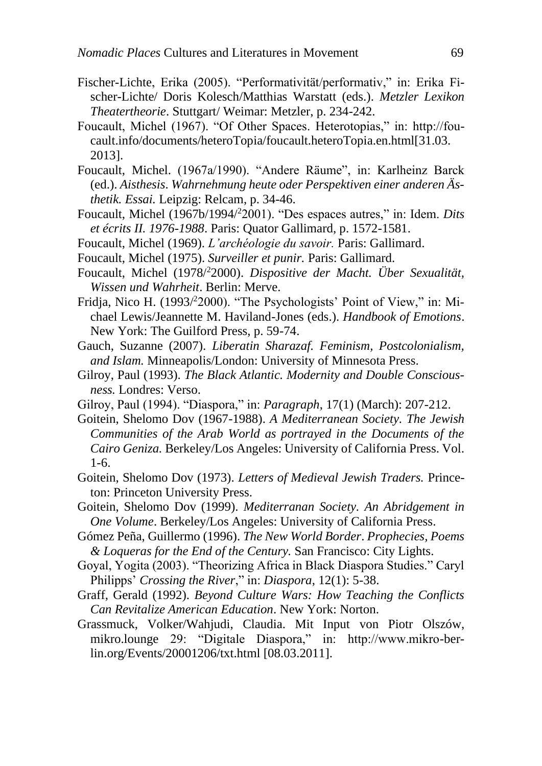Fischer-Lichte, Erika (2005). "Performativität/performativ," in: Erika Fischer-Lichte/ Doris Kolesch/Matthias Warstatt (eds.). *Metzler Lexikon Theatertheorie*. Stuttgart/ Weimar: Metzler, p. 234-242.

Foucault, Michel (1967). "Of Other Spaces. Heterotopias," in: http://foucault.info/documents/heteroTopia/foucault.heteroTopia.en.html[31.03.2013].

Foucault, Michel. (1967a/1990). "Andere Räume", in: Karlheinz Barck (ed.). *Aisthesis*. *Wahrnehmung heute oder Perspektiven einer anderen Ästhetik. Essai.* Leipzig: Relcam, p. 34-46.

Foucault, Michel (1967b/1994/[2]2001). "Des espaces autres," in: Idem. *Dits et écrits II. 1976-1988*. Paris: Quator Gallimard, p. 1572-1581.

Foucault, Michel (1969). *L'archéologie du savoir.* Paris: Gallimard.

Foucault, Michel (1975). *Surveiller et punir.* Paris: Gallimard.

Foucault, Michel (1978/[2]2000). *Dispositive der Macht. Über Sexualität, Wissen und Wahrheit*. Berlin: Merve.

Fridja, Nico H. (1993/[2]2000). "The Psychologists' Point of View," in: Michael Lewis/Jeannette M. Haviland-Jones (eds.). *Handbook of Emotions*. New York: The Guilford Press, p. 59-74.

Gauch, Suzanne (2007). *Liberatin Sharazaf. Feminism, Postcolonialism, and Islam.* Minneapolis/London: University of Minnesota Press.

Gilroy, Paul (1993). *The Black Atlantic. Modernity and Double Consciousness.* Londres: Verso.

Gilroy, Paul (1994). "Diaspora," in: *Paragraph*, 17(1) (March): 207-212.

Goitein, Shelomo Dov (1967-1988). *A Mediterranean Society. The Jewish Communities of the Arab World as portrayed in the Documents of the Cairo Geniza.* Berkeley/Los Angeles: University of California Press. Vol. 1-6.

Goitein, Shelomo Dov (1973). *Letters of Medieval Jewish Traders.* Princeton: Princeton University Press.

Goitein, Shelomo Dov (1999). *Mediterranan Society. An Abridgement in One Volume*. Berkeley/Los Angeles: University of California Press.

Gómez Peña, Guillermo (1996). *The New World Border*. *Prophecies, Poems & Loqueras for the End of the Century.* San Francisco: City Lights.

Goyal, Yogita (2003). "Theorizing Africa in Black Diaspora Studies." Caryl Philipps' *Crossing the River*," in: *Diaspora*, 12(1): 5-38.

Graff, Gerald (1992). *Beyond Culture Wars: How Teaching the Conflicts Can Revitalize American Education*. New York: Norton.

Grassmuck, Volker/Wahjudi, Claudia. Mit Input von Piotr Olszów, mikro.lounge 29: "Digitale Diaspora," in: http://www.mikro-berlin.org/Events/20001206/txt.html [08.03.2011].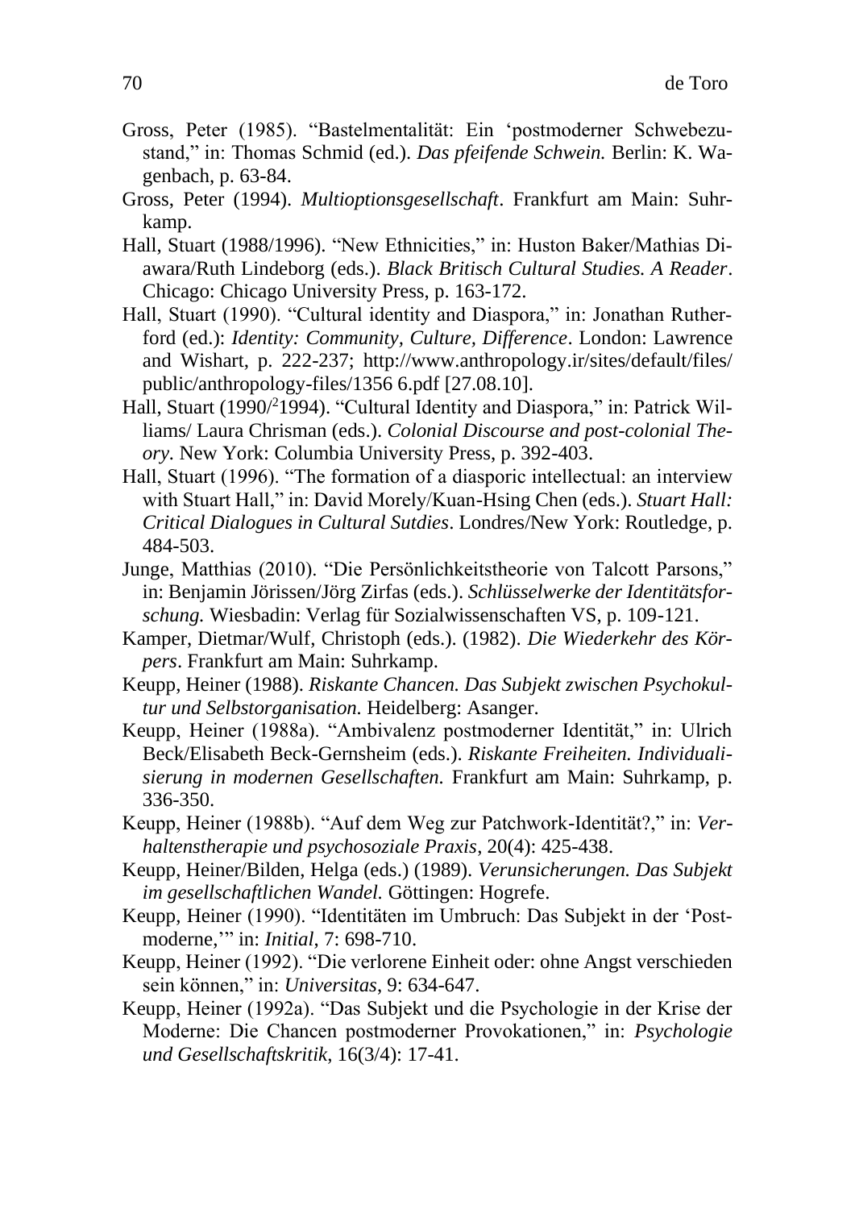Gross, Peter (1985). "Bastelmentalität: Ein 'postmoderner Schwebezustand," in: Thomas Schmid (ed.). *Das pfeifende Schwein.* Berlin: K. Wagenbach, p. 63-84.

Gross, Peter (1994). *Multioptionsgesellschaft*. Frankfurt am Main: Suhrkamp.

Hall, Stuart (1988/1996). "New Ethnicities," in: Huston Baker/Mathias Diawara/Ruth Lindeborg (eds.). *Black Britisch Cultural Studies. A Reader*. Chicago: Chicago University Press, p. 163-172.

Hall, Stuart (1990). "Cultural identity and Diaspora," in: Jonathan Rutherford (ed.): *Identity: Community, Culture, Difference*. London: Lawrence and Wishart, p. 222-237; http://www.anthropology.ir/sites/default/files/public/anthropology-files/1356 6.pdf [27.08.10].

Hall, Stuart (1990/²1994). "Cultural Identity and Diaspora," in: Patrick Williams/ Laura Chrisman (eds.). *Colonial Discourse and post-colonial Theory*. New York: Columbia University Press, p. 392-403.

Hall, Stuart (1996). "The formation of a diasporic intellectual: an interview with Stuart Hall," in: David Morely/Kuan-Hsing Chen (eds.). *Stuart Hall: Critical Dialogues in Cultural Sutdies*. Londres/New York: Routledge, p. 484-503.

Junge, Matthias (2010). "Die Persönlichkeitstheorie von Talcott Parsons," in: Benjamin Jörissen/Jörg Zirfas (eds.). *Schlüsselwerke der Identitätsforschung.* Wiesbadin: Verlag für Sozialwissenschaften VS, p. 109-121.

Kamper, Dietmar/Wulf, Christoph (eds.). (1982). *Die Wiederkehr des Körpers*. Frankfurt am Main: Suhrkamp.

Keupp, Heiner (1988). *Riskante Chancen. Das Subjekt zwischen Psychokultur und Selbstorganisation.* Heidelberg: Asanger.

Keupp, Heiner (1988a). "Ambivalenz postmoderner Identität," in: Ulrich Beck/Elisabeth Beck-Gernsheim (eds.). *Riskante Freiheiten. Individualisierung in modernen Gesellschaften.* Frankfurt am Main: Suhrkamp, p. 336-350.

Keupp, Heiner (1988b). "Auf dem Weg zur Patchwork-Identität?," in: *Verhaltenstherapie und psychosoziale Praxis*, 20(4): 425-438.

Keupp, Heiner/Bilden, Helga (eds.) (1989). *Verunsicherungen. Das Subjekt im gesellschaftlichen Wandel.* Göttingen: Hogrefe.

Keupp, Heiner (1990). "Identitäten im Umbruch: Das Subjekt in der 'Postmoderne,'" in: *Initial*, 7: 698-710.

Keupp, Heiner (1992). "Die verlorene Einheit oder: ohne Angst verschieden sein können," in: *Universitas*, 9: 634-647.

Keupp, Heiner (1992a). "Das Subjekt und die Psychologie in der Krise der Moderne: Die Chancen postmoderner Provokationen," in: *Psychologie und Gesellschaftskritik*, 16(3/4): 17-41.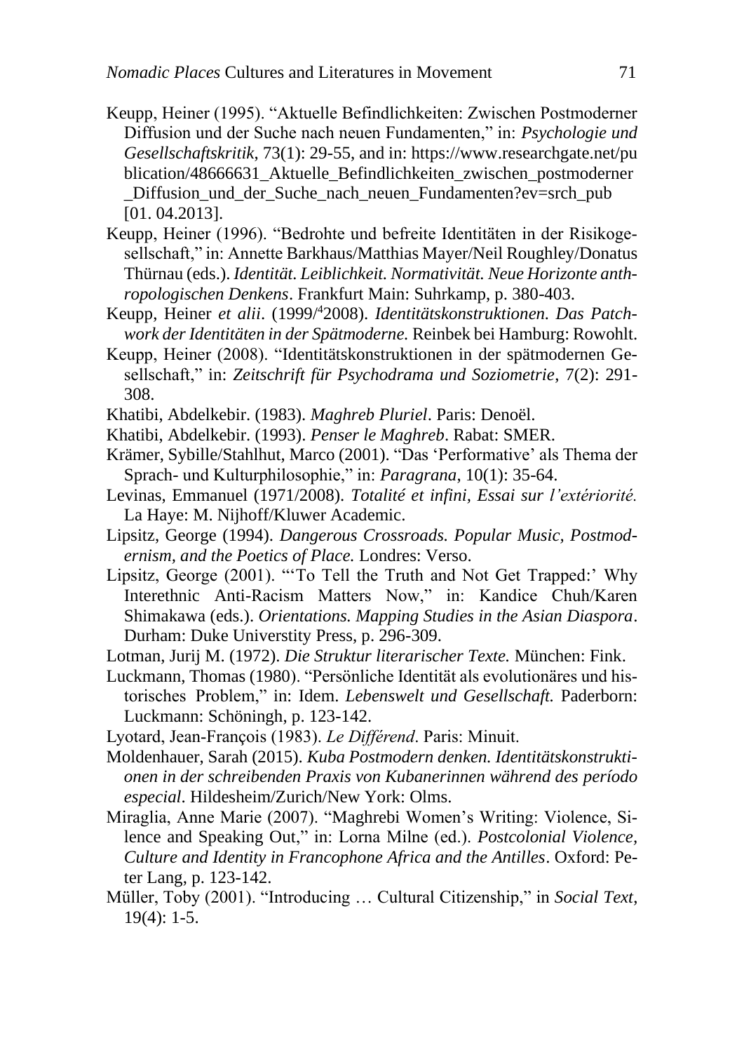Keupp, Heiner (1995). "Aktuelle Befindlichkeiten: Zwischen Postmoderner Diffusion und der Suche nach neuen Fundamenten," in: *Psychologie und Gesellschaftskritik*, 73(1): 29-55, and in: https://www.researchgate.net/publication/48666631_Aktuelle_Befindlichkeiten_zwischen_postmoderner_Diffusion_und_der_Suche_nach_neuen_Fundamenten?ev=srch_pub [01. 04.2013].

Keupp, Heiner (1996). "Bedrohte und befreite Identitäten in der Risikogesellschaft," in: Annette Barkhaus/Matthias Mayer/Neil Roughley/Donatus Thürnau (eds.). *Identität. Leiblichkeit. Normativität. Neue Horizonte anthropologischen Denkens*. Frankfurt Main: Suhrkamp, p. 380-403.

Keupp, Heiner *et alii*. (1999/[4]2008). *Identitätskonstruktionen. Das Patchwork der Identitäten in der Spätmoderne.* Reinbek bei Hamburg: Rowohlt.

Keupp, Heiner (2008). "Identitätskonstruktionen in der spätmodernen Gesellschaft," in: *Zeitschrift für Psychodrama und Soziometrie*, 7(2): 291-308.

Khatibi, Abdelkebir. (1983). *Maghreb Pluriel*. Paris: Denoël.

Khatibi, Abdelkebir. (1993). *Penser le Maghreb*. Rabat: SMER.

Krämer, Sybille/Stahlhut, Marco (2001). "Das 'Performative' als Thema der Sprach- und Kulturphilosophie," in: *Paragrana*, 10(1): 35-64.

Levinas, Emmanuel (1971/2008). *Totalité et infini, Essai sur l'extériorité.* La Haye: M. Nijhoff/Kluwer Academic.

Lipsitz, George (1994). *Dangerous Crossroads. Popular Music, Postmodernism, and the Poetics of Place.* Londres: Verso.

Lipsitz, George (2001). "'To Tell the Truth and Not Get Trapped:' Why Interethnic Anti-Racism Matters Now," in: Kandice Chuh/Karen Shimakawa (eds.). *Orientations. Mapping Studies in the Asian Diaspora*. Durham: Duke Universtity Press, p. 296-309.

Lotman, Jurij M. (1972). *Die Struktur literarischer Texte.* München: Fink.

Luckmann, Thomas (1980). "Persönliche Identität als evolutionäres und historisches Problem," in: Idem. *Lebenswelt und Gesellschaft.* Paderborn: Luckmann: Schöningh, p. 123-142.

Lyotard, Jean-François (1983). *Le Différend*. Paris: Minuit.

Moldenhauer, Sarah (2015). *Kuba Postmodern denken. Identitätskonstruktionen in der schreibenden Praxis von Kubanerinnen während des período especial*. Hildesheim/Zurich/New York: Olms.

Miraglia, Anne Marie (2007). "Maghrebi Women's Writing: Violence, Silence and Speaking Out," in: Lorna Milne (ed.). *Postcolonial Violence, Culture and Identity in Francophone Africa and the Antilles*. Oxford: Peter Lang, p. 123-142.

Müller, Toby (2001). "Introducing … Cultural Citizenship," in *Social Text*, 19(4): 1-5.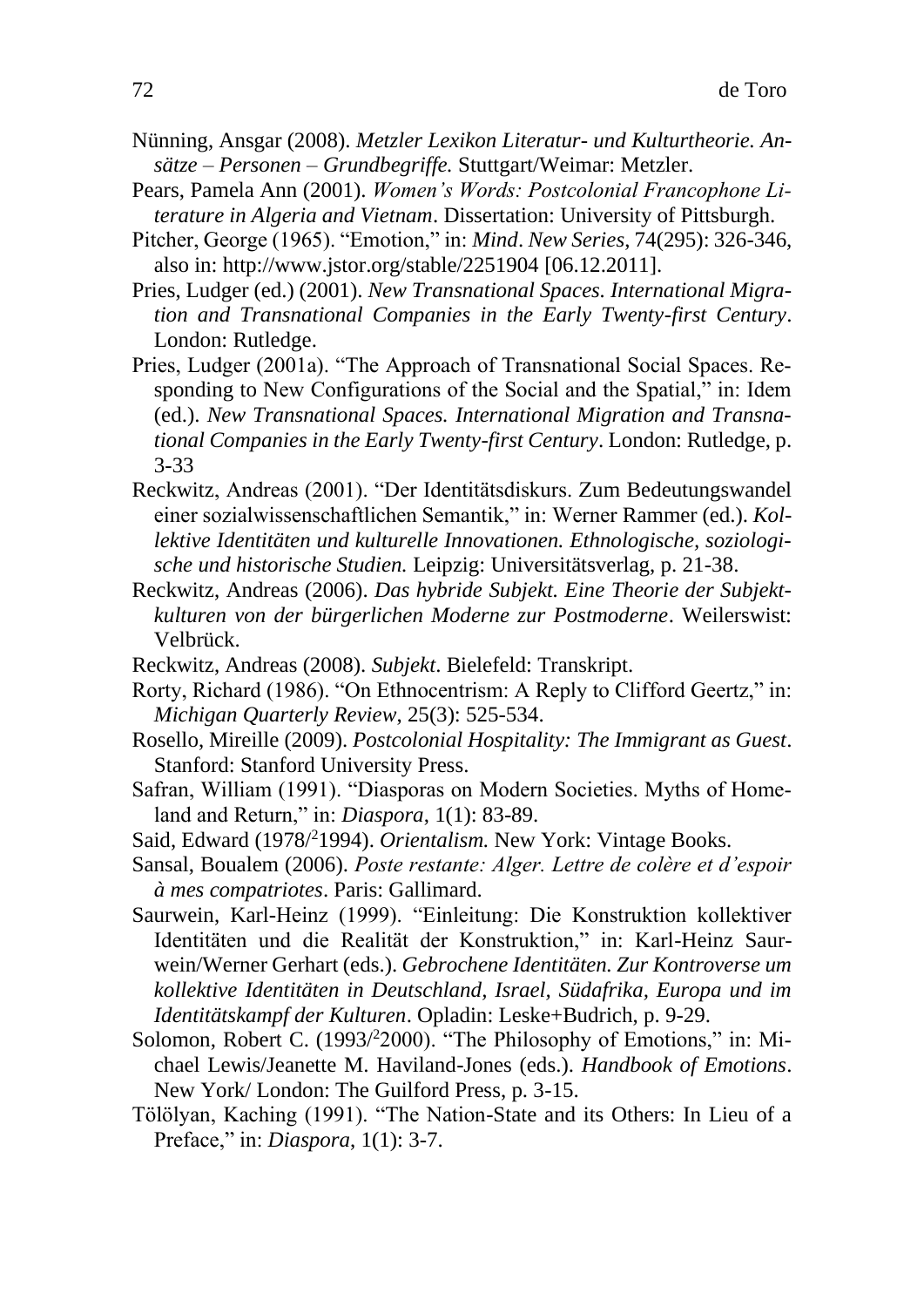Nünning, Ansgar (2008). *Metzler Lexikon Literatur- und Kulturtheorie. Ansätze – Personen – Grundbegriffe.* Stuttgart/Weimar: Metzler.

Pears, Pamela Ann (2001). *Women's Words: Postcolonial Francophone Literature in Algeria and Vietnam*. Dissertation: University of Pittsburgh.

Pitcher, George (1965). "Emotion," in: *Mind*. *New Series*, 74(295): 326-346, also in: http://www.jstor.org/stable/2251904 [06.12.2011].

Pries, Ludger (ed.) (2001). *New Transnational Spaces. International Migration and Transnational Companies in the Early Twenty-first Century*. London: Rutledge.

Pries, Ludger (2001a). "The Approach of Transnational Social Spaces. Responding to New Configurations of the Social and the Spatial," in: Idem (ed.). *New Transnational Spaces. International Migration and Transnational Companies in the Early Twenty-first Century*. London: Rutledge, p. 3-33

Reckwitz, Andreas (2001). "Der Identitätsdiskurs. Zum Bedeutungswandel einer sozialwissenschaftlichen Semantik," in: Werner Rammer (ed.). *Kollektive Identitäten und kulturelle Innovationen. Ethnologische, soziologische und historische Studien.* Leipzig: Universitätsverlag, p. 21-38.

Reckwitz, Andreas (2006). *Das hybride Subjekt. Eine Theorie der Subjektkulturen von der bürgerlichen Moderne zur Postmoderne*. Weilerswist: Velbrück.

Reckwitz, Andreas (2008). *Subjekt*. Bielefeld: Transkript.

Rorty, Richard (1986). "On Ethnocentrism: A Reply to Clifford Geertz," in: *Michigan Quarterly Review*, 25(3): 525-534.

Rosello, Mireille (2009). *Postcolonial Hospitality: The Immigrant as Guest*. Stanford: Stanford University Press.

Safran, William (1991). "Diasporas on Modern Societies. Myths of Homeland and Return," in: *Diaspora*, 1(1): 83-89.

Said, Edward (1978/[2]1994). *Orientalism.* New York: Vintage Books.

Sansal, Boualem (2006). *Poste restante: Alger. Lettre de colère et d'espoir à mes compatriotes*. Paris: Gallimard.

Saurwein, Karl-Heinz (1999). "Einleitung: Die Konstruktion kollektiver Identitäten und die Realität der Konstruktion," in: Karl-Heinz Saurwein/Werner Gerhart (eds.). *Gebrochene Identitäten. Zur Kontroverse um kollektive Identitäten in Deutschland, Israel, Südafrika, Europa und im Identitätskampf der Kulturen*. Opladin: Leske+Budrich, p. 9-29.

Solomon, Robert C. (1993/[2]2000). "The Philosophy of Emotions," in: Michael Lewis/Jeanette M. Haviland-Jones (eds.). *Handbook of Emotions*. New York/ London: The Guilford Press, p. 3-15.

Tölölyan, Kaching (1991). "The Nation-State and its Others: In Lieu of a Preface," in: *Diaspora*, 1(1): 3-7.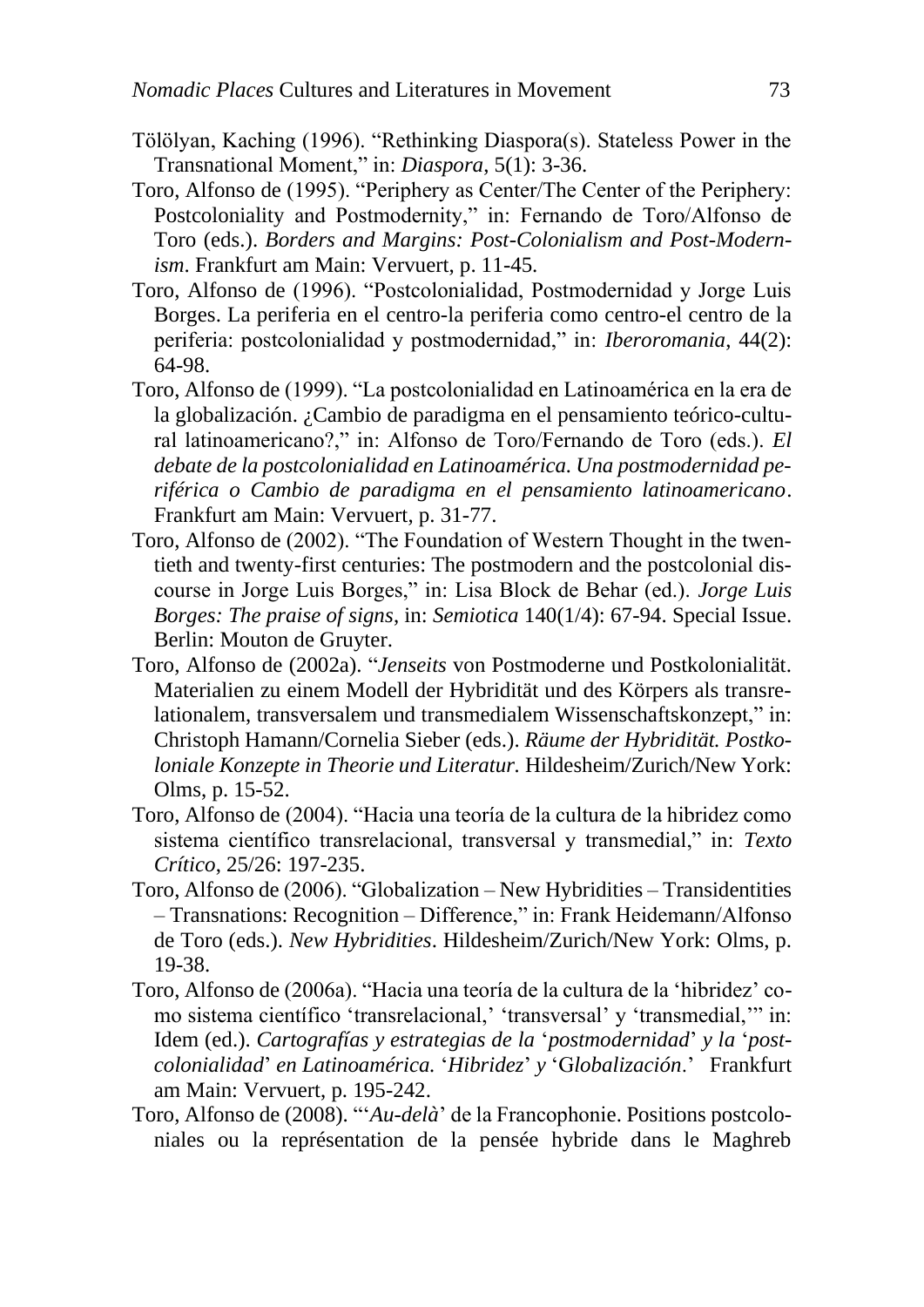Tölölyan, Kaching (1996). "Rethinking Diaspora(s). Stateless Power in the Transnational Moment," in: *Diaspora*, 5(1): 3-36.

Toro, Alfonso de (1995). "Periphery as Center/The Center of the Periphery: Postcoloniality and Postmodernity," in: Fernando de Toro/Alfonso de Toro (eds.). *Borders and Margins: Post-Colonialism and Post-Modernism*. Frankfurt am Main: Vervuert, p. 11-45.

Toro, Alfonso de (1996). "Postcolonialidad, Postmodernidad y Jorge Luis Borges. La periferia en el centro-la periferia como centro-el centro de la periferia: postcolonialidad y postmodernidad," in: *Iberoromania*, 44(2): 64-98.

Toro, Alfonso de (1999). "La postcolonialidad en Latinoamérica en la era de la globalización. ¿Cambio de paradigma en el pensamiento teórico-cultural latinoamericano?," in: Alfonso de Toro/Fernando de Toro (eds.). *El debate de la postcolonialidad en Latinoamérica. Una postmodernidad periférica o Cambio de paradigma en el pensamiento latinoamericano*. Frankfurt am Main: Vervuert, p. 31-77.

Toro, Alfonso de (2002). "The Foundation of Western Thought in the twentieth and twenty-first centuries: The postmodern and the postcolonial discourse in Jorge Luis Borges," in: Lisa Block de Behar (ed.). *Jorge Luis Borges: The praise of signs*, in: *Semiotica* 140(1/4): 67-94. Special Issue. Berlin: Mouton de Gruyter.

Toro, Alfonso de (2002a). "*Jenseits* von Postmoderne und Postkolonialität. Materialien zu einem Modell der Hybridität und des Körpers als transrelationalem, transversalem und transmedialem Wissenschaftskonzept," in: Christoph Hamann/Cornelia Sieber (eds.). *Räume der Hybridität. Postkoloniale Konzepte in Theorie und Literatur.* Hildesheim/Zurich/New York: Olms, p. 15-52.

Toro, Alfonso de (2004). "Hacia una teoría de la cultura de la hibridez como sistema científico transrelacional, transversal y transmedial," in: *Texto Crítico*, 25/26: 197-235.

Toro, Alfonso de (2006). "Globalization – New Hybridities – Transidentities – Transnations: Recognition – Difference," in: Frank Heidemann/Alfonso de Toro (eds.). *New Hybridities*. Hildesheim/Zurich/New York: Olms, p. 19-38.

Toro, Alfonso de (2006a). "Hacia una teoría de la cultura de la 'hibridez' como sistema científico 'transrelacional,' 'transversal' y 'transmedial,'" in: Idem (ed.). *Cartografías y estrategias de la* '*postmodernidad*' *y la* '*postcolonialidad*' *en Latinoamérica.* '*Hibridez*' *y* '*Globalización*.' Frankfurt am Main: Vervuert, p. 195-242.

Toro, Alfonso de (2008). "'*Au-delà*' de la Francophonie. Positions postcoloniales ou la représentation de la pensée hybride dans le Maghreb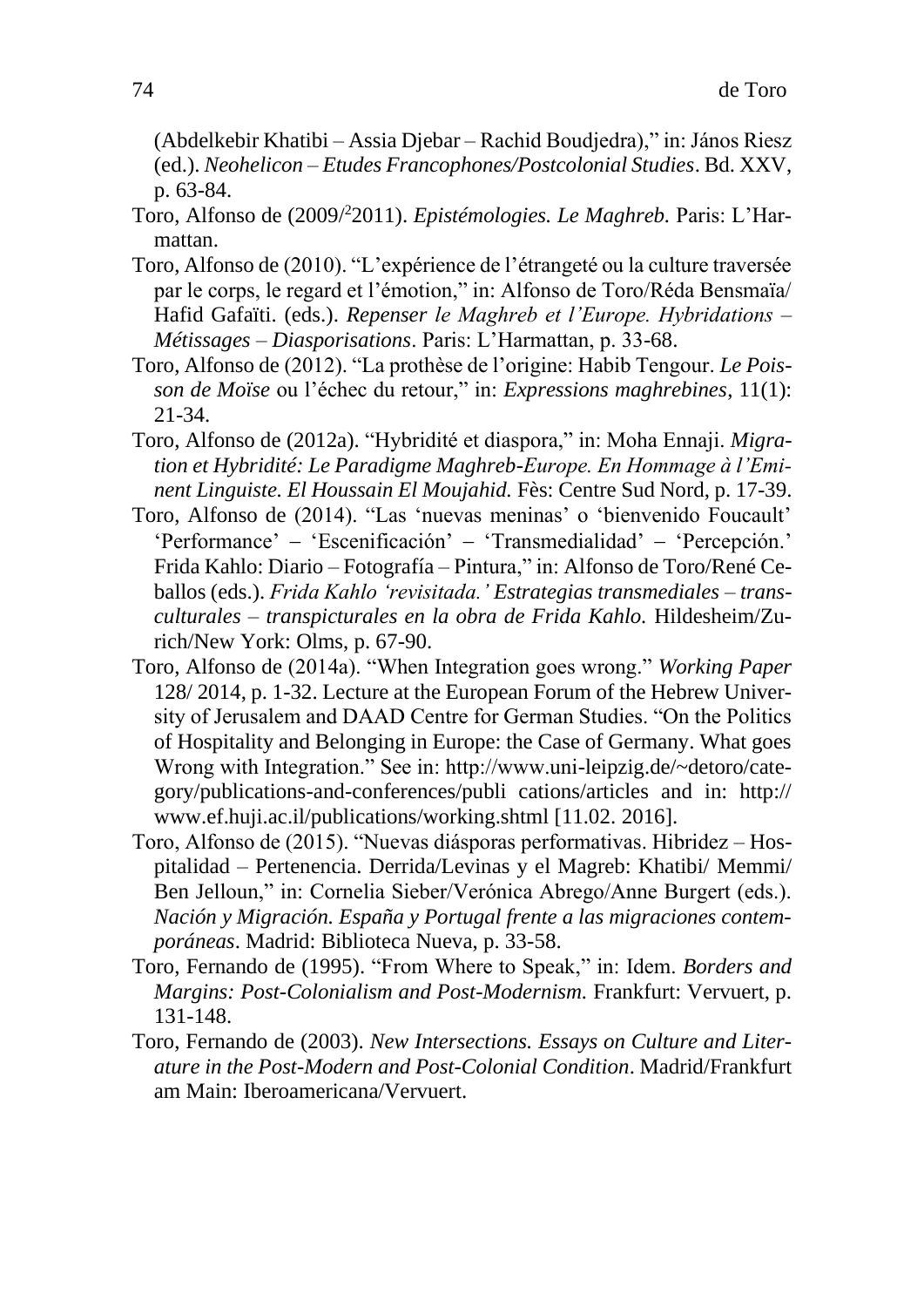(Abdelkebir Khatibi – Assia Djebar – Rachid Boudjedra)," in: János Riesz (ed.). *Neohelicon – Etudes Francophones/Postcolonial Studies*. Bd. XXV, p. 63-84.

Toro, Alfonso de (2009/[2]2011). *Epistémologies. Le Maghreb.* Paris: L'Harmattan.

Toro, Alfonso de (2010). "L'expérience de l'étrangeté ou la culture traversée par le corps, le regard et l'émotion," in: Alfonso de Toro/Réda Bensmaïa/ Hafid Gafaïti. (eds.). *Repenser le Maghreb et l'Europe. Hybridations – Métissages – Diasporisations*. Paris: L'Harmattan, p. 33-68.

Toro, Alfonso de (2012). "La prothèse de l'origine: Habib Tengour. *Le Poisson de Moïse* ou l'échec du retour," in: *Expressions maghrebines*, 11(1): 21-34.

Toro, Alfonso de (2012a). "Hybridité et diaspora," in: Moha Ennaji. *Migration et Hybridité: Le Paradigme Maghreb-Europe. En Hommage à l'Eminent Linguiste. El Houssain El Moujahid.* Fès: Centre Sud Nord, p. 17-39.

Toro, Alfonso de (2014). "Las 'nuevas meninas' o 'bienvenido Foucault' 'Performance' – 'Escenificación' – 'Transmedialidad' – 'Percepción.' Frida Kahlo: Diario – Fotografía – Pintura," in: Alfonso de Toro/René Ceballos (eds.). *Frida Kahlo 'revisitada.' Estrategias transmediales – transculturales – transpicturales en la obra de Frida Kahlo.* Hildesheim/Zurich/New York: Olms, p. 67-90.

Toro, Alfonso de (2014a). "When Integration goes wrong." *Working Paper* 128/ 2014, p. 1-32. Lecture at the European Forum of the Hebrew University of Jerusalem and DAAD Centre for German Studies. "On the Politics of Hospitality and Belonging in Europe: the Case of Germany. What goes Wrong with Integration." See in: http://www.uni-leipzig.de/~detoro/category/publications-and-conferences/publi cations/articles and in: http:// www.ef.huji.ac.il/publications/working.shtml [11.02. 2016].

Toro, Alfonso de (2015). "Nuevas diásporas performativas. Hibridez – Hospitalidad – Pertenencia. Derrida/Levinas y el Magreb: Khatibi/ Memmi/ Ben Jelloun," in: Cornelia Sieber/Verónica Abrego/Anne Burgert (eds.). *Nación y Migración. España y Portugal frente a las migraciones contemporáneas*. Madrid: Biblioteca Nueva, p. 33-58.

Toro, Fernando de (1995). "From Where to Speak," in: Idem. *Borders and Margins: Post-Colonialism and Post-Modernism.* Frankfurt: Vervuert, p. 131-148.

Toro, Fernando de (2003). *New Intersections. Essays on Culture and Literature in the Post-Modern and Post-Colonial Condition*. Madrid/Frankfurt am Main: Iberoamericana/Vervuert.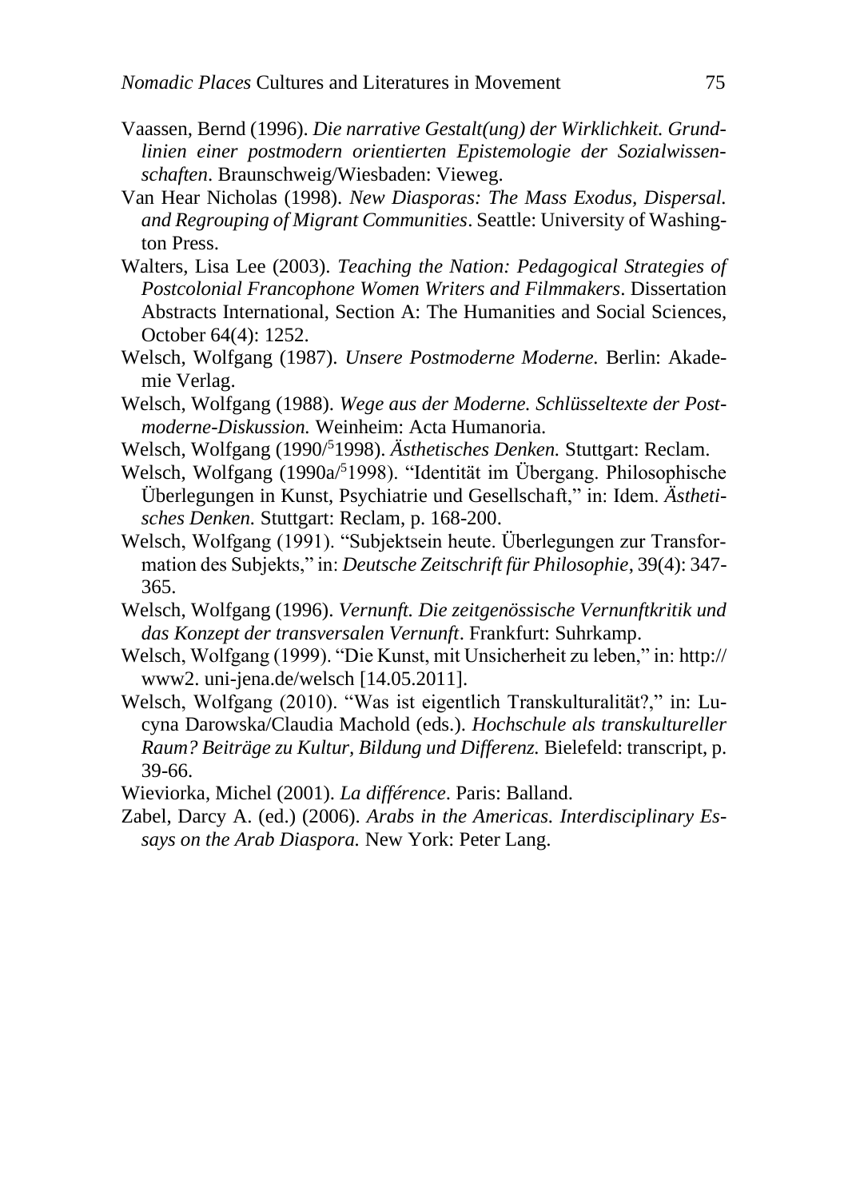Vaassen, Bernd (1996). *Die narrative Gestalt(ung) der Wirklichkeit. Grundlinien einer postmodern orientierten Epistemologie der Sozialwissenschaften*. Braunschweig/Wiesbaden: Vieweg.

Van Hear Nicholas (1998). *New Diasporas: The Mass Exodus, Dispersal. and Regrouping of Migrant Communities*. Seattle: University of Washington Press.

Walters, Lisa Lee (2003). *Teaching the Nation: Pedagogical Strategies of Postcolonial Francophone Women Writers and Filmmakers*. Dissertation Abstracts International, Section A: The Humanities and Social Sciences, October 64(4): 1252.

Welsch, Wolfgang (1987). *Unsere Postmoderne Moderne.* Berlin: Akademie Verlag.

Welsch, Wolfgang (1988). *Wege aus der Moderne. Schlüsseltexte der Postmoderne-Diskussion.* Weinheim: Acta Humanoria.

Welsch, Wolfgang (1990/[5]1998). *Ästhetisches Denken.* Stuttgart: Reclam.

Welsch, Wolfgang (1990a/[5]1998). "Identität im Übergang. Philosophische Überlegungen in Kunst, Psychiatrie und Gesellschaft," in: Idem. *Ästhetisches Denken.* Stuttgart: Reclam, p. 168-200.

Welsch, Wolfgang (1991). "Subjektsein heute. Überlegungen zur Transformation des Subjekts," in: *Deutsche Zeitschrift für Philosophie*, 39(4): 347-365.

Welsch, Wolfgang (1996). *Vernunft. Die zeitgenössische Vernunftkritik und das Konzept der transversalen Vernunft*. Frankfurt: Suhrkamp.

Welsch, Wolfgang (1999). "Die Kunst, mit Unsicherheit zu leben," in: http://www2. uni-jena.de/welsch [14.05.2011].

Welsch, Wolfgang (2010). "Was ist eigentlich Transkulturalität?," in: Lucyna Darowska/Claudia Machold (eds.). *Hochschule als transkultureller Raum? Beiträge zu Kultur, Bildung und Differenz.* Bielefeld: transcript, p. 39-66.

Wieviorka, Michel (2001). *La différence*. Paris: Balland.

Zabel, Darcy A. (ed.) (2006). *Arabs in the Americas. Interdisciplinary Essays on the Arab Diaspora.* New York: Peter Lang.